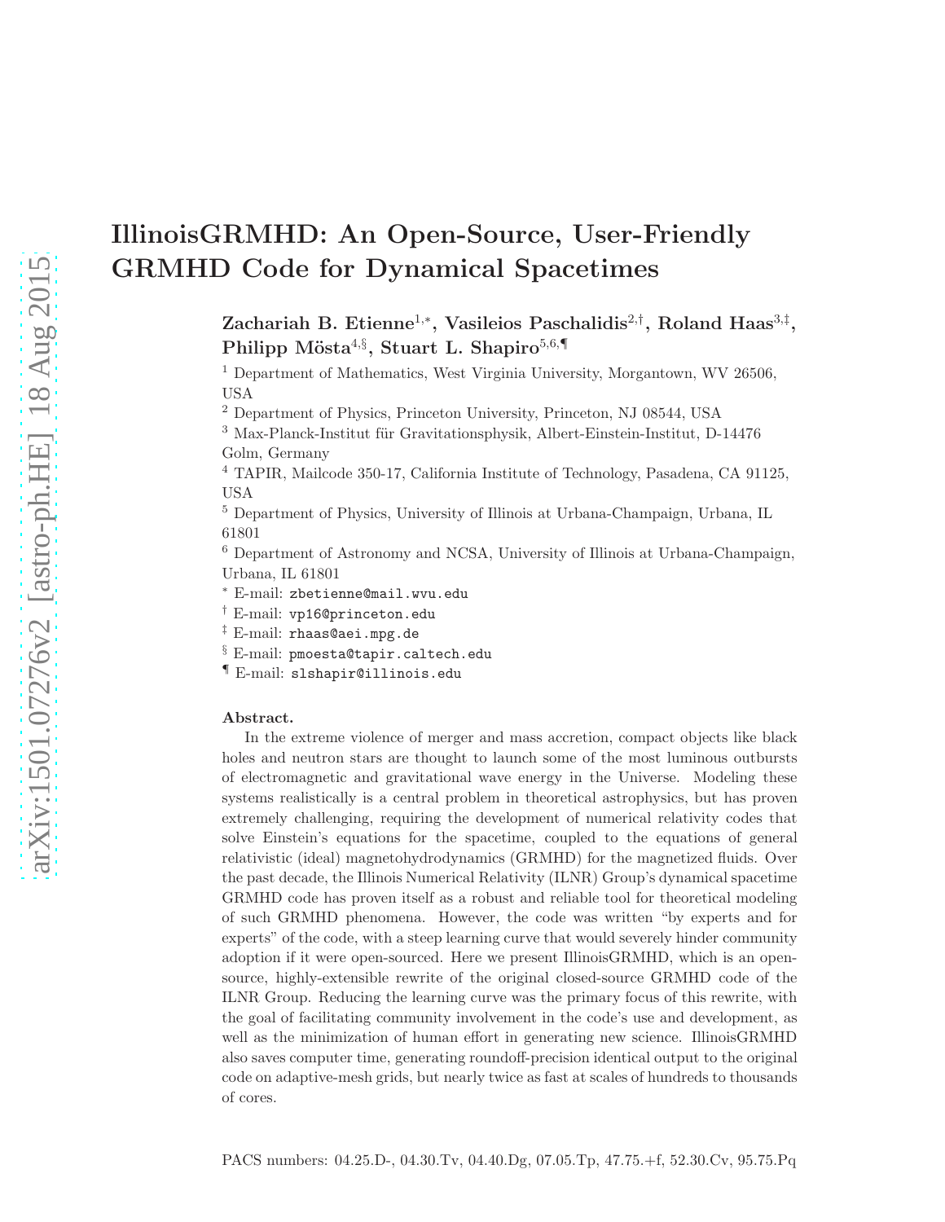# IllinoisGRMHD: An Open-Source, User-Friendly GRMHD Code for Dynamical Spacetimes

**Zachariah B. Etienne[1,*], Vasileios Paschalidis[2,†], Roland Haas[3,‡], Philipp Mösta[4,§], Stuart L. Shapiro[5,6,¶]**

[1] Department of Mathematics, West Virginia University, Morgantown, WV 26506, USA

[2] Department of Physics, Princeton University, Princeton, NJ 08544, USA

[3] Max-Planck-Institut für Gravitationsphysik, Albert-Einstein-Institut, D-14476 Golm, Germany

[4] TAPIR, Mailcode 350-17, California Institute of Technology, Pasadena, CA 91125, USA

[5] Department of Physics, University of Illinois at Urbana-Champaign, Urbana, IL 61801

[6] Department of Astronomy and NCSA, University of Illinois at Urbana-Champaign, Urbana, IL 61801

[*] E-mail: zbetienne@mail.wvu.edu

[†] E-mail: vp16@princeton.edu

[‡] E-mail: rhaas@aei.mpg.de

[§] E-mail: pmoesta@tapir.caltech.edu

[¶] E-mail: slshapir@illinois.edu

**Abstract.**

In the extreme violence of merger and mass accretion, compact objects like black holes and neutron stars are thought to launch some of the most luminous outbursts of electromagnetic and gravitational wave energy in the Universe. Modeling these systems realistically is a central problem in theoretical astrophysics, but has proven extremely challenging, requiring the development of numerical relativity codes that solve Einstein's equations for the spacetime, coupled to the equations of general relativistic (ideal) magnetohydrodynamics (GRMHD) for the magnetized fluids. Over the past decade, the Illinois Numerical Relativity (ILNR) Group's dynamical spacetime GRMHD code has proven itself as a robust and reliable tool for theoretical modeling of such GRMHD phenomena. However, the code was written "by experts and for experts" of the code, with a steep learning curve that would severely hinder community adoption if it were open-sourced. Here we present IllinoisGRMHD, which is an open-source, highly-extensible rewrite of the original closed-source GRMHD code of the ILNR Group. Reducing the learning curve was the primary focus of this rewrite, with the goal of facilitating community involvement in the code's use and development, as well as the minimization of human effort in generating new science. IllinoisGRMHD also saves computer time, generating roundoff-precision identical output to the original code on adaptive-mesh grids, but nearly twice as fast at scales of hundreds to thousands of cores.

PACS numbers: 04.25.D-, 04.30.Tv, 04.40.Dg, 07.05.Tp, 47.75.+f, 52.30.Cv, 95.75.Pq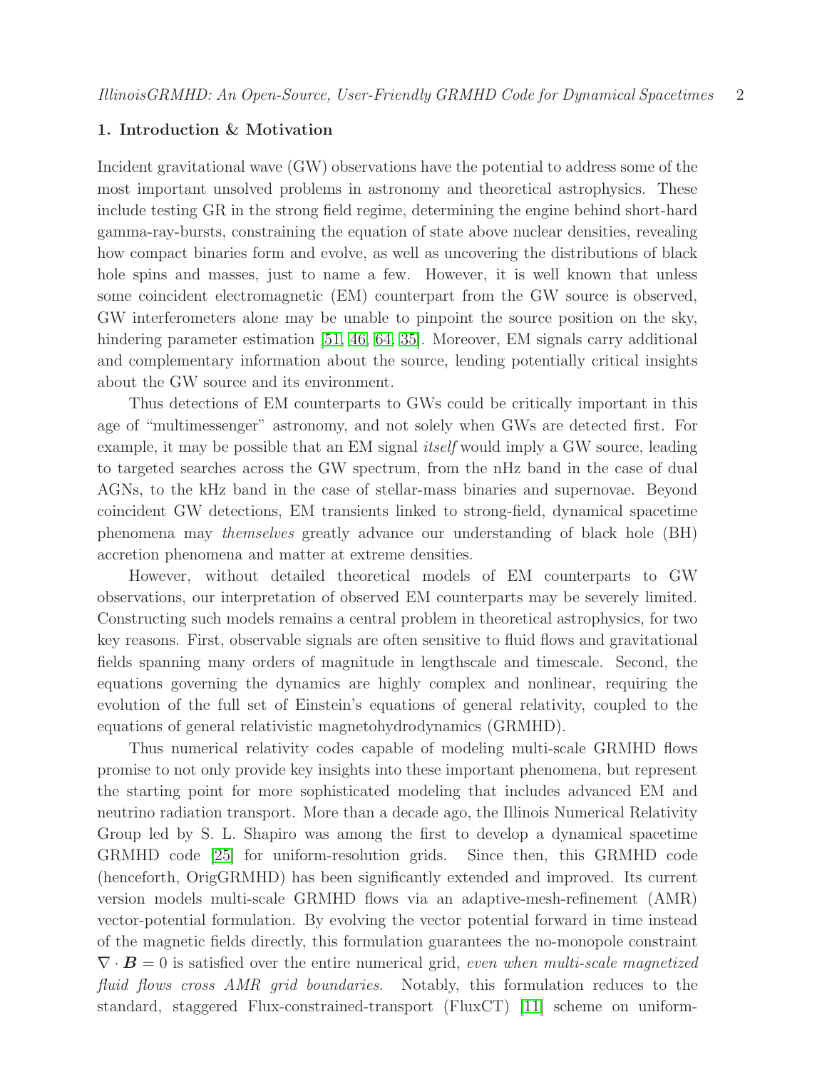## 1. Introduction & Motivation

Incident gravitational wave (GW) observations have the potential to address some of the most important unsolved problems in astronomy and theoretical astrophysics. These include testing GR in the strong field regime, determining the engine behind short-hard gamma-ray-bursts, constraining the equation of state above nuclear densities, revealing how compact binaries form and evolve, as well as uncovering the distributions of black hole spins and masses, just to name a few. However, it is well known that unless some coincident electromagnetic (EM) counterpart from the GW source is observed, GW interferometers alone may be unable to pinpoint the source position on the sky, hindering parameter estimation [51, 46, 64, 35]. Moreover, EM signals carry additional and complementary information about the source, lending potentially critical insights about the GW source and its environment.

Thus detections of EM counterparts to GWs could be critically important in this age of "multimessenger" astronomy, and not solely when GWs are detected first. For example, it may be possible that an EM signal *itself* would imply a GW source, leading to targeted searches across the GW spectrum, from the nHz band in the case of dual AGNs, to the kHz band in the case of stellar-mass binaries and supernovae. Beyond coincident GW detections, EM transients linked to strong-field, dynamical spacetime phenomena may *themselves* greatly advance our understanding of black hole (BH) accretion phenomena and matter at extreme densities.

However, without detailed theoretical models of EM counterparts to GW observations, our interpretation of observed EM counterparts may be severely limited. Constructing such models remains a central problem in theoretical astrophysics, for two key reasons. First, observable signals are often sensitive to fluid flows and gravitational fields spanning many orders of magnitude in lengthscale and timescale. Second, the equations governing the dynamics are highly complex and nonlinear, requiring the evolution of the full set of Einstein's equations of general relativity, coupled to the equations of general relativistic magnetohydrodynamics (GRMHD).

Thus numerical relativity codes capable of modeling multi-scale GRMHD flows promise to not only provide key insights into these important phenomena, but represent the starting point for more sophisticated modeling that includes advanced EM and neutrino radiation transport. More than a decade ago, the Illinois Numerical Relativity Group led by S. L. Shapiro was among the first to develop a dynamical spacetime GRMHD code [25] for uniform-resolution grids. Since then, this GRMHD code (henceforth, OrigGRMHD) has been significantly extended and improved. Its current version models multi-scale GRMHD flows via an adaptive-mesh-refinement (AMR) vector-potential formulation. By evolving the vector potential forward in time instead of the magnetic fields directly, this formulation guarantees the no-monopole constraint $\nabla \cdot \boldsymbol{B} = 0$ is satisfied over the entire numerical grid, *even when multi-scale magnetized fluid flows cross AMR grid boundaries*. Notably, this formulation reduces to the standard, staggered Flux-constrained-transport (FluxCT) [11] scheme on uniform-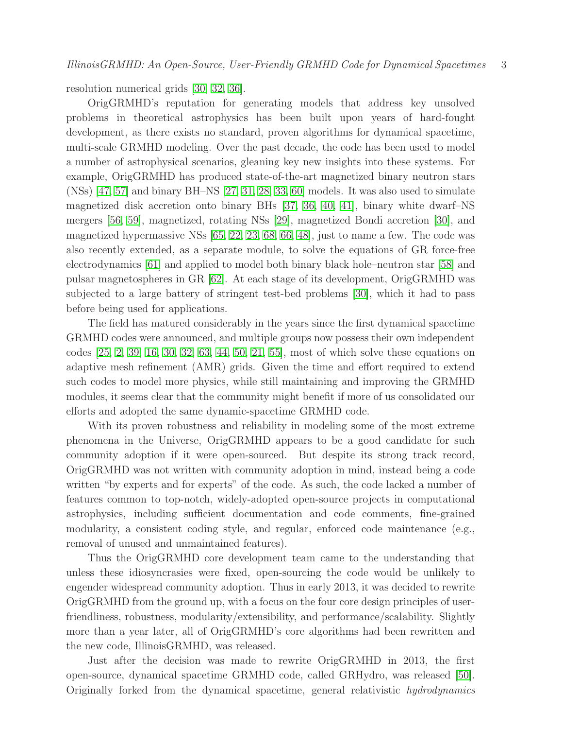resolution numerical grids [30, 32, 36].

OrigGRMHD's reputation for generating models that address key unsolved problems in theoretical astrophysics has been built upon years of hard-fought development, as there exists no standard, proven algorithms for dynamical spacetime, multi-scale GRMHD modeling. Over the past decade, the code has been used to model a number of astrophysical scenarios, gleaning key new insights into these systems. For example, OrigGRMHD has produced state-of-the-art magnetized binary neutron stars (NSs) [47, 57] and binary BH–NS [27, 31, 28, 33, 60] models. It was also used to simulate magnetized disk accretion onto binary BHs [37, 36, 40, 41], binary white dwarf–NS mergers [56, 59], magnetized, rotating NSs [29], magnetized Bondi accretion [30], and magnetized hypermassive NSs [65, 22, 23, 68, 66, 48], just to name a few. The code was also recently extended, as a separate module, to solve the equations of GR force-free electrodynamics [61] and applied to model both binary black hole–neutron star [58] and pulsar magnetospheres in GR [62]. At each stage of its development, OrigGRMHD was subjected to a large battery of stringent test-bed problems [30], which it had to pass before being used for applications.

The field has matured considerably in the years since the first dynamical spacetime GRMHD codes were announced, and multiple groups now possess their own independent codes [25, 2, 39, 16, 30, 32, 63, 44, 50, 21, 55], most of which solve these equations on adaptive mesh refinement (AMR) grids. Given the time and effort required to extend such codes to model more physics, while still maintaining and improving the GRMHD modules, it seems clear that the community might benefit if more of us consolidated our efforts and adopted the same dynamic-spacetime GRMHD code.

With its proven robustness and reliability in modeling some of the most extreme phenomena in the Universe, OrigGRMHD appears to be a good candidate for such community adoption if it were open-sourced. But despite its strong track record, OrigGRMHD was not written with community adoption in mind, instead being a code written "by experts and for experts" of the code. As such, the code lacked a number of features common to top-notch, widely-adopted open-source projects in computational astrophysics, including sufficient documentation and code comments, fine-grained modularity, a consistent coding style, and regular, enforced code maintenance (e.g., removal of unused and unmaintained features).

Thus the OrigGRMHD core development team came to the understanding that unless these idiosyncrasies were fixed, open-sourcing the code would be unlikely to engender widespread community adoption. Thus in early 2013, it was decided to rewrite OrigGRMHD from the ground up, with a focus on the four core design principles of user-friendliness, robustness, modularity/extensibility, and performance/scalability. Slightly more than a year later, all of OrigGRMHD's core algorithms had been rewritten and the new code, IllinoisGRMHD, was released.

Just after the decision was made to rewrite OrigGRMHD in 2013, the first open-source, dynamical spacetime GRMHD code, called GRHydro, was released [50]. Originally forked from the dynamical spacetime, general relativistic *hydrodynamics*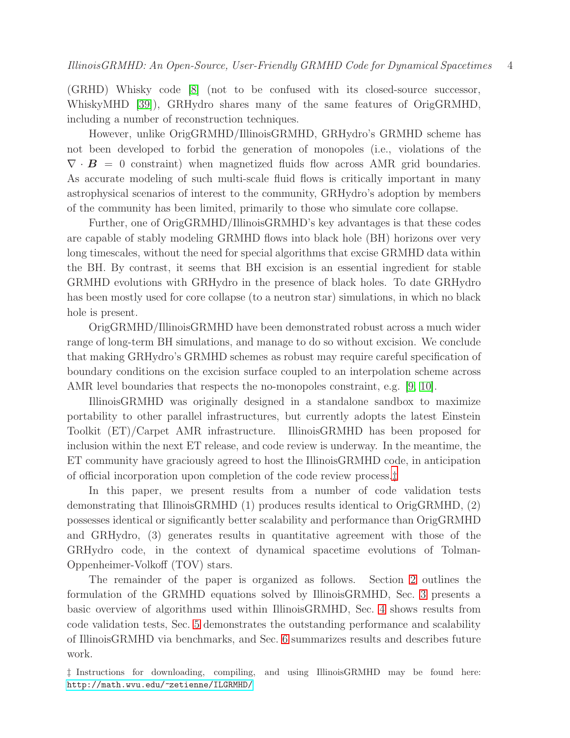(GRHD) Whisky code [8] (not to be confused with its closed-source successor, WhiskyMHD [39]), GRHydro shares many of the same features of OrigGRMHD, including a number of reconstruction techniques.

However, unlike OrigGRMHD/IllinoisGRMHD, GRHydro's GRMHD scheme has not been developed to forbid the generation of monopoles (i.e., violations of the $\nabla \cdot \boldsymbol{B} = 0$ constraint) when magnetized fluids flow across AMR grid boundaries. As accurate modeling of such multi-scale fluid flows is critically important in many astrophysical scenarios of interest to the community, GRHydro's adoption by members of the community has been limited, primarily to those who simulate core collapse.

Further, one of OrigGRMHD/IllinoisGRMHD's key advantages is that these codes are capable of stably modeling GRMHD flows into black hole (BH) horizons over very long timescales, without the need for special algorithms that excise GRMHD data within the BH. By contrast, it seems that BH excision is an essential ingredient for stable GRMHD evolutions with GRHydro in the presence of black holes. To date GRHydro has been mostly used for core collapse (to a neutron star) simulations, in which no black hole is present.

OrigGRMHD/IllinoisGRMHD have been demonstrated robust across a much wider range of long-term BH simulations, and manage to do so without excision. We conclude that making GRHydro's GRMHD schemes as robust may require careful specification of boundary conditions on the excision surface coupled to an interpolation scheme across AMR level boundaries that respects the no-monopoles constraint, e.g. [9, 10].

IllinoisGRMHD was originally designed in a standalone sandbox to maximize portability to other parallel infrastructures, but currently adopts the latest Einstein Toolkit (ET)/Carpet AMR infrastructure. IllinoisGRMHD has been proposed for inclusion within the next ET release, and code review is underway. In the meantime, the ET community have graciously agreed to host the IllinoisGRMHD code, in anticipation of official incorporation upon completion of the code review process.‡

In this paper, we present results from a number of code validation tests demonstrating that IllinoisGRMHD (1) produces results identical to OrigGRMHD, (2) possesses identical or significantly better scalability and performance than OrigGRMHD and GRHydro, (3) generates results in quantitative agreement with those of the GRHydro code, in the context of dynamical spacetime evolutions of Tolman-Oppenheimer-Volkoff (TOV) stars.

The remainder of the paper is organized as follows. Section 2 outlines the formulation of the GRMHD equations solved by IllinoisGRMHD, Sec. 3 presents a basic overview of algorithms used within IllinoisGRMHD, Sec. 4 shows results from code validation tests, Sec. 5 demonstrates the outstanding performance and scalability of IllinoisGRMHD via benchmarks, and Sec. 6 summarizes results and describes future work.

‡ Instructions for downloading, compiling, and using IllinoisGRMHD may be found here: http://math.wvu.edu/~zetienne/ILGRMHD/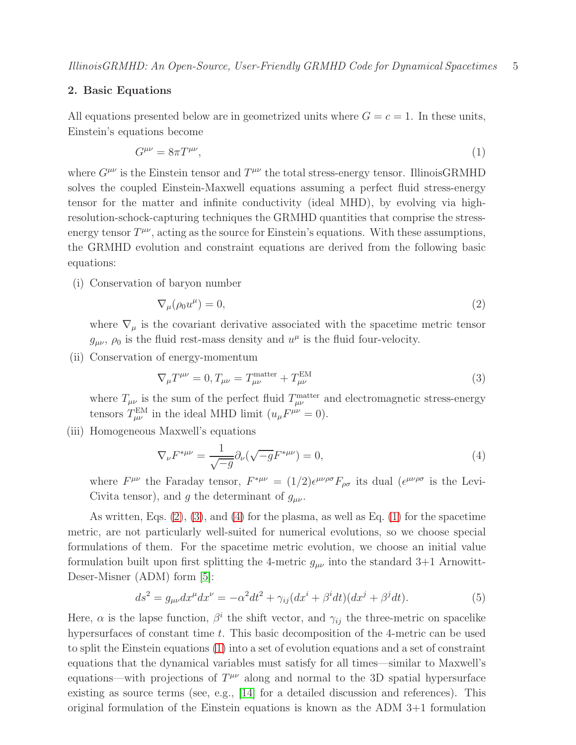## 2. Basic Equations

All equations presented below are in geometrized units where $G = c = 1$. In these units, Einstein's equations become

$$G^{\mu\nu} = 8\pi T^{\mu\nu}, \tag{1}$$

where $G^{\mu\nu}$ is the Einstein tensor and $T^{\mu\nu}$ the total stress-energy tensor. IllinoisGRMHD solves the coupled Einstein-Maxwell equations assuming a perfect fluid stress-energy tensor for the matter and infinite conductivity (ideal MHD), by evolving via high-resolution-schock-capturing techniques the GRMHD quantities that comprise the stress-energy tensor $T^{\mu\nu}$, acting as the source for Einstein's equations. With these assumptions, the GRMHD evolution and constraint equations are derived from the following basic equations:

(i) Conservation of baryon number

$$\nabla_\mu(\rho_0 u^\mu) = 0, \tag{2}$$

where $\nabla_\mu$ is the covariant derivative associated with the spacetime metric tensor $g_{\mu\nu}$, $\rho_0$ is the fluid rest-mass density and $u^\mu$ is the fluid four-velocity.

(ii) Conservation of energy-momentum

$$\nabla_\mu T^{\mu\nu} = 0, T_{\mu\nu} = T^{\rm matter}_{\mu\nu} + T^{\rm EM}_{\mu\nu} \tag{3}$$

where $T_{\mu\nu}$ is the sum of the perfect fluid $T^{\rm matter}_{\mu\nu}$ and electromagnetic stress-energy tensors $T^{\rm EM}_{\mu\nu}$ in the ideal MHD limit ($u_\mu F^{\mu\nu} = 0$).

(iii) Homogeneous Maxwell's equations

$$\nabla_\nu F^{*\mu\nu} = \frac{1}{\sqrt{-g}}\partial_\nu(\sqrt{-g}F^{*\mu\nu}) = 0, \tag{4}$$

where $F^{\mu\nu}$ the Faraday tensor, $F^{*\mu\nu} = (1/2)\epsilon^{\mu\nu\rho\sigma}F_{\rho\sigma}$ its dual ($\epsilon^{\mu\nu\rho\sigma}$ is the Levi-Civita tensor), and $g$ the determinant of $g_{\mu\nu}$.

As written, Eqs. (2), (3), and (4) for the plasma, as well as Eq. (1) for the spacetime metric, are not particularly well-suited for numerical evolutions, so we choose special formulations of them. For the spacetime metric evolution, we choose an initial value formulation built upon first splitting the 4-metric $g_{\mu\nu}$ into the standard 3+1 Arnowitt-Deser-Misner (ADM) form [5]:

$$ds^2 = g_{\mu\nu}dx^\mu dx^\nu = -\alpha^2 dt^2 + \gamma_{ij}(dx^i + \beta^i dt)(dx^j + \beta^j dt). \tag{5}$$

Here, $\alpha$ is the lapse function, $\beta^i$ the shift vector, and $\gamma_{ij}$ the three-metric on spacelike hypersurfaces of constant time $t$. This basic decomposition of the 4-metric can be used to split the Einstein equations (1) into a set of evolution equations and a set of constraint equations that the dynamical variables must satisfy for all times—similar to Maxwell's equations—with projections of $T^{\mu\nu}$ along and normal to the 3D spatial hypersurface existing as source terms (see, e.g., [14] for a detailed discussion and references). This original formulation of the Einstein equations is known as the ADM 3+1 formulation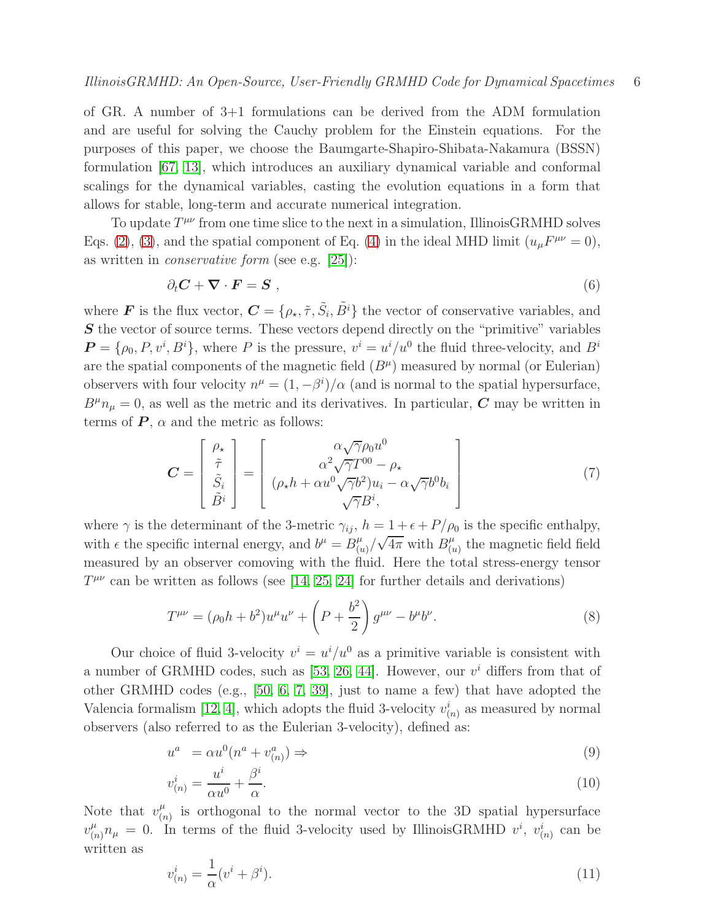of GR. A number of 3+1 formulations can be derived from the ADM formulation and are useful for solving the Cauchy problem for the Einstein equations. For the purposes of this paper, we choose the Baumgarte-Shapiro-Shibata-Nakamura (BSSN) formulation [67, 13], which introduces an auxiliary dynamical variable and conformal scalings for the dynamical variables, casting the evolution equations in a form that allows for stable, long-term and accurate numerical integration.

To update $T^{\mu\nu}$ from one time slice to the next in a simulation, IllinoisGRMHD solves Eqs. (2), (3), and the spatial component of Eq. (4) in the ideal MHD limit ($u_\mu F^{\mu\nu} = 0$), as written in *conservative form* (see e.g. [25]):

$$\partial_t \boldsymbol{C} + \boldsymbol{\nabla} \cdot \boldsymbol{F} = \boldsymbol{S} \ , \tag{6}$$

where $\boldsymbol{F}$ is the flux vector, $\boldsymbol{C} = \{\rho_\star, \tilde{\tau}, \tilde{S}_i, \tilde{B}^i\}$ the vector of conservative variables, and $\boldsymbol{S}$ the vector of source terms. These vectors depend directly on the "primitive" variables $\boldsymbol{P} = \{\rho_0, P, v^i, B^i\}$, where $P$ is the pressure, $v^i = u^i/u^0$ the fluid three-velocity, and $B^i$ are the spatial components of the magnetic field ($B^\mu$) measured by normal (or Eulerian) observers with four velocity $n^\mu = (1, -\beta^i)/\alpha$ (and is normal to the spatial hypersurface, $B^\mu n_\mu = 0$, as well as the metric and its derivatives. In particular, $\boldsymbol{C}$ may be written in terms of $\boldsymbol{P}$, $\alpha$ and the metric as follows:

$$\boldsymbol{C} = \begin{bmatrix} \rho_\star \\ \tilde{\tau} \\ \tilde{S}_i \\ \tilde{B}^i \end{bmatrix} = \begin{bmatrix} \alpha\sqrt{\gamma}\rho_0 u^0 \\ \alpha^2\sqrt{\gamma}T^{00} - \rho_\star \\ (\rho_\star h + \alpha u^0 \sqrt{\gamma} b^2) u_i - \alpha\sqrt{\gamma} b^0 b_i \\ \sqrt{\gamma} B^i, \end{bmatrix} \tag{7}$$

where $\gamma$ is the determinant of the 3-metric $\gamma_{ij}$, $h = 1 + \epsilon + P/\rho_0$ is the specific enthalpy, with $\epsilon$ the specific internal energy, and $b^\mu = B^\mu_{(u)}/\sqrt{4\pi}$ with $B^\mu_{(u)}$ the magnetic field field measured by an observer comoving with the fluid. Here the total stress-energy tensor $T^{\mu\nu}$ can be written as follows (see [14, 25, 24] for further details and derivations)

$$T^{\mu\nu} = (\rho_0 h + b^2) u^\mu u^\nu + \left(P + \frac{b^2}{2}\right) g^{\mu\nu} - b^\mu b^\nu. \tag{8}$$

Our choice of fluid 3-velocity $v^i = u^i/u^0$ as a primitive variable is consistent with a number of GRMHD codes, such as [53, 26, 44]. However, our $v^i$ differs from that of other GRMHD codes (e.g., [50, 6, 7, 39], just to name a few) that have adopted the Valencia formalism [12, 4], which adopts the fluid 3-velocity $v^i_{(n)}$ as measured by normal observers (also referred to as the Eulerian 3-velocity), defined as:

$$u^a = \alpha u^0 (n^a + v^a_{(n)}) \Rightarrow \tag{9}$$

$$v^i_{(n)} = \frac{u^i}{\alpha u^0} + \frac{\beta^i}{\alpha}. \tag{10}$$

Note that $v^\mu_{(n)}$ is orthogonal to the normal vector to the 3D spatial hypersurface $v^\mu_{(n)} n_\mu = 0$. In terms of the fluid 3-velocity used by IllinoisGRMHD $v^i$, $v^i_{(n)}$ can be written as

$$v^i_{(n)} = \frac{1}{\alpha}(v^i + \beta^i). \tag{11}$$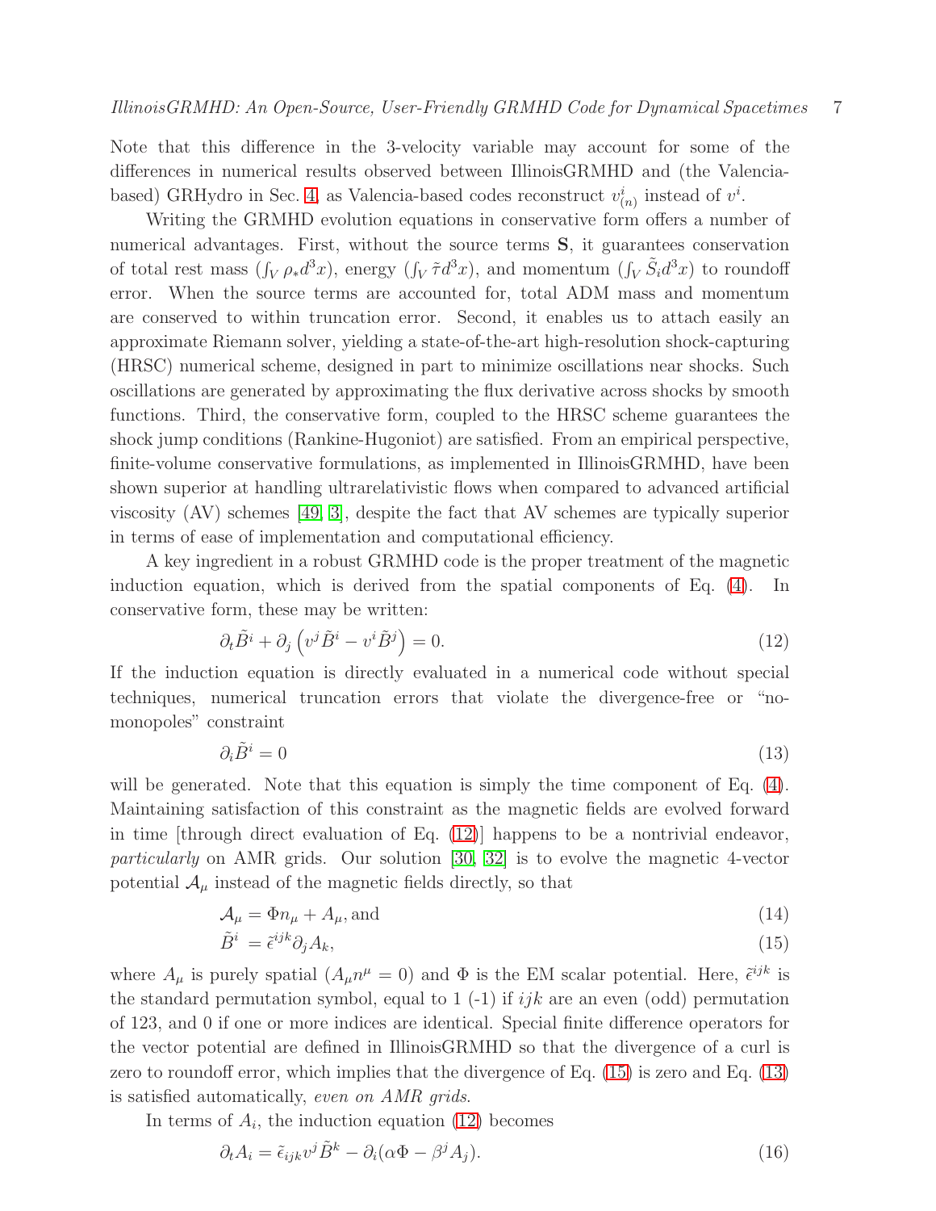Note that this difference in the 3-velocity variable may account for some of the differences in numerical results observed between IllinoisGRMHD and (the Valencia-based) GRHydro in Sec. 4, as Valencia-based codes reconstruct $v^i_{(n)}$ instead of $v^i$.

Writing the GRMHD evolution equations in conservative form offers a number of numerical advantages. First, without the source terms $\mathbf{S}$, it guarantees conservation of total rest mass ($\int_V \rho_* d^3x$), energy ($\int_V \tilde{\tau} d^3x$), and momentum ($\int_V \tilde{S}_i d^3x$) to roundoff error. When the source terms are accounted for, total ADM mass and momentum are conserved to within truncation error. Second, it enables us to attach easily an approximate Riemann solver, yielding a state-of-the-art high-resolution shock-capturing (HRSC) numerical scheme, designed in part to minimize oscillations near shocks. Such oscillations are generated by approximating the flux derivative across shocks by smooth functions. Third, the conservative form, coupled to the HRSC scheme guarantees the shock jump conditions (Rankine-Hugoniot) are satisfied. From an empirical perspective, finite-volume conservative formulations, as implemented in IllinoisGRMHD, have been shown superior at handling ultrarelativistic flows when compared to advanced artificial viscosity (AV) schemes [49, 3], despite the fact that AV schemes are typically superior in terms of ease of implementation and computational efficiency.

A key ingredient in a robust GRMHD code is the proper treatment of the magnetic induction equation, which is derived from the spatial components of Eq. (4). In conservative form, these may be written:

$$\partial_t \tilde{B}^i + \partial_j \left( v^j \tilde{B}^i - v^i \tilde{B}^j \right) = 0. \tag{12}$$

If the induction equation is directly evaluated in a numerical code without special techniques, numerical truncation errors that violate the divergence-free or "no-monopoles" constraint

$$\partial_i \tilde{B}^i = 0 \tag{13}$$

will be generated. Note that this equation is simply the time component of Eq. (4). Maintaining satisfaction of this constraint as the magnetic fields are evolved forward in time [through direct evaluation of Eq. (12)] happens to be a nontrivial endeavor, *particularly* on AMR grids. Our solution [30, 32] is to evolve the magnetic 4-vector potential $\mathcal{A}_\mu$ instead of the magnetic fields directly, so that

$$\mathcal{A}_\mu = \Phi n_\mu + A_\mu, \text{and} \tag{14}$$

$$\tilde{B}^i = \tilde{\epsilon}^{ijk} \partial_j A_k, \tag{15}$$

where $A_\mu$ is purely spatial ($A_\mu n^\mu = 0$) and $\Phi$ is the EM scalar potential. Here, $\tilde{\epsilon}^{ijk}$ is the standard permutation symbol, equal to 1 (-1) if $ijk$ are an even (odd) permutation of 123, and 0 if one or more indices are identical. Special finite difference operators for the vector potential are defined in IllinoisGRMHD so that the divergence of a curl is zero to roundoff error, which implies that the divergence of Eq. (15) is zero and Eq. (13) is satisfied automatically, *even on AMR grids*.

In terms of $A_i$, the induction equation (12) becomes

$$\partial_t A_i = \tilde{\epsilon}_{ijk} v^j \tilde{B}^k - \partial_i (\alpha \Phi - \beta^j A_j). \tag{16}$$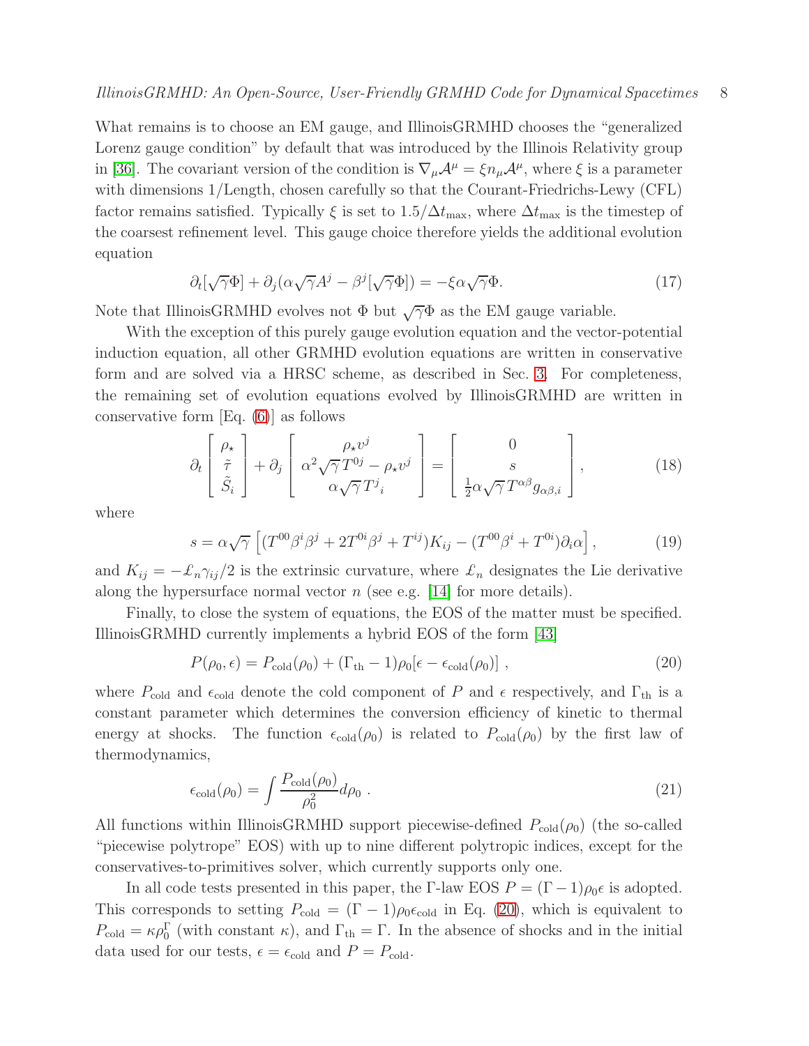What remains is to choose an EM gauge, and IllinoisGRMHD chooses the "generalized Lorenz gauge condition" by default that was introduced by the Illinois Relativity group in [36]. The covariant version of the condition is $\nabla_\mu \mathcal{A}^\mu = \xi n_\mu \mathcal{A}^\mu$, where $\xi$ is a parameter with dimensions 1/Length, chosen carefully so that the Courant-Friedrichs-Lewy (CFL) factor remains satisfied. Typically $\xi$ is set to $1.5/\Delta t_{\rm max}$, where $\Delta t_{\rm max}$ is the timestep of the coarsest refinement level. This gauge choice therefore yields the additional evolution equation

$$\partial_t[\sqrt{\gamma}\Phi] + \partial_j(\alpha\sqrt{\gamma}A^j - \beta^j[\sqrt{\gamma}\Phi]) = -\xi\alpha\sqrt{\gamma}\Phi. \tag{17}$$

Note that IllinoisGRMHD evolves not $\Phi$ but $\sqrt{\gamma}\Phi$ as the EM gauge variable.

With the exception of this purely gauge evolution equation and the vector-potential induction equation, all other GRMHD evolution equations are written in conservative form and are solved via a HRSC scheme, as described in Sec. 3. For completeness, the remaining set of evolution equations evolved by IllinoisGRMHD are written in conservative form [Eq. (6)] as follows

$$\partial_t \begin{bmatrix} \rho_\star \\ \tilde{\tau} \\ \tilde{S}_i \end{bmatrix} + \partial_j \begin{bmatrix} \rho_\star v^j \\ \alpha^2\sqrt{\gamma}T^{0j} - \rho_\star v^j \\ \alpha\sqrt{\gamma}T^j{}_i \end{bmatrix} = \begin{bmatrix} 0 \\ s \\ \frac{1}{2}\alpha\sqrt{\gamma}T^{\alpha\beta}g_{\alpha\beta,i} \end{bmatrix}, \tag{18}$$

where

$$s = \alpha\sqrt{\gamma}\left[(T^{00}\beta^i\beta^j + 2T^{0i}\beta^j + T^{ij})K_{ij} - (T^{00}\beta^i + T^{0i})\partial_i\alpha\right], \tag{19}$$

and $K_{ij} = -\pounds_n\gamma_{ij}/2$ is the extrinsic curvature, where $\pounds_n$ designates the Lie derivative along the hypersurface normal vector $n$ (see e.g. [14] for more details).

Finally, to close the system of equations, the EOS of the matter must be specified. IllinoisGRMHD currently implements a hybrid EOS of the form [43]

$$P(\rho_0, \epsilon) = P_{\rm cold}(\rho_0) + (\Gamma_{\rm th} - 1)\rho_0[\epsilon - \epsilon_{\rm cold}(\rho_0)] \ , \tag{20}$$

where $P_{\rm cold}$ and $\epsilon_{\rm cold}$ denote the cold component of $P$ and $\epsilon$ respectively, and $\Gamma_{\rm th}$ is a constant parameter which determines the conversion efficiency of kinetic to thermal energy at shocks. The function $\epsilon_{\rm cold}(\rho_0)$ is related to $P_{\rm cold}(\rho_0)$ by the first law of thermodynamics,

$$\epsilon_{\rm cold}(\rho_0) = \int \frac{P_{\rm cold}(\rho_0)}{\rho_0^2} d\rho_0 \ . \tag{21}$$

All functions within IllinoisGRMHD support piecewise-defined $P_{\rm cold}(\rho_0)$ (the so-called "piecewise polytrope" EOS) with up to nine different polytropic indices, except for the conservatives-to-primitives solver, which currently supports only one.

In all code tests presented in this paper, the $\Gamma$-law EOS $P = (\Gamma - 1)\rho_0\epsilon$ is adopted. This corresponds to setting $P_{\rm cold} = (\Gamma - 1)\rho_0\epsilon_{\rm cold}$ in Eq. (20), which is equivalent to $P_{\rm cold} = \kappa\rho_0^\Gamma$ (with constant $\kappa$), and $\Gamma_{\rm th} = \Gamma$. In the absence of shocks and in the initial data used for our tests, $\epsilon = \epsilon_{\rm cold}$ and $P = P_{\rm cold}$.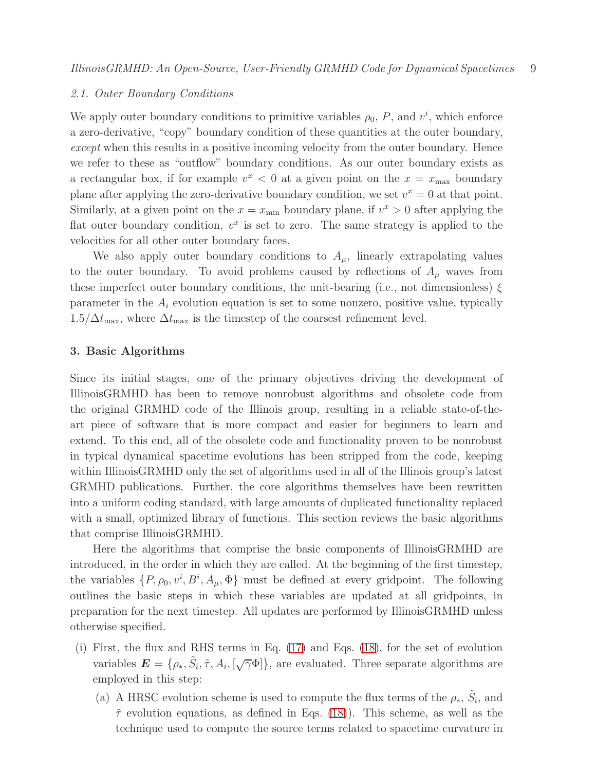### 2.1. Outer Boundary Conditions

We apply outer boundary conditions to primitive variables $\rho_0$, $P$, and $v^i$, which enforce a zero-derivative, "copy" boundary condition of these quantities at the outer boundary, *except* when this results in a positive incoming velocity from the outer boundary. Hence we refer to these as "outflow" boundary conditions. As our outer boundary exists as a rectangular box, if for example $v^x < 0$ at a given point on the $x = x_{\rm max}$ boundary plane after applying the zero-derivative boundary condition, we set $v^x = 0$ at that point. Similarly, at a given point on the $x = x_{\rm min}$ boundary plane, if $v^x > 0$ after applying the flat outer boundary condition, $v^x$ is set to zero. The same strategy is applied to the velocities for all other outer boundary faces.

We also apply outer boundary conditions to $A_\mu$, linearly extrapolating values to the outer boundary. To avoid problems caused by reflections of $A_\mu$ waves from these imperfect outer boundary conditions, the unit-bearing (i.e., not dimensionless) $\xi$ parameter in the $A_i$ evolution equation is set to some nonzero, positive value, typically $1.5/\Delta t_{\rm max}$, where $\Delta t_{\rm max}$ is the timestep of the coarsest refinement level.

## 3. Basic Algorithms

Since its initial stages, one of the primary objectives driving the development of IllinoisGRMHD has been to remove nonrobust algorithms and obsolete code from the original GRMHD code of the Illinois group, resulting in a reliable state-of-the-art piece of software that is more compact and easier for beginners to learn and extend. To this end, all of the obsolete code and functionality proven to be nonrobust in typical dynamical spacetime evolutions has been stripped from the code, keeping within IllinoisGRMHD only the set of algorithms used in all of the Illinois group's latest GRMHD publications. Further, the core algorithms themselves have been rewritten into a uniform coding standard, with large amounts of duplicated functionality replaced with a small, optimized library of functions. This section reviews the basic algorithms that comprise IllinoisGRMHD.

Here the algorithms that comprise the basic components of IllinoisGRMHD are introduced, in the order in which they are called. At the beginning of the first timestep, the variables $\{P, \rho_0, v^i, B^i, A_\mu, \Phi\}$ must be defined at every gridpoint. The following outlines the basic steps in which these variables are updated at all gridpoints, in preparation for the next timestep. All updates are performed by IllinoisGRMHD unless otherwise specified.

(i) First, the flux and RHS terms in Eq. (17) and Eqs. (18), for the set of evolution variables $\boldsymbol{E} = \{\rho_*, \tilde{S}_i, \tilde{\tau}, A_i, [\sqrt{\gamma}\Phi]\}$, are evaluated. Three separate algorithms are employed in this step:

   (a) A HRSC evolution scheme is used to compute the flux terms of the $\rho_*$, $\tilde{S}_i$, and $\tilde{\tau}$ evolution equations, as defined in Eqs. (18)). This scheme, as well as the technique used to compute the source terms related to spacetime curvature in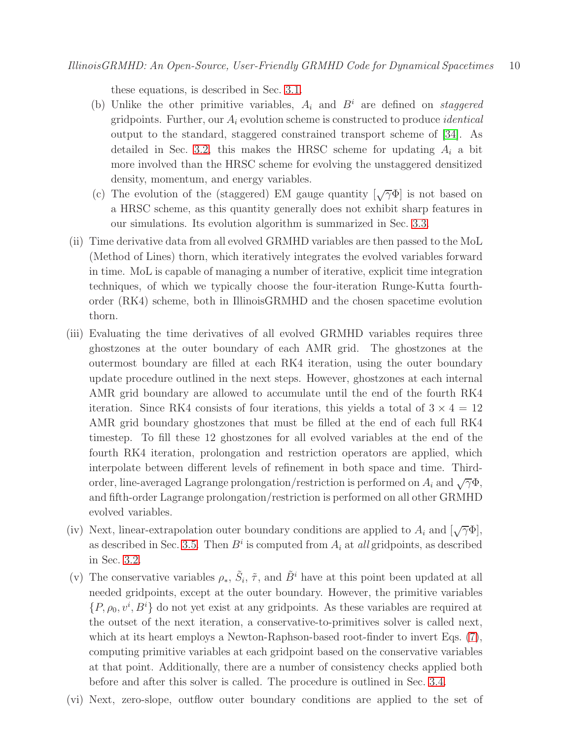these equations, is described in Sec. 3.1.

(b) Unlike the other primitive variables, $A_i$ and $B^i$ are defined on *staggered* gridpoints. Further, our $A_i$ evolution scheme is constructed to produce *identical* output to the standard, staggered constrained transport scheme of [34]. As detailed in Sec. 3.2, this makes the HRSC scheme for updating $A_i$ a bit more involved than the HRSC scheme for evolving the unstaggered densitized density, momentum, and energy variables.

(c) The evolution of the (staggered) EM gauge quantity $[\sqrt{\gamma}\Phi]$ is not based on a HRSC scheme, as this quantity generally does not exhibit sharp features in our simulations. Its evolution algorithm is summarized in Sec. 3.3.

(ii) Time derivative data from all evolved GRMHD variables are then passed to the MoL (Method of Lines) thorn, which iteratively integrates the evolved variables forward in time. MoL is capable of managing a number of iterative, explicit time integration techniques, of which we typically choose the four-iteration Runge-Kutta fourth-order (RK4) scheme, both in IllinoisGRMHD and the chosen spacetime evolution thorn.

(iii) Evaluating the time derivatives of all evolved GRMHD variables requires three ghostzones at the outer boundary of each AMR grid. The ghostzones at the outermost boundary are filled at each RK4 iteration, using the outer boundary update procedure outlined in the next steps. However, ghostzones at each internal AMR grid boundary are allowed to accumulate until the end of the fourth RK4 iteration. Since RK4 consists of four iterations, this yields a total of $3 \times 4 = 12$ AMR grid boundary ghostzones that must be filled at the end of each full RK4 timestep. To fill these 12 ghostzones for all evolved variables at the end of the fourth RK4 iteration, prolongation and restriction operators are applied, which interpolate between different levels of refinement in both space and time. Third-order, line-averaged Lagrange prolongation/restriction is performed on $A_i$ and $\sqrt{\gamma}\Phi$, and fifth-order Lagrange prolongation/restriction is performed on all other GRMHD evolved variables.

(iv) Next, linear-extrapolation outer boundary conditions are applied to $A_i$ and $[\sqrt{\gamma}\Phi]$, as described in Sec. 3.5. Then $B^i$ is computed from $A_i$ at *all* gridpoints, as described in Sec. 3.2.

(v) The conservative variables $\rho_*$, $\tilde{S}_i$, $\tilde{\tau}$, and $\tilde{B}^i$ have at this point been updated at all needed gridpoints, except at the outer boundary. However, the primitive variables $\{P, \rho_0, v^i, B^i\}$ do not yet exist at any gridpoints. As these variables are required at the outset of the next iteration, a conservative-to-primitives solver is called next, which at its heart employs a Newton-Raphson-based root-finder to invert Eqs. (7), computing primitive variables at each gridpoint based on the conservative variables at that point. Additionally, there are a number of consistency checks applied both before and after this solver is called. The procedure is outlined in Sec. 3.4.

(vi) Next, zero-slope, outflow outer boundary conditions are applied to the set of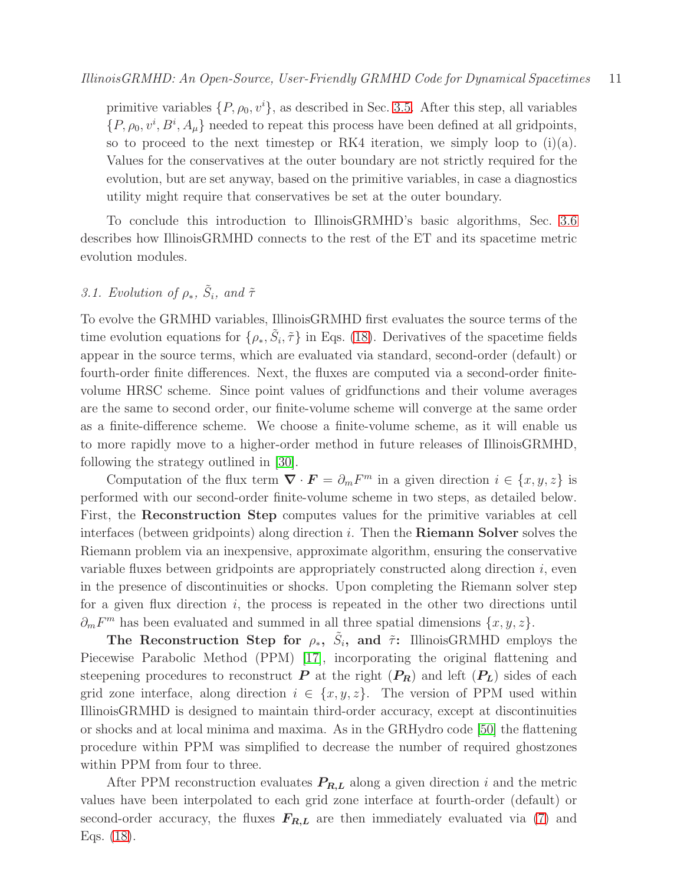primitive variables $\{P, \rho_0, v^i\}$, as described in Sec. 3.5. After this step, all variables $\{P, \rho_0, v^i, B^i, A_\mu\}$ needed to repeat this process have been defined at all gridpoints, so to proceed to the next timestep or RK4 iteration, we simply loop to (i)(a). Values for the conservatives at the outer boundary are not strictly required for the evolution, but are set anyway, based on the primitive variables, in case a diagnostics utility might require that conservatives be set at the outer boundary.

To conclude this introduction to IllinoisGRMHD's basic algorithms, Sec. 3.6 describes how IllinoisGRMHD connects to the rest of the ET and its spacetime metric evolution modules.

### *3.1. Evolution of $\rho_*$, $\tilde{S}_i$, and $\tilde{\tau}$*

To evolve the GRMHD variables, IllinoisGRMHD first evaluates the source terms of the time evolution equations for $\{\rho_*, \tilde{S}_i, \tilde{\tau}\}$ in Eqs. (18). Derivatives of the spacetime fields appear in the source terms, which are evaluated via standard, second-order (default) or fourth-order finite differences. Next, the fluxes are computed via a second-order finite-volume HRSC scheme. Since point values of gridfunctions and their volume averages are the same to second order, our finite-volume scheme will converge at the same order as a finite-difference scheme. We choose a finite-volume scheme, as it will enable us to more rapidly move to a higher-order method in future releases of IllinoisGRMHD, following the strategy outlined in [30].

Computation of the flux term $\boldsymbol{\nabla} \cdot \boldsymbol{F} = \partial_m F^m$ in a given direction $i \in \{x, y, z\}$ is performed with our second-order finite-volume scheme in two steps, as detailed below. First, the **Reconstruction Step** computes values for the primitive variables at cell interfaces (between gridpoints) along direction $i$. Then the **Riemann Solver** solves the Riemann problem via an inexpensive, approximate algorithm, ensuring the conservative variable fluxes between gridpoints are appropriately constructed along direction $i$, even in the presence of discontinuities or shocks. Upon completing the Riemann solver step for a given flux direction $i$, the process is repeated in the other two directions until $\partial_m F^m$ has been evaluated and summed in all three spatial dimensions $\{x, y, z\}$.

**The Reconstruction Step for $\rho_*$, $\tilde{S}_i$, and $\tilde{\tau}$:** IllinoisGRMHD employs the Piecewise Parabolic Method (PPM) [17], incorporating the original flattening and steepening procedures to reconstruct $\boldsymbol{P}$ at the right ($\boldsymbol{P_R}$) and left ($\boldsymbol{P_L}$) sides of each grid zone interface, along direction $i \in \{x, y, z\}$. The version of PPM used within IllinoisGRMHD is designed to maintain third-order accuracy, except at discontinuities or shocks and at local minima and maxima. As in the GRHydro code [50] the flattening procedure within PPM was simplified to decrease the number of required ghostzones within PPM from four to three.

After PPM reconstruction evaluates $\boldsymbol{P_{R,L}}$ along a given direction $i$ and the metric values have been interpolated to each grid zone interface at fourth-order (default) or second-order accuracy, the fluxes $\boldsymbol{F_{R,L}}$ are then immediately evaluated via (7) and Eqs. (18).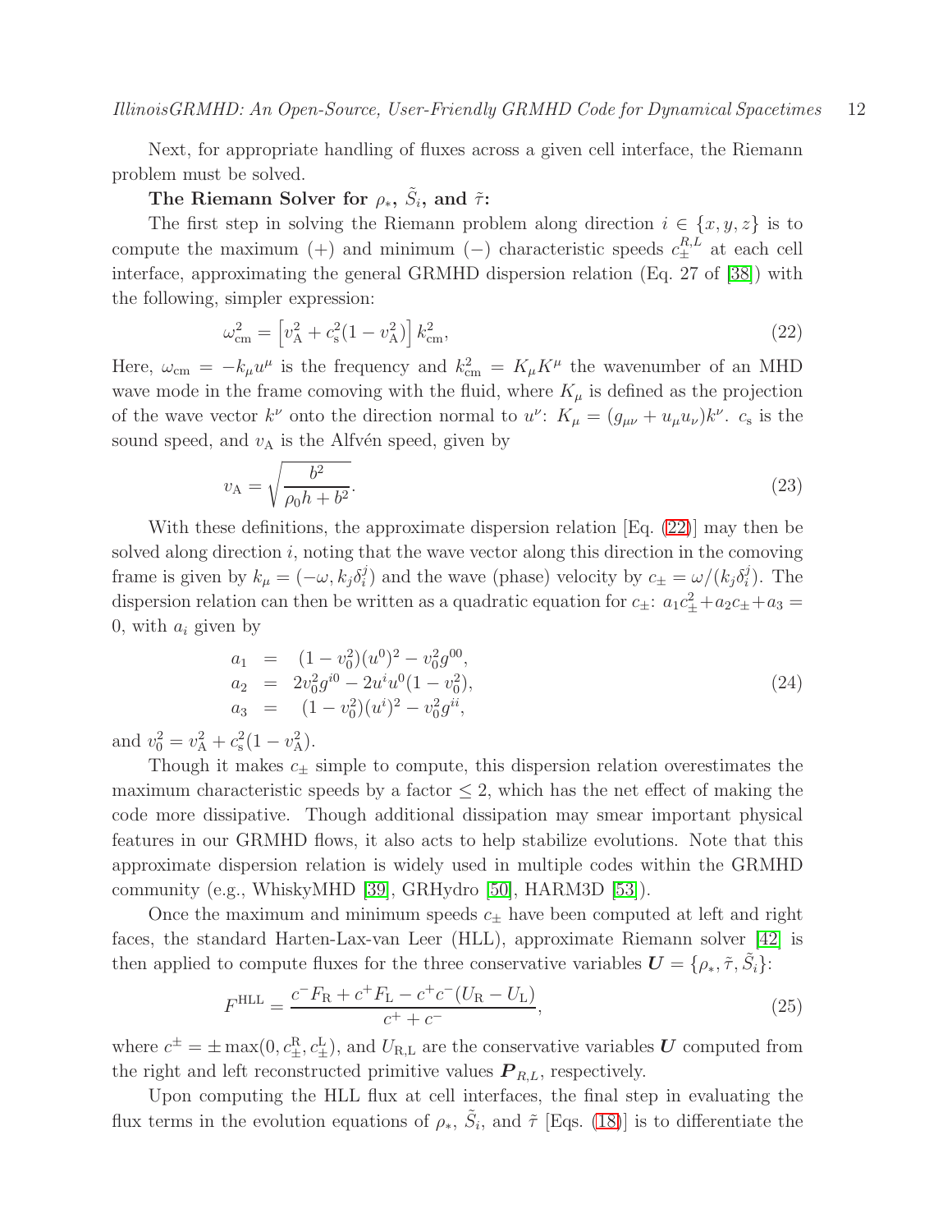Next, for appropriate handling of fluxes across a given cell interface, the Riemann problem must be solved.

**The Riemann Solver for $\rho_*$, $\tilde{S}_i$, and $\tilde{\tau}$:**

The first step in solving the Riemann problem along direction $i \in \{x, y, z\}$ is to compute the maximum (+) and minimum (−) characteristic speeds $c_\pm^{R,L}$ at each cell interface, approximating the general GRMHD dispersion relation (Eq. 27 of [38]) with the following, simpler expression:

$$\omega_{\rm cm}^2 = \left[v_{\rm A}^2 + c_{\rm s}^2(1 - v_{\rm A}^2)\right] k_{\rm cm}^2, \tag{22}$$

Here, $\omega_{\rm cm} = -k_\mu u^\mu$ is the frequency and $k_{\rm cm}^2 = K_\mu K^\mu$ the wavenumber of an MHD wave mode in the frame comoving with the fluid, where $K_\mu$ is defined as the projection of the wave vector $k^\nu$ onto the direction normal to $u^\nu$: $K_\mu = (g_{\mu\nu} + u_\mu u_\nu)k^\nu$. $c_{\rm s}$ is the sound speed, and $v_{\rm A}$ is the Alfvén speed, given by

$$v_{\rm A} = \sqrt{\frac{b^2}{\rho_0 h + b^2}}. \tag{23}$$

With these definitions, the approximate dispersion relation [Eq. (22)] may then be solved along direction $i$, noting that the wave vector along this direction in the comoving frame is given by $k_\mu = (-\omega, k_j \delta^j_i)$ and the wave (phase) velocity by $c_\pm = \omega/(k_j \delta^j_i)$. The dispersion relation can then be written as a quadratic equation for $c_\pm$: $a_1 c_\pm^2 + a_2 c_\pm + a_3 = 0$, with $a_i$ given by

$$\begin{aligned}
a_1 &= (1 - v_0^2)(u^0)^2 - v_0^2 g^{00}, \\
a_2 &= 2v_0^2 g^{i0} - 2u^i u^0 (1 - v_0^2), \\
a_3 &= (1 - v_0^2)(u^i)^2 - v_0^2 g^{ii},
\end{aligned} \tag{24}$$

and $v_0^2 = v_{\rm A}^2 + c_{\rm s}^2(1 - v_{\rm A}^2)$.

Though it makes $c_\pm$ simple to compute, this dispersion relation overestimates the maximum characteristic speeds by a factor $\leq 2$, which has the net effect of making the code more dissipative. Though additional dissipation may smear important physical features in our GRMHD flows, it also acts to help stabilize evolutions. Note that this approximate dispersion relation is widely used in multiple codes within the GRMHD community (e.g., WhiskyMHD [39], GRHydro [50], HARM3D [53]).

Once the maximum and minimum speeds $c_\pm$ have been computed at left and right faces, the standard Harten-Lax-van Leer (HLL), approximate Riemann solver [42] is then applied to compute fluxes for the three conservative variables $\boldsymbol{U} = \{\rho_*, \tilde{\tau}, \tilde{S}_i\}$:

$$F^{\rm HLL} = \frac{c^- F_{\rm R} + c^+ F_{\rm L} - c^+ c^- (U_{\rm R} - U_{\rm L})}{c^+ + c^-}, \tag{25}$$

where $c^\pm = \pm \max(0, c_\pm^{\rm R}, c_\pm^{\rm L})$, and $U_{\rm R,L}$ are the conservative variables $\boldsymbol{U}$ computed from the right and left reconstructed primitive values $\boldsymbol{P}_{R,L}$, respectively.

Upon computing the HLL flux at cell interfaces, the final step in evaluating the flux terms in the evolution equations of $\rho_*$, $\tilde{S}_i$, and $\tilde{\tau}$ [Eqs. (18)] is to differentiate the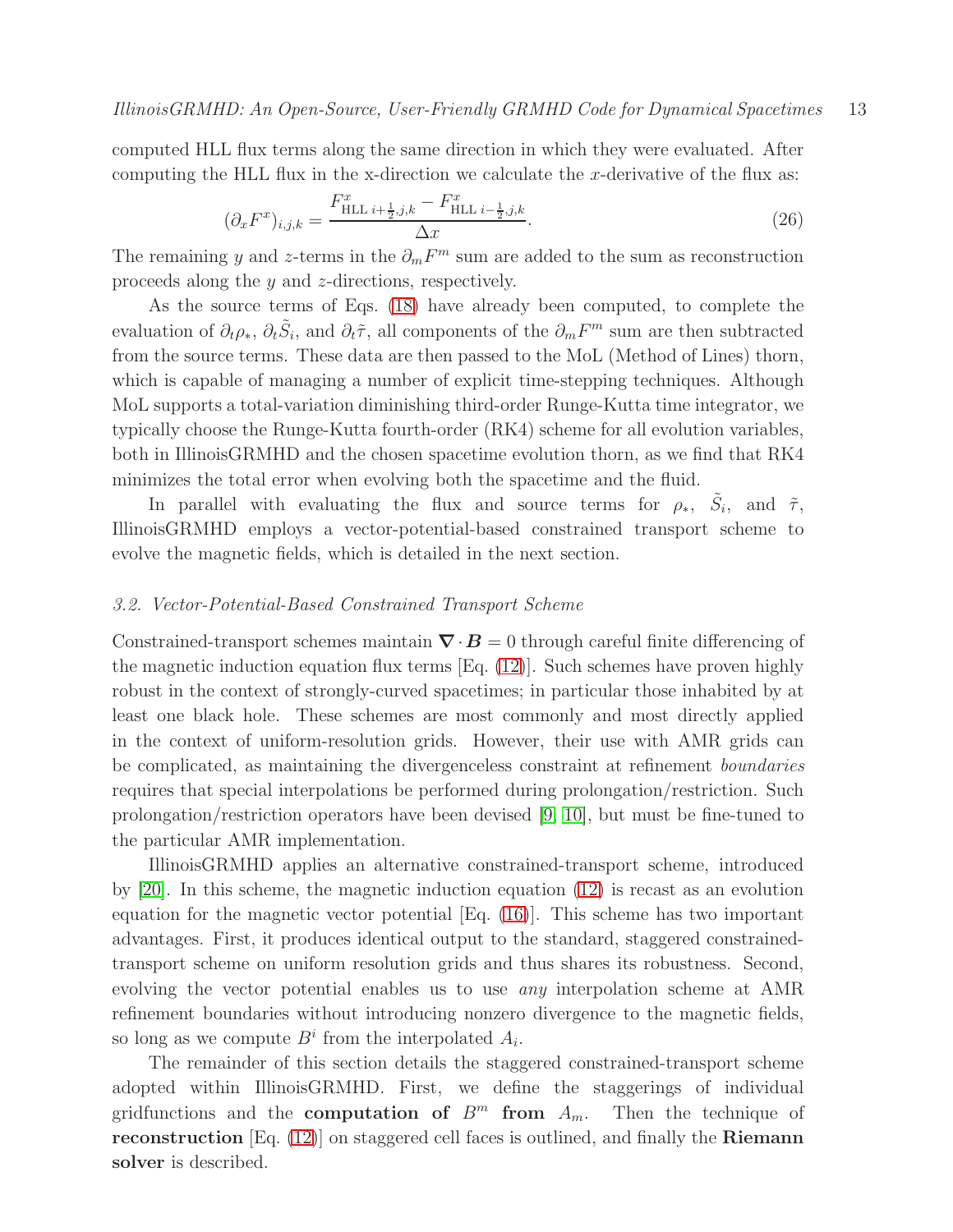computed HLL flux terms along the same direction in which they were evaluated. After computing the HLL flux in the x-direction we calculate the $x$-derivative of the flux as:

$$(\partial_x F^x)_{i,j,k} = \frac{F^x_{\mathrm{HLL}\ i+\frac{1}{2},j,k} - F^x_{\mathrm{HLL}\ i-\frac{1}{2},j,k}}{\Delta x}. \tag{26}$$

The remaining $y$ and $z$-terms in the $\partial_m F^m$ sum are added to the sum as reconstruction proceeds along the $y$ and $z$-directions, respectively.

As the source terms of Eqs. (18) have already been computed, to complete the evaluation of $\partial_t \rho_*$, $\partial_t \tilde{S}_i$, and $\partial_t \tilde{\tau}$, all components of the $\partial_m F^m$ sum are then subtracted from the source terms. These data are then passed to the MoL (Method of Lines) thorn, which is capable of managing a number of explicit time-stepping techniques. Although MoL supports a total-variation diminishing third-order Runge-Kutta time integrator, we typically choose the Runge-Kutta fourth-order (RK4) scheme for all evolution variables, both in IllinoisGRMHD and the chosen spacetime evolution thorn, as we find that RK4 minimizes the total error when evolving both the spacetime and the fluid.

In parallel with evaluating the flux and source terms for $\rho_*$, $\tilde{S}_i$, and $\tilde{\tau}$, IllinoisGRMHD employs a vector-potential-based constrained transport scheme to evolve the magnetic fields, which is detailed in the next section.

### *3.2. Vector-Potential-Based Constrained Transport Scheme*

Constrained-transport schemes maintain $\boldsymbol{\nabla} \cdot \boldsymbol{B} = 0$ through careful finite differencing of the magnetic induction equation flux terms [Eq. (12)]. Such schemes have proven highly robust in the context of strongly-curved spacetimes; in particular those inhabited by at least one black hole. These schemes are most commonly and most directly applied in the context of uniform-resolution grids. However, their use with AMR grids can be complicated, as maintaining the divergenceless constraint at refinement *boundaries* requires that special interpolations be performed during prolongation/restriction. Such prolongation/restriction operators have been devised [9, 10], but must be fine-tuned to the particular AMR implementation.

IllinoisGRMHD applies an alternative constrained-transport scheme, introduced by [20]. In this scheme, the magnetic induction equation (12) is recast as an evolution equation for the magnetic vector potential [Eq. (16)]. This scheme has two important advantages. First, it produces identical output to the standard, staggered constrained-transport scheme on uniform resolution grids and thus shares its robustness. Second, evolving the vector potential enables us to use *any* interpolation scheme at AMR refinement boundaries without introducing nonzero divergence to the magnetic fields, so long as we compute $B^i$ from the interpolated $A_i$.

The remainder of this section details the staggered constrained-transport scheme adopted within IllinoisGRMHD. First, we define the staggerings of individual gridfunctions and the **computation of** $B^m$ **from** $A_m$. Then the technique of **reconstruction** [Eq. (12)] on staggered cell faces is outlined, and finally the **Riemann solver** is described.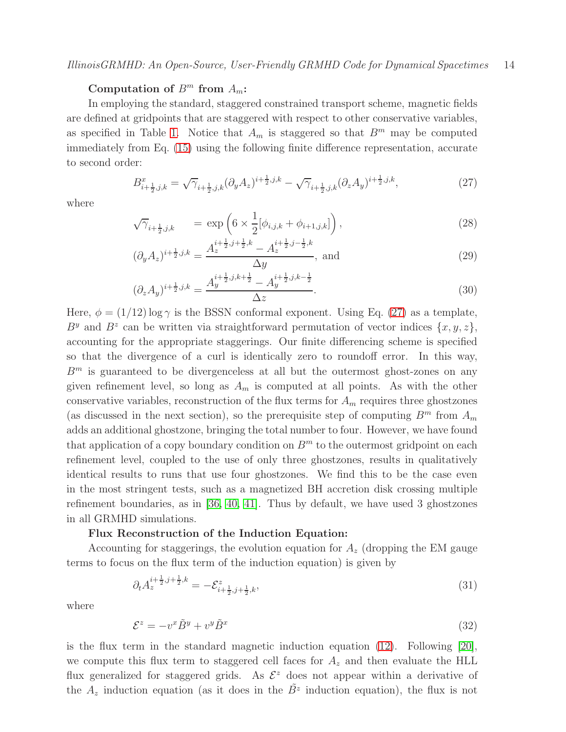**Computation of $B^m$ from $A_m$:**

In employing the standard, staggered constrained transport scheme, magnetic fields are defined at gridpoints that are staggered with respect to other conservative variables, as specified in Table 1. Notice that $A_m$ is staggered so that $B^m$ may be computed immediately from Eq. (15) using the following finite difference representation, accurate to second order:

$$B^x_{i+\frac{1}{2},j,k} = \sqrt{\gamma}_{i+\frac{1}{2},j,k} (\partial_y A_z)^{i+\frac{1}{2},j,k} - \sqrt{\gamma}_{i+\frac{1}{2},j,k} (\partial_z A_y)^{i+\frac{1}{2},j,k}, \tag{27}$$

where

$$\sqrt{\gamma}_{i+\frac{1}{2},j,k} = \exp\left(6 \times \frac{1}{2}[\phi_{i,j,k} + \phi_{i+1,j,k}]\right), \tag{28}$$

$$(\partial_y A_z)^{i+\frac{1}{2},j,k} = \frac{A_z^{i+\frac{1}{2},j+\frac{1}{2},k} - A_z^{i+\frac{1}{2},j-\frac{1}{2},k}}{\Delta y}, \text{ and} \tag{29}$$

$$(\partial_z A_y)^{i+\frac{1}{2},j,k} = \frac{A_y^{i+\frac{1}{2},j,k+\frac{1}{2}} - A_y^{i+\frac{1}{2},j,k-\frac{1}{2}}}{\Delta z}. \tag{30}$$

Here, $\phi = (1/12) \log \gamma$ is the BSSN conformal exponent. Using Eq. (27) as a template, $B^y$ and $B^z$ can be written via straightforward permutation of vector indices $\{x, y, z\}$, accounting for the appropriate staggerings. Our finite differencing scheme is specified so that the divergence of a curl is identically zero to roundoff error. In this way, $B^m$ is guaranteed to be divergenceless at all but the outermost ghost-zones on any given refinement level, so long as $A_m$ is computed at all points. As with the other conservative variables, reconstruction of the flux terms for $A_m$ requires three ghostzones (as discussed in the next section), so the prerequisite step of computing $B^m$ from $A_m$ adds an additional ghostzone, bringing the total number to four. However, we have found that application of a copy boundary condition on $B^m$ to the outermost gridpoint on each refinement level, coupled to the use of only three ghostzones, results in qualitatively identical results to runs that use four ghostzones. We find this to be the case even in the most stringent tests, such as a magnetized BH accretion disk crossing multiple refinement boundaries, as in [36, 40, 41]. Thus by default, we have used 3 ghostzones in all GRMHD simulations.

**Flux Reconstruction of the Induction Equation:**

Accounting for staggerings, the evolution equation for $A_z$ (dropping the EM gauge terms to focus on the flux term of the induction equation) is given by

$$\partial_t A_z^{i+\frac{1}{2},j+\frac{1}{2},k} = -\mathcal{E}^z_{i+\frac{1}{2},j+\frac{1}{2},k}, \tag{31}$$

where

$$\mathcal{E}^z = -v^x \tilde{B}^y + v^y \tilde{B}^x \tag{32}$$

is the flux term in the standard magnetic induction equation (12). Following [20], we compute this flux term to staggered cell faces for $A_z$ and then evaluate the HLL flux generalized for staggered grids. As $\mathcal{E}^z$ does not appear within a derivative of the $A_z$ induction equation (as it does in the $\tilde{B}^z$ induction equation), the flux is not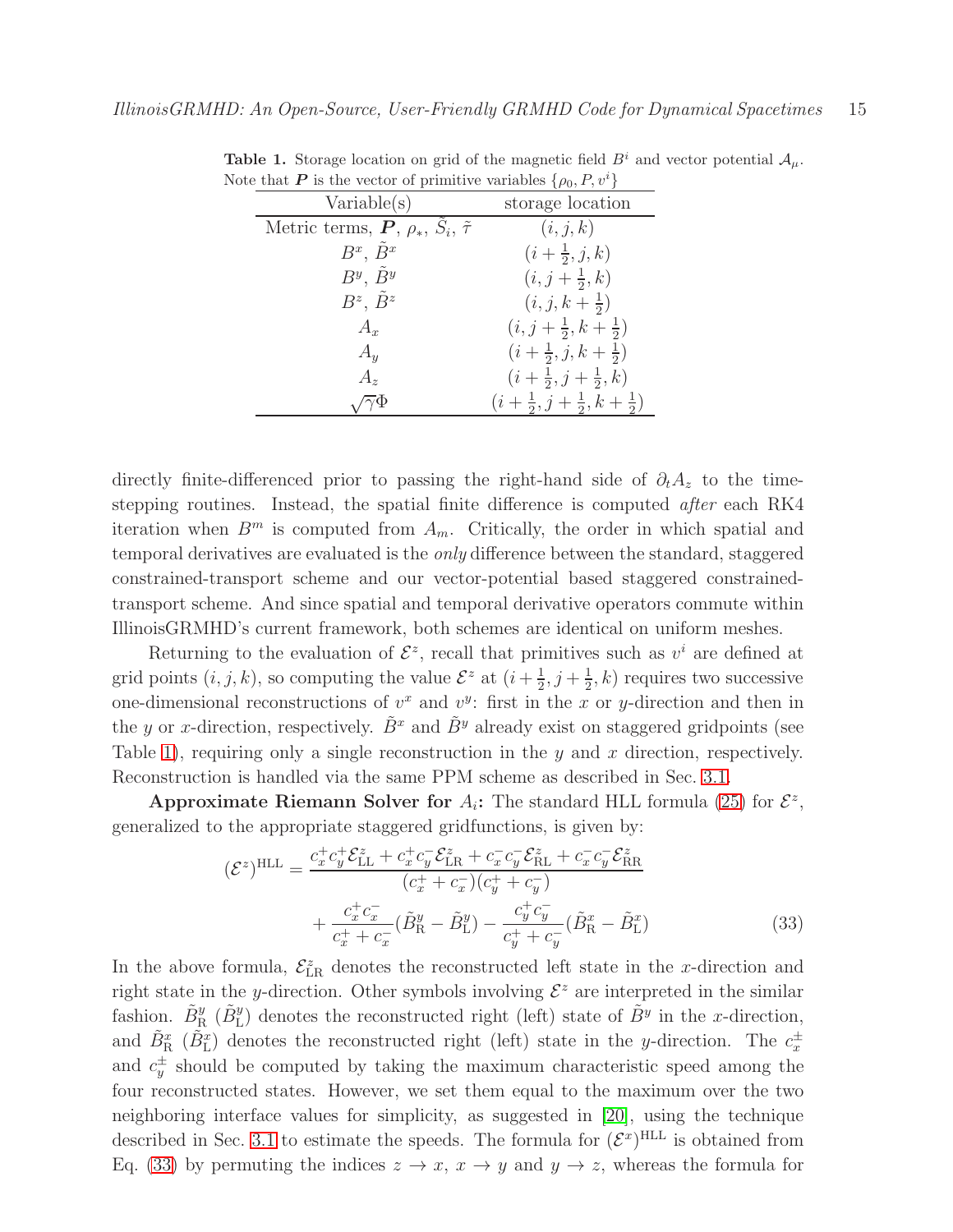**Table 1.** Storage location on grid of the magnetic field $B^i$ and vector potential $\mathcal{A}_\mu$. Note that $\boldsymbol{P}$ is the vector of primitive variables $\{\rho_0, P, v^i\}$

| Variable(s) | storage location |
|---|---|
| Metric terms, $\boldsymbol{P}$, $\rho_*$, $\tilde{S}_i$, $\tilde{\tau}$ | $(i,j,k)$ |
| $B^x$, $\tilde{B}^x$ | $(i+\frac{1}{2},j,k)$ |
| $B^y$, $\tilde{B}^y$ | $(i,j+\frac{1}{2},k)$ |
| $B^z$, $\tilde{B}^z$ | $(i,j,k+\frac{1}{2})$ |
| $A_x$ | $(i,j+\frac{1}{2},k+\frac{1}{2})$ |
| $A_y$ | $(i+\frac{1}{2},j,k+\frac{1}{2})$ |
| $A_z$ | $(i+\frac{1}{2},j+\frac{1}{2},k)$ |
| $\sqrt{\gamma}\Phi$ | $(i+\frac{1}{2},j+\frac{1}{2},k+\frac{1}{2})$ |

directly finite-differenced prior to passing the right-hand side of $\partial_t A_z$ to the time-stepping routines. Instead, the spatial finite difference is computed *after* each RK4 iteration when $B^m$ is computed from $A_m$. Critically, the order in which spatial and temporal derivatives are evaluated is the *only* difference between the standard, staggered constrained-transport scheme and our vector-potential based staggered constrained-transport scheme. And since spatial and temporal derivative operators commute within IllinoisGRMHD's current framework, both schemes are identical on uniform meshes.

Returning to the evaluation of $\mathcal{E}^z$, recall that primitives such as $v^i$ are defined at grid points $(i,j,k)$, so computing the value $\mathcal{E}^z$ at $(i+\frac{1}{2},j+\frac{1}{2},k)$ requires two successive one-dimensional reconstructions of $v^x$ and $v^y$: first in the $x$ or $y$-direction and then in the $y$ or $x$-direction, respectively. $\tilde{B}^x$ and $\tilde{B}^y$ already exist on staggered gridpoints (see Table 1), requiring only a single reconstruction in the $y$ and $x$ direction, respectively. Reconstruction is handled via the same PPM scheme as described in Sec. 3.1.

**Approximate Riemann Solver for $A_i$:** The standard HLL formula (25) for $\mathcal{E}^z$, generalized to the appropriate staggered gridfunctions, is given by:

$$
\begin{aligned}
(\mathcal{E}^z)^{\rm HLL} = {} & \frac{c_x^+ c_y^+ \mathcal{E}^z_{\rm LL} + c_x^+ c_y^- \mathcal{E}^z_{\rm LR} + c_x^- c_y^- \mathcal{E}^z_{\rm RL} + c_x^- c_y^- \mathcal{E}^z_{\rm RR}}{(c_x^+ + c_x^-)(c_y^+ + c_y^-)} \\
& + \frac{c_x^+ c_x^-}{c_x^+ + c_x^-}(\tilde{B}^y_{\rm R} - \tilde{B}^y_{\rm L}) - \frac{c_y^+ c_y^-}{c_y^+ + c_y^-}(\tilde{B}^x_{\rm R} - \tilde{B}^x_{\rm L}) \qquad (33)
\end{aligned}
$$

In the above formula, $\mathcal{E}^z_{\rm LR}$ denotes the reconstructed left state in the $x$-direction and right state in the $y$-direction. Other symbols involving $\mathcal{E}^z$ are interpreted in the similar fashion. $\tilde{B}^y_{\rm R}$ ($\tilde{B}^y_{\rm L}$) denotes the reconstructed right (left) state of $\tilde{B}^y$ in the $x$-direction, and $\tilde{B}^x_{\rm R}$ ($\tilde{B}^x_{\rm L}$) denotes the reconstructed right (left) state in the $y$-direction. The $c_x^\pm$ and $c_y^\pm$ should be computed by taking the maximum characteristic speed among the four reconstructed states. However, we set them equal to the maximum over the two neighboring interface values for simplicity, as suggested in [20], using the technique described in Sec. 3.1 to estimate the speeds. The formula for $(\mathcal{E}^x)^{\rm HLL}$ is obtained from Eq. (33) by permuting the indices $z \to x$, $x \to y$ and $y \to z$, whereas the formula for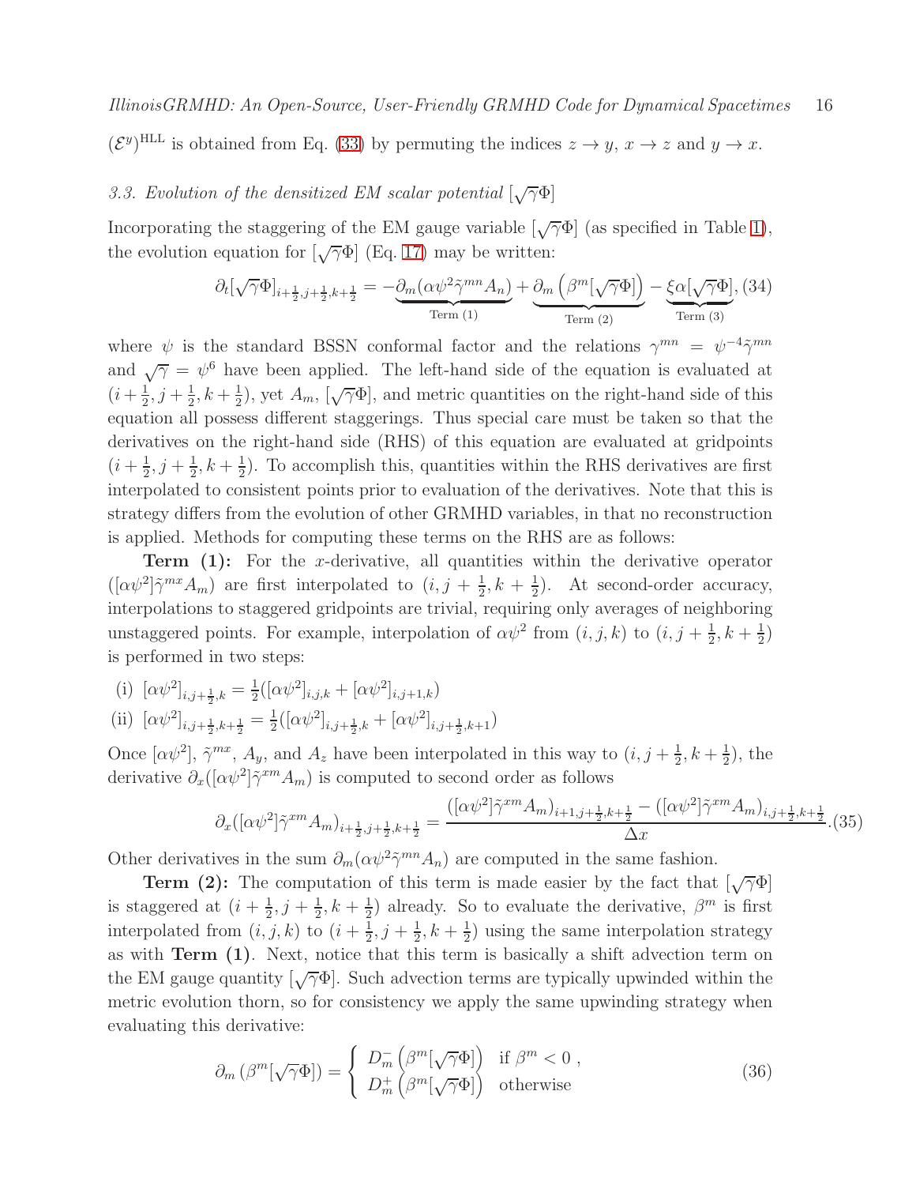$(\mathcal{E}^y)^{\rm HLL}$ is obtained from Eq. (33) by permuting the indices $z \to y$, $x \to z$ and $y \to x$.

### 3.3. Evolution of the densitized EM scalar potential $[\sqrt{\gamma}\Phi]$

Incorporating the staggering of the EM gauge variable $[\sqrt{\gamma}\Phi]$ (as specified in Table 1), the evolution equation for $[\sqrt{\gamma}\Phi]$ (Eq. 17) may be written:

$$\partial_t[\sqrt{\gamma}\Phi]_{i+\frac{1}{2},j+\frac{1}{2},k+\frac{1}{2}} = -\underbrace{\partial_m(\alpha\psi^2\tilde{\gamma}^{mn}A_n)}_{\text{Term (1)}} + \underbrace{\partial_m\left(\beta^m[\sqrt{\gamma}\Phi]\right)}_{\text{Term (2)}} - \underbrace{\xi\alpha[\sqrt{\gamma}\Phi]}_{\text{Term (3)}}, \quad (34)$$

where $\psi$ is the standard BSSN conformal factor and the relations $\gamma^{mn} = \psi^{-4}\tilde{\gamma}^{mn}$ and $\sqrt{\gamma} = \psi^6$ have been applied. The left-hand side of the equation is evaluated at $(i+\frac{1}{2}, j+\frac{1}{2}, k+\frac{1}{2})$, yet $A_m$, $[\sqrt{\gamma}\Phi]$, and metric quantities on the right-hand side of this equation all possess different staggerings. Thus special care must be taken so that the derivatives on the right-hand side (RHS) of this equation are evaluated at gridpoints $(i+\frac{1}{2}, j+\frac{1}{2}, k+\frac{1}{2})$. To accomplish this, quantities within the RHS derivatives are first interpolated to consistent points prior to evaluation of the derivatives. Note that this is strategy differs from the evolution of other GRMHD variables, in that no reconstruction is applied. Methods for computing these terms on the RHS are as follows:

**Term (1):** For the $x$-derivative, all quantities within the derivative operator $([\alpha\psi^2]\tilde{\gamma}^{mx}A_m)$ are first interpolated to $(i, j+\frac{1}{2}, k+\frac{1}{2})$. At second-order accuracy, interpolations to staggered gridpoints are trivial, requiring only averages of neighboring unstaggered points. For example, interpolation of $\alpha\psi^2$ from $(i,j,k)$ to $(i, j+\frac{1}{2}, k+\frac{1}{2})$ is performed in two steps:

(i) $[\alpha\psi^2]_{i,j+\frac{1}{2},k} = \frac{1}{2}([\alpha\psi^2]_{i,j,k} + [\alpha\psi^2]_{i,j+1,k})$

(ii) $[\alpha\psi^2]_{i,j+\frac{1}{2},k+\frac{1}{2}} = \frac{1}{2}([\alpha\psi^2]_{i,j+\frac{1}{2},k} + [\alpha\psi^2]_{i,j+\frac{1}{2},k+1})$

Once $[\alpha\psi^2]$, $\tilde{\gamma}^{mx}$, $A_y$, and $A_z$ have been interpolated in this way to $(i, j+\frac{1}{2}, k+\frac{1}{2})$, the derivative $\partial_x([\alpha\psi^2]\tilde{\gamma}^{xm}A_m)$ is computed to second order as follows

$$\partial_x([\alpha\psi^2]\tilde{\gamma}^{xm}A_m)_{i+\frac{1}{2},j+\frac{1}{2},k+\frac{1}{2}} = \frac{([\alpha\psi^2]\tilde{\gamma}^{xm}A_m)_{i+1,j+\frac{1}{2},k+\frac{1}{2}} - ([\alpha\psi^2]\tilde{\gamma}^{xm}A_m)_{i,j+\frac{1}{2},k+\frac{1}{2}}}{\Delta x}. \quad (35)$$

Other derivatives in the sum $\partial_m(\alpha\psi^2\tilde{\gamma}^{mn}A_n)$ are computed in the same fashion.

**Term (2):** The computation of this term is made easier by the fact that $[\sqrt{\gamma}\Phi]$ is staggered at $(i+\frac{1}{2}, j+\frac{1}{2}, k+\frac{1}{2})$ already. So to evaluate the derivative, $\beta^m$ is first interpolated from $(i,j,k)$ to $(i+\frac{1}{2}, j+\frac{1}{2}, k+\frac{1}{2})$ using the same interpolation strategy as with **Term (1)**. Next, notice that this term is basically a shift advection term on the EM gauge quantity $[\sqrt{\gamma}\Phi]$. Such advection terms are typically upwinded within the metric evolution thorn, so for consistency we apply the same upwinding strategy when evaluating this derivative:

$$\partial_m\left(\beta^m[\sqrt{\gamma}\Phi]\right) = \begin{cases} D_m^-\left(\beta^m[\sqrt{\gamma}\Phi]\right) & \text{if } \beta^m < 0 \ , \\ D_m^+\left(\beta^m[\sqrt{\gamma}\Phi]\right) & \text{otherwise} \end{cases} \quad (36)$$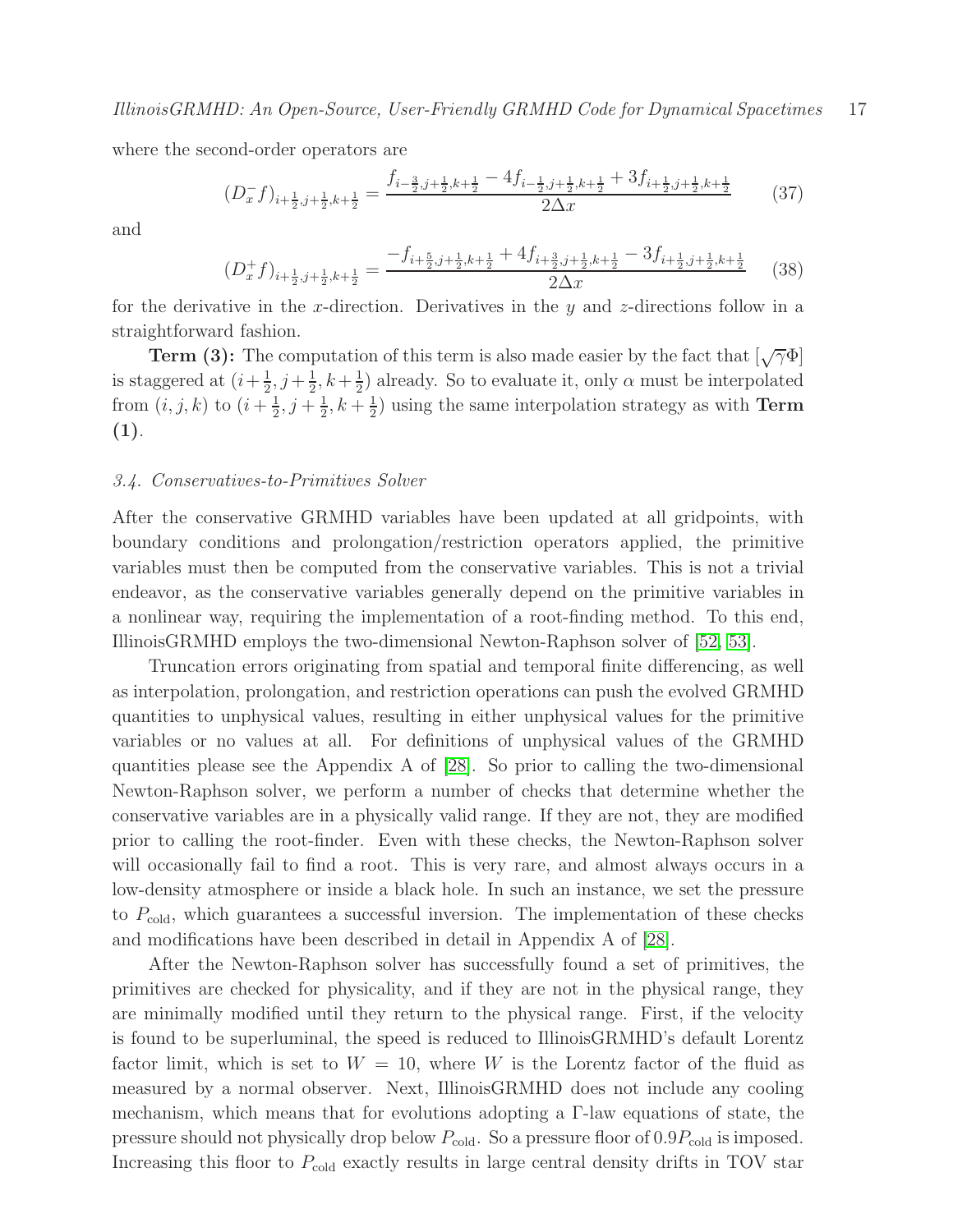where the second-order operators are

$$(D_x^- f)_{i+\frac{1}{2},j+\frac{1}{2},k+\frac{1}{2}} = \frac{f_{i-\frac{3}{2},j+\frac{1}{2},k+\frac{1}{2}} - 4f_{i-\frac{1}{2},j+\frac{1}{2},k+\frac{1}{2}} + 3f_{i+\frac{1}{2},j+\frac{1}{2},k+\frac{1}{2}}}{2\Delta x} \tag{37}$$

and

$$(D_x^+ f)_{i+\frac{1}{2},j+\frac{1}{2},k+\frac{1}{2}} = \frac{-f_{i+\frac{5}{2},j+\frac{1}{2},k+\frac{1}{2}} + 4f_{i+\frac{3}{2},j+\frac{1}{2},k+\frac{1}{2}} - 3f_{i+\frac{1}{2},j+\frac{1}{2},k+\frac{1}{2}}}{2\Delta x} \tag{38}$$

for the derivative in the $x$-direction. Derivatives in the $y$ and $z$-directions follow in a straightforward fashion.

**Term (3):** The computation of this term is also made easier by the fact that $[\sqrt{\gamma}\Phi]$ is staggered at $(i+\frac{1}{2}, j+\frac{1}{2}, k+\frac{1}{2})$ already. So to evaluate it, only $\alpha$ must be interpolated from $(i, j, k)$ to $(i+\frac{1}{2}, j+\frac{1}{2}, k+\frac{1}{2})$ using the same interpolation strategy as with **Term (1)**.

### *3.4. Conservatives-to-Primitives Solver*

After the conservative GRMHD variables have been updated at all gridpoints, with boundary conditions and prolongation/restriction operators applied, the primitive variables must then be computed from the conservative variables. This is not a trivial endeavor, as the conservative variables generally depend on the primitive variables in a nonlinear way, requiring the implementation of a root-finding method. To this end, IllinoisGRMHD employs the two-dimensional Newton-Raphson solver of [52, 53].

Truncation errors originating from spatial and temporal finite differencing, as well as interpolation, prolongation, and restriction operations can push the evolved GRMHD quantities to unphysical values, resulting in either unphysical values for the primitive variables or no values at all. For definitions of unphysical values of the GRMHD quantities please see the Appendix A of [28]. So prior to calling the two-dimensional Newton-Raphson solver, we perform a number of checks that determine whether the conservative variables are in a physically valid range. If they are not, they are modified prior to calling the root-finder. Even with these checks, the Newton-Raphson solver will occasionally fail to find a root. This is very rare, and almost always occurs in a low-density atmosphere or inside a black hole. In such an instance, we set the pressure to $P_{\rm cold}$, which guarantees a successful inversion. The implementation of these checks and modifications have been described in detail in Appendix A of [28].

After the Newton-Raphson solver has successfully found a set of primitives, the primitives are checked for physicality, and if they are not in the physical range, they are minimally modified until they return to the physical range. First, if the velocity is found to be superluminal, the speed is reduced to IllinoisGRMHD's default Lorentz factor limit, which is set to $W = 10$, where $W$ is the Lorentz factor of the fluid as measured by a normal observer. Next, IllinoisGRMHD does not include any cooling mechanism, which means that for evolutions adopting a $\Gamma$-law equations of state, the pressure should not physically drop below $P_{\rm cold}$. So a pressure floor of $0.9P_{\rm cold}$ is imposed. Increasing this floor to $P_{\rm cold}$ exactly results in large central density drifts in TOV star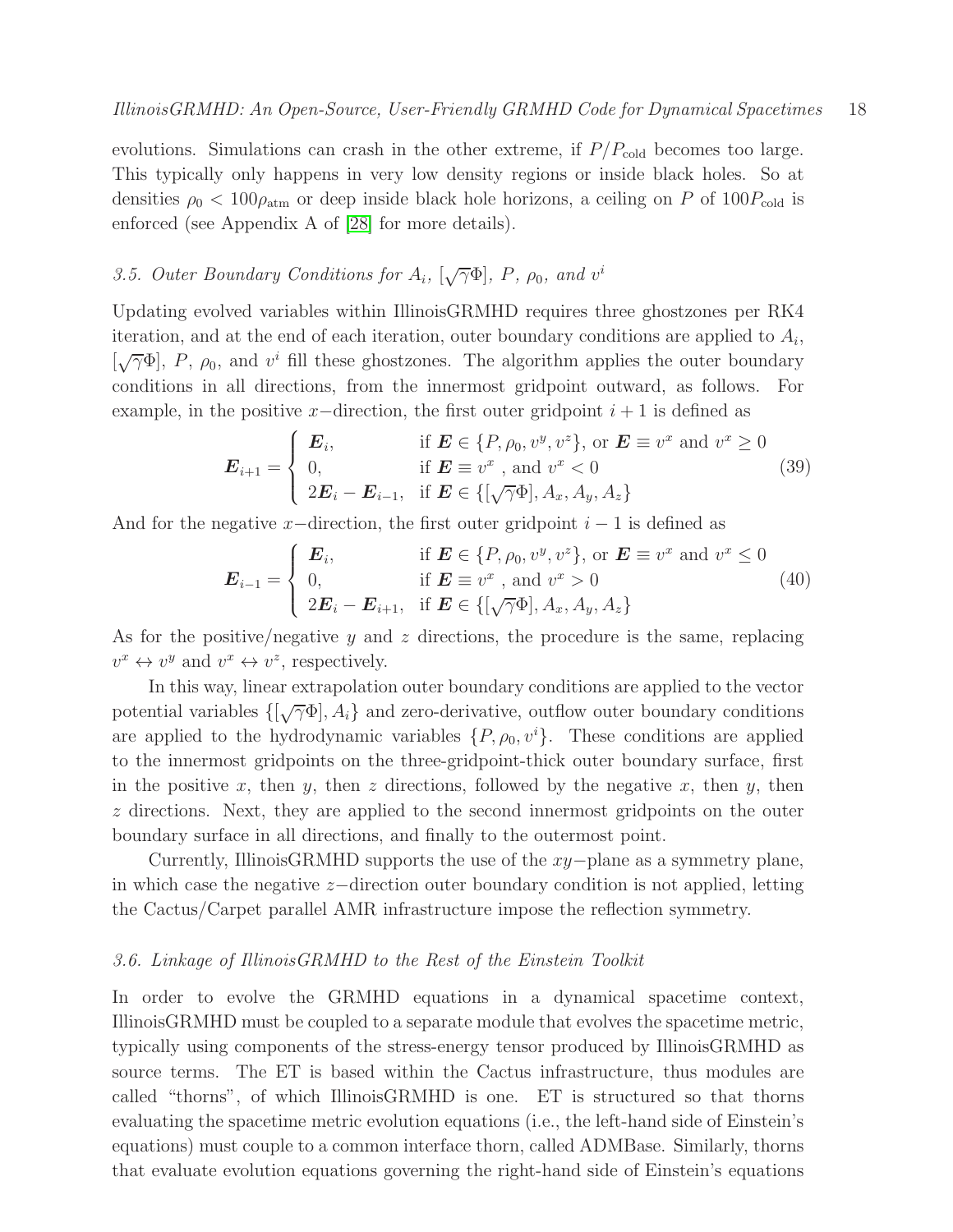evolutions. Simulations can crash in the other extreme, if $P/P_{\rm cold}$ becomes too large. This typically only happens in very low density regions or inside black holes. So at densities $\rho_0 < 100\rho_{\rm atm}$ or deep inside black hole horizons, a ceiling on $P$ of $100P_{\rm cold}$ is enforced (see Appendix A of [28] for more details).

### 3.5. Outer Boundary Conditions for $A_i$, $[\sqrt{\gamma}\Phi]$, $P$, $\rho_0$, and $v^i$

Updating evolved variables within IllinoisGRMHD requires three ghostzones per RK4 iteration, and at the end of each iteration, outer boundary conditions are applied to $A_i$, $[\sqrt{\gamma}\Phi]$, $P$, $\rho_0$, and $v^i$ fill these ghostzones. The algorithm applies the outer boundary conditions in all directions, from the innermost gridpoint outward, as follows. For example, in the positive $x-$direction, the first outer gridpoint $i+1$ is defined as

$$
\boldsymbol{E}_{i+1} = \begin{cases} \boldsymbol{E}_i, & \text{if } \boldsymbol{E} \in \{P, \rho_0, v^y, v^z\}, \text{ or } \boldsymbol{E} \equiv v^x \text{ and } v^x \geq 0 \\ 0, & \text{if } \boldsymbol{E} \equiv v^x \text{ , and } v^x < 0 \\ 2\boldsymbol{E}_i - \boldsymbol{E}_{i-1}, & \text{if } \boldsymbol{E} \in \{[\sqrt{\gamma}\Phi], A_x, A_y, A_z\} \end{cases} \tag{39}
$$

And for the negative $x-$direction, the first outer gridpoint $i-1$ is defined as

$$
\boldsymbol{E}_{i-1} = \begin{cases} \boldsymbol{E}_i, & \text{if } \boldsymbol{E} \in \{P, \rho_0, v^y, v^z\}, \text{ or } \boldsymbol{E} \equiv v^x \text{ and } v^x \leq 0 \\ 0, & \text{if } \boldsymbol{E} \equiv v^x \text{ , and } v^x > 0 \\ 2\boldsymbol{E}_i - \boldsymbol{E}_{i+1}, & \text{if } \boldsymbol{E} \in \{[\sqrt{\gamma}\Phi], A_x, A_y, A_z\} \end{cases} \tag{40}
$$

As for the positive/negative $y$ and $z$ directions, the procedure is the same, replacing $v^x \leftrightarrow v^y$ and $v^x \leftrightarrow v^z$, respectively.

In this way, linear extrapolation outer boundary conditions are applied to the vector potential variables $\{[\sqrt{\gamma}\Phi], A_i\}$ and zero-derivative, outflow outer boundary conditions are applied to the hydrodynamic variables $\{P, \rho_0, v^i\}$. These conditions are applied to the innermost gridpoints on the three-gridpoint-thick outer boundary surface, first in the positive $x$, then $y$, then $z$ directions, followed by the negative $x$, then $y$, then $z$ directions. Next, they are applied to the second innermost gridpoints on the outer boundary surface in all directions, and finally to the outermost point.

Currently, IllinoisGRMHD supports the use of the $xy-$plane as a symmetry plane, in which case the negative $z-$direction outer boundary condition is not applied, letting the Cactus/Carpet parallel AMR infrastructure impose the reflection symmetry.

### 3.6. Linkage of IllinoisGRMHD to the Rest of the Einstein Toolkit

In order to evolve the GRMHD equations in a dynamical spacetime context, IllinoisGRMHD must be coupled to a separate module that evolves the spacetime metric, typically using components of the stress-energy tensor produced by IllinoisGRMHD as source terms. The ET is based within the Cactus infrastructure, thus modules are called "thorns", of which IllinoisGRMHD is one. ET is structured so that thorns evaluating the spacetime metric evolution equations (i.e., the left-hand side of Einstein's equations) must couple to a common interface thorn, called ADMBase. Similarly, thorns that evaluate evolution equations governing the right-hand side of Einstein's equations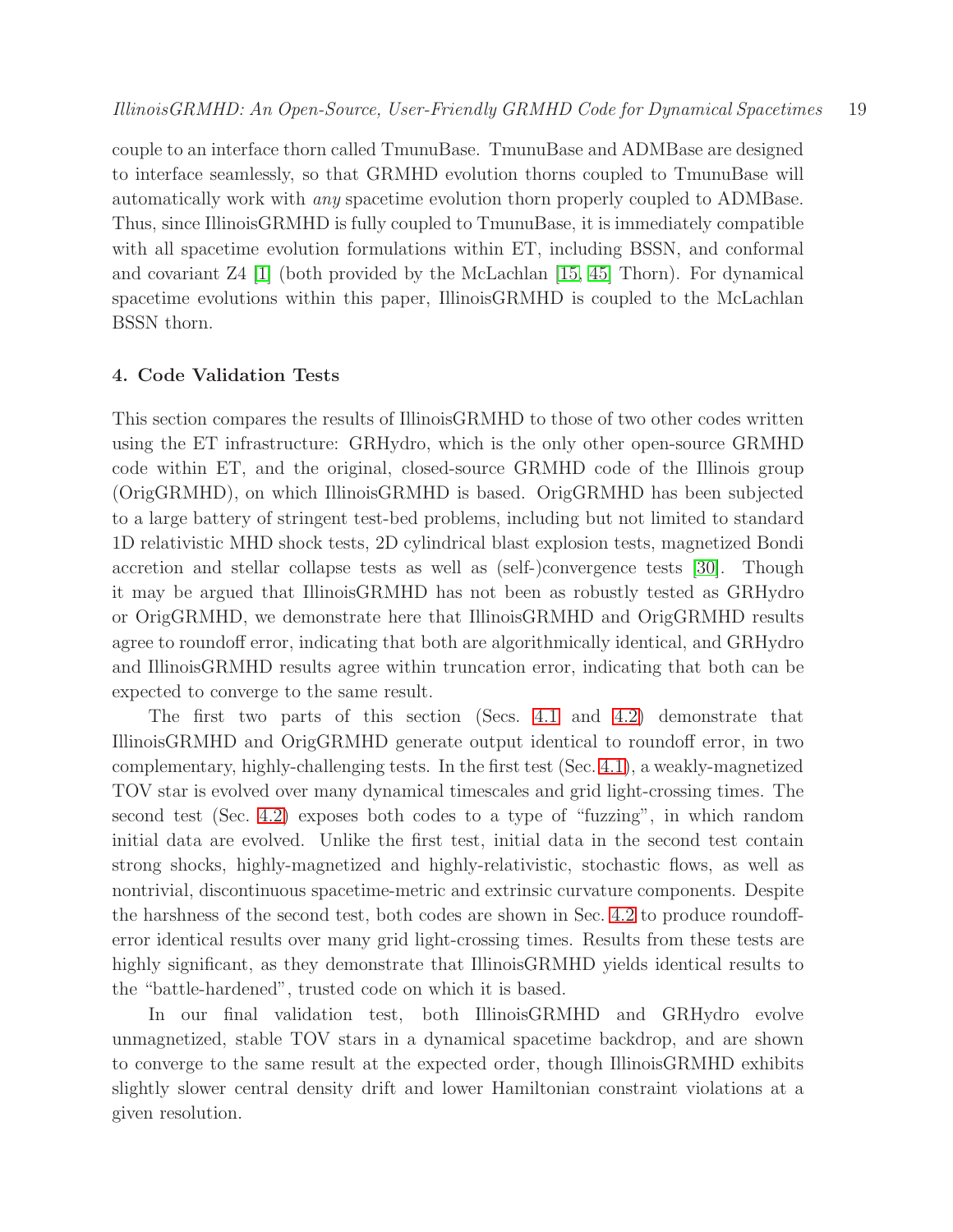couple to an interface thorn called TmunuBase. TmunuBase and ADMBase are designed to interface seamlessly, so that GRMHD evolution thorns coupled to TmunuBase will automatically work with *any* spacetime evolution thorn properly coupled to ADMBase. Thus, since IllinoisGRMHD is fully coupled to TmunuBase, it is immediately compatible with all spacetime evolution formulations within ET, including BSSN, and conformal and covariant Z4 [1] (both provided by the McLachlan [15, 45] Thorn). For dynamical spacetime evolutions within this paper, IllinoisGRMHD is coupled to the McLachlan BSSN thorn.

## 4. Code Validation Tests

This section compares the results of IllinoisGRMHD to those of two other codes written using the ET infrastructure: GRHydro, which is the only other open-source GRMHD code within ET, and the original, closed-source GRMHD code of the Illinois group (OrigGRMHD), on which IllinoisGRMHD is based. OrigGRMHD has been subjected to a large battery of stringent test-bed problems, including but not limited to standard 1D relativistic MHD shock tests, 2D cylindrical blast explosion tests, magnetized Bondi accretion and stellar collapse tests as well as (self-)convergence tests [30]. Though it may be argued that IllinoisGRMHD has not been as robustly tested as GRHydro or OrigGRMHD, we demonstrate here that IllinoisGRMHD and OrigGRMHD results agree to roundoff error, indicating that both are algorithmically identical, and GRHydro and IllinoisGRMHD results agree within truncation error, indicating that both can be expected to converge to the same result.

The first two parts of this section (Secs. 4.1 and 4.2) demonstrate that IllinoisGRMHD and OrigGRMHD generate output identical to roundoff error, in two complementary, highly-challenging tests. In the first test (Sec. 4.1), a weakly-magnetized TOV star is evolved over many dynamical timescales and grid light-crossing times. The second test (Sec. 4.2) exposes both codes to a type of "fuzzing", in which random initial data are evolved. Unlike the first test, initial data in the second test contain strong shocks, highly-magnetized and highly-relativistic, stochastic flows, as well as nontrivial, discontinuous spacetime-metric and extrinsic curvature components. Despite the harshness of the second test, both codes are shown in Sec. 4.2 to produce roundoff-error identical results over many grid light-crossing times. Results from these tests are highly significant, as they demonstrate that IllinoisGRMHD yields identical results to the "battle-hardened", trusted code on which it is based.

In our final validation test, both IllinoisGRMHD and GRHydro evolve unmagnetized, stable TOV stars in a dynamical spacetime backdrop, and are shown to converge to the same result at the expected order, though IllinoisGRMHD exhibits slightly slower central density drift and lower Hamiltonian constraint violations at a given resolution.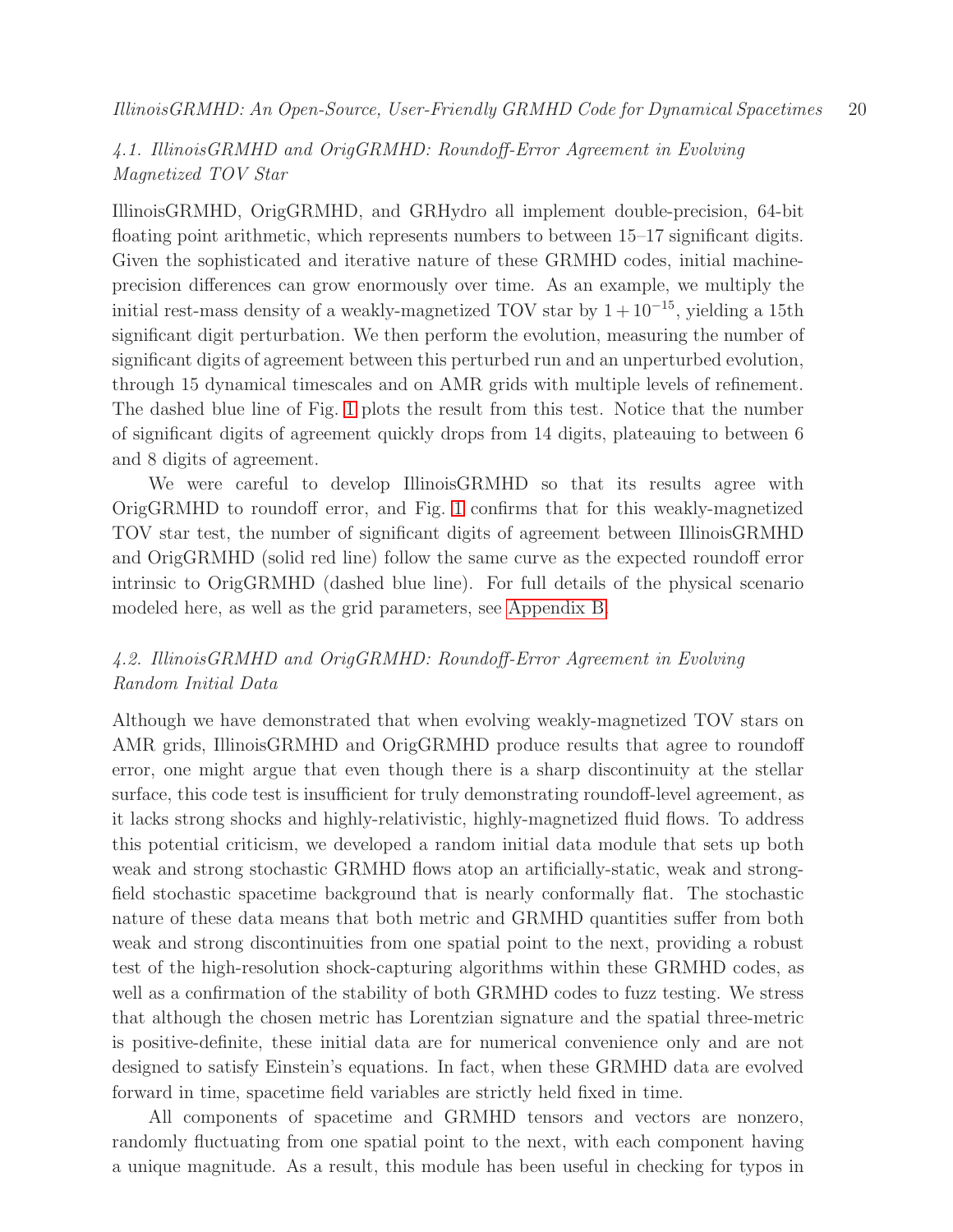### 4.1. IllinoisGRMHD and OrigGRMHD: Roundoff-Error Agreement in Evolving Magnetized TOV Star

IllinoisGRMHD, OrigGRMHD, and GRHydro all implement double-precision, 64-bit floating point arithmetic, which represents numbers to between 15–17 significant digits. Given the sophisticated and iterative nature of these GRMHD codes, initial machine-precision differences can grow enormously over time. As an example, we multiply the initial rest-mass density of a weakly-magnetized TOV star by $1 + 10^{-15}$, yielding a 15th significant digit perturbation. We then perform the evolution, measuring the number of significant digits of agreement between this perturbed run and an unperturbed evolution, through 15 dynamical timescales and on AMR grids with multiple levels of refinement. The dashed blue line of Fig. 1 plots the result from this test. Notice that the number of significant digits of agreement quickly drops from 14 digits, plateauing to between 6 and 8 digits of agreement.

We were careful to develop IllinoisGRMHD so that its results agree with OrigGRMHD to roundoff error, and Fig. 1 confirms that for this weakly-magnetized TOV star test, the number of significant digits of agreement between IllinoisGRMHD and OrigGRMHD (solid red line) follow the same curve as the expected roundoff error intrinsic to OrigGRMHD (dashed blue line). For full details of the physical scenario modeled here, as well as the grid parameters, see Appendix B.

### 4.2. IllinoisGRMHD and OrigGRMHD: Roundoff-Error Agreement in Evolving Random Initial Data

Although we have demonstrated that when evolving weakly-magnetized TOV stars on AMR grids, IllinoisGRMHD and OrigGRMHD produce results that agree to roundoff error, one might argue that even though there is a sharp discontinuity at the stellar surface, this code test is insufficient for truly demonstrating roundoff-level agreement, as it lacks strong shocks and highly-relativistic, highly-magnetized fluid flows. To address this potential criticism, we developed a random initial data module that sets up both weak and strong stochastic GRMHD flows atop an artificially-static, weak and strong-field stochastic spacetime background that is nearly conformally flat. The stochastic nature of these data means that both metric and GRMHD quantities suffer from both weak and strong discontinuities from one spatial point to the next, providing a robust test of the high-resolution shock-capturing algorithms within these GRMHD codes, as well as a confirmation of the stability of both GRMHD codes to fuzz testing. We stress that although the chosen metric has Lorentzian signature and the spatial three-metric is positive-definite, these initial data are for numerical convenience only and are not designed to satisfy Einstein's equations. In fact, when these GRMHD data are evolved forward in time, spacetime field variables are strictly held fixed in time.

All components of spacetime and GRMHD tensors and vectors are nonzero, randomly fluctuating from one spatial point to the next, with each component having a unique magnitude. As a result, this module has been useful in checking for typos in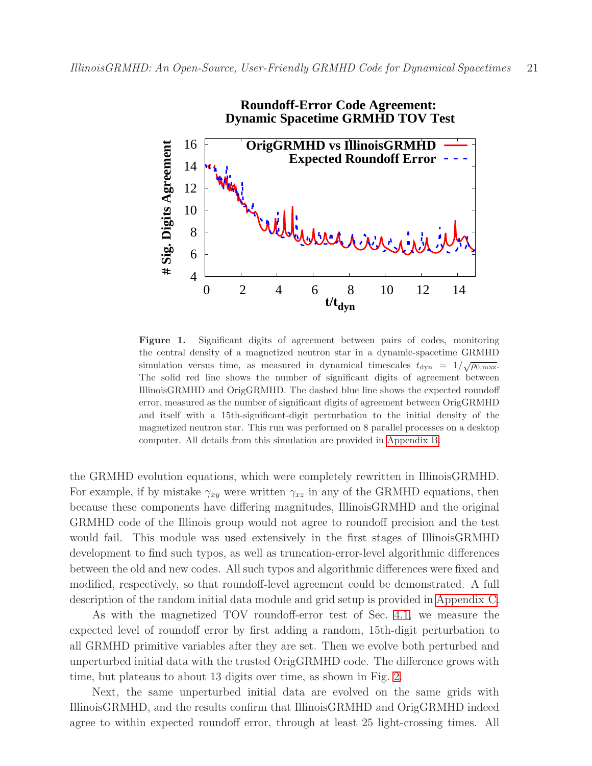**Roundoff-Error Code Agreement:**
**Dynamic Spacetime GRMHD TOV Test**

OrigGRMHD vs IllinoisGRMHD
Expected Roundoff Error

# Sig. Digits Agreement

16
14
12
10
8
6
4

0 2 4 6 8 10 12 14

$t/t_{dyn}$

**Figure 1.** Significant digits of agreement between pairs of codes, monitoring the central density of a magnetized neutron star in a dynamic-spacetime GRMHD simulation versus time, as measured in dynamical timescales $t_{\rm dyn} = 1/\sqrt{\rho_{0,\rm max}}$. The solid red line shows the number of significant digits of agreement between IllinoisGRMHD and OrigGRMHD. The dashed blue line shows the expected roundoff error, measured as the number of significant digits of agreement between OrigGRMHD and itself with a 15th-significant-digit perturbation to the initial density of the magnetized neutron star. This run was performed on 8 parallel processes on a desktop computer. All details from this simulation are provided in Appendix B.

the GRMHD evolution equations, which were completely rewritten in IllinoisGRMHD. For example, if by mistake $\gamma_{xy}$ were written $\gamma_{xz}$ in any of the GRMHD equations, then because these components have differing magnitudes, IllinoisGRMHD and the original GRMHD code of the Illinois group would not agree to roundoff precision and the test would fail. This module was used extensively in the first stages of IllinoisGRMHD development to find such typos, as well as truncation-error-level algorithmic differences between the old and new codes. All such typos and algorithmic differences were fixed and modified, respectively, so that roundoff-level agreement could be demonstrated. A full description of the random initial data module and grid setup is provided in Appendix C.

As with the magnetized TOV roundoff-error test of Sec. 4.1, we measure the expected level of roundoff error by first adding a random, 15th-digit perturbation to all GRMHD primitive variables after they are set. Then we evolve both perturbed and unperturbed initial data with the trusted OrigGRMHD code. The difference grows with time, but plateaus to about 13 digits over time, as shown in Fig. 2.

Next, the same unperturbed initial data are evolved on the same grids with IllinoisGRMHD, and the results confirm that IllinoisGRMHD and OrigGRMHD indeed agree to within expected roundoff error, through at least 25 light-crossing times. All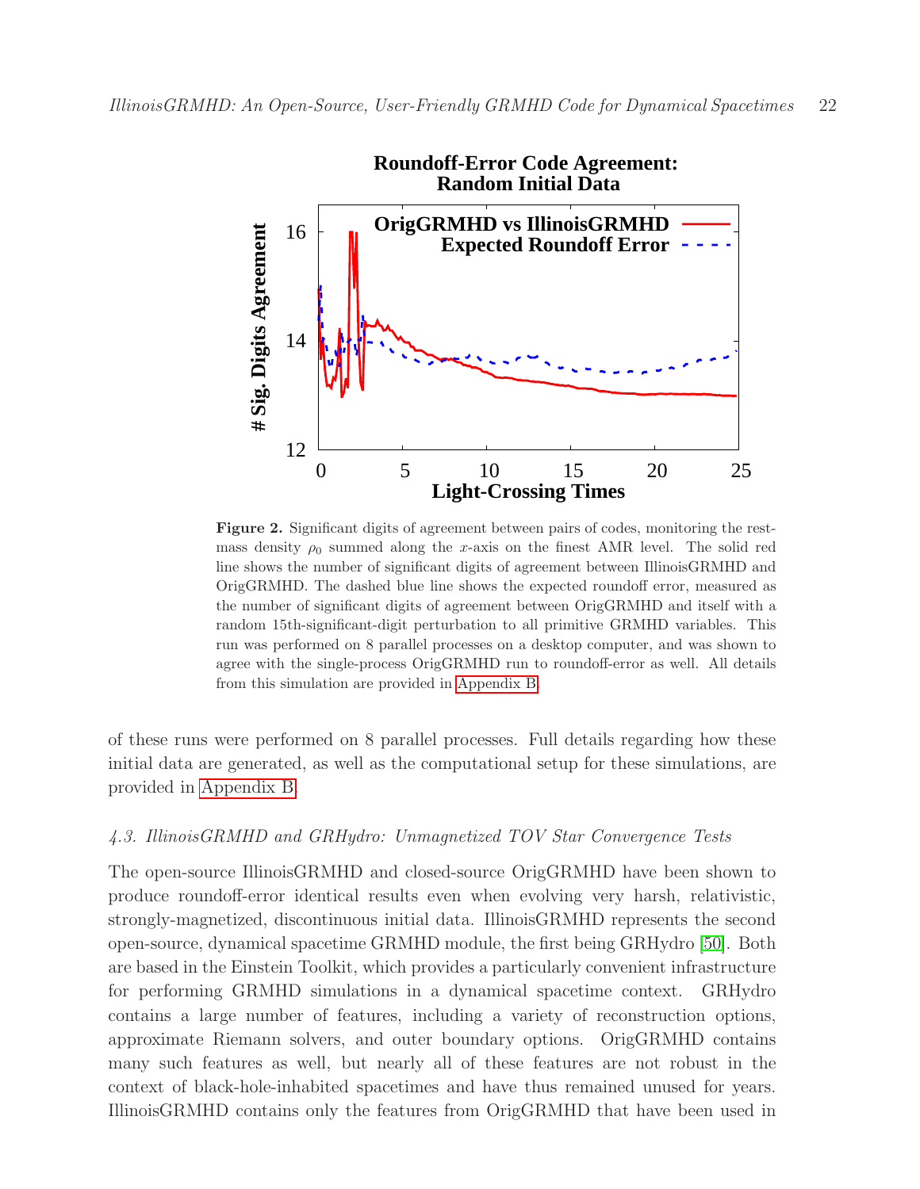Roundoff-Error Code Agreement: Random Initial Data

OrigGRMHD vs IllinoisGRMHD

Expected Roundoff Error

# Sig. Digits Agreement

12
14
16

0
5
10
15
20
25

Light-Crossing Times

**Figure 2.** Significant digits of agreement between pairs of codes, monitoring the rest-mass density $\rho_0$ summed along the $x$-axis on the finest AMR level. The solid red line shows the number of significant digits of agreement between IllinoisGRMHD and OrigGRMHD. The dashed blue line shows the expected roundoff error, measured as the number of significant digits of agreement between OrigGRMHD and itself with a random 15th-significant-digit perturbation to all primitive GRMHD variables. This run was performed on 8 parallel processes on a desktop computer, and was shown to agree with the single-process OrigGRMHD run to roundoff-error as well. All details from this simulation are provided in Appendix B.

of these runs were performed on 8 parallel processes. Full details regarding how these initial data are generated, as well as the computational setup for these simulations, are provided in Appendix B.

### *4.3. IllinoisGRMHD and GRHydro: Unmagnetized TOV Star Convergence Tests*

The open-source IllinoisGRMHD and closed-source OrigGRMHD have been shown to produce roundoff-error identical results even when evolving very harsh, relativistic, strongly-magnetized, discontinuous initial data. IllinoisGRMHD represents the second open-source, dynamical spacetime GRMHD module, the first being GRHydro [50]. Both are based in the Einstein Toolkit, which provides a particularly convenient infrastructure for performing GRMHD simulations in a dynamical spacetime context. GRHydro contains a large number of features, including a variety of reconstruction options, approximate Riemann solvers, and outer boundary options. OrigGRMHD contains many such features as well, but nearly all of these features are not robust in the context of black-hole-inhabited spacetimes and have thus remained unused for years. IllinoisGRMHD contains only the features from OrigGRMHD that have been used in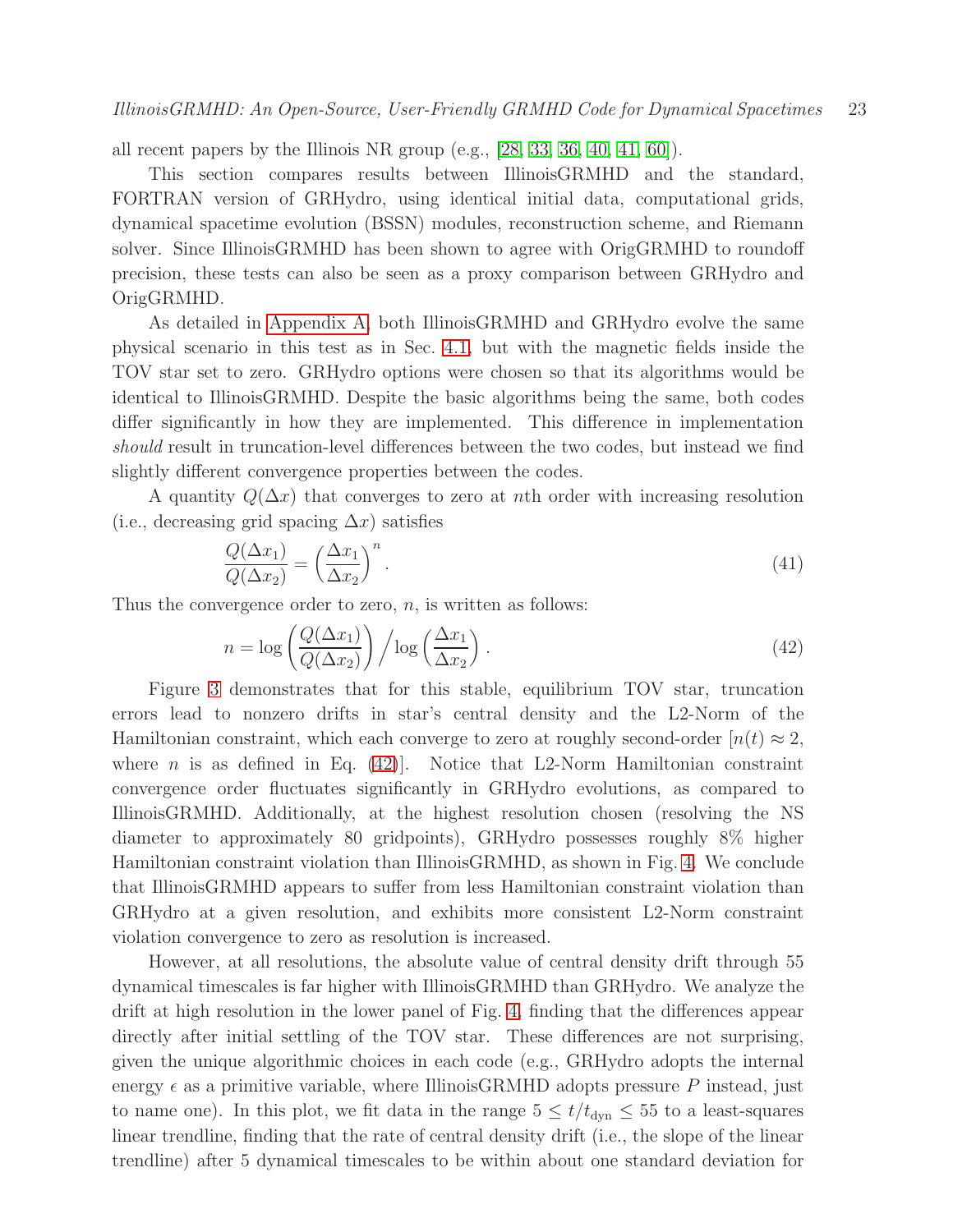all recent papers by the Illinois NR group (e.g., [28, 33, 36, 40, 41, 60]).

This section compares results between IllinoisGRMHD and the standard, FORTRAN version of GRHydro, using identical initial data, computational grids, dynamical spacetime evolution (BSSN) modules, reconstruction scheme, and Riemann solver. Since IllinoisGRMHD has been shown to agree with OrigGRMHD to roundoff precision, these tests can also be seen as a proxy comparison between GRHydro and OrigGRMHD.

As detailed in Appendix A, both IllinoisGRMHD and GRHydro evolve the same physical scenario in this test as in Sec. 4.1, but with the magnetic fields inside the TOV star set to zero. GRHydro options were chosen so that its algorithms would be identical to IllinoisGRMHD. Despite the basic algorithms being the same, both codes differ significantly in how they are implemented. This difference in implementation *should* result in truncation-level differences between the two codes, but instead we find slightly different convergence properties between the codes.

A quantity $Q(\Delta x)$ that converges to zero at $n$th order with increasing resolution (i.e., decreasing grid spacing $\Delta x$) satisfies

$$\frac{Q(\Delta x_1)}{Q(\Delta x_2)} = \left(\frac{\Delta x_1}{\Delta x_2}\right)^n. \tag{41}$$

Thus the convergence order to zero, $n$, is written as follows:

$$n = \log\left(\frac{Q(\Delta x_1)}{Q(\Delta x_2)}\right) \Big/ \log\left(\frac{\Delta x_1}{\Delta x_2}\right). \tag{42}$$

Figure 3 demonstrates that for this stable, equilibrium TOV star, truncation errors lead to nonzero drifts in star's central density and the L2-Norm of the Hamiltonian constraint, which each converge to zero at roughly second-order [$n(t) \approx 2$, where $n$ is as defined in Eq. (42)]. Notice that L2-Norm Hamiltonian constraint convergence order fluctuates significantly in GRHydro evolutions, as compared to IllinoisGRMHD. Additionally, at the highest resolution chosen (resolving the NS diameter to approximately 80 gridpoints), GRHydro possesses roughly 8% higher Hamiltonian constraint violation than IllinoisGRMHD, as shown in Fig. 4. We conclude that IllinoisGRMHD appears to suffer from less Hamiltonian constraint violation than GRHydro at a given resolution, and exhibits more consistent L2-Norm constraint violation convergence to zero as resolution is increased.

However, at all resolutions, the absolute value of central density drift through 55 dynamical timescales is far higher with IllinoisGRMHD than GRHydro. We analyze the drift at high resolution in the lower panel of Fig. 4, finding that the differences appear directly after initial settling of the TOV star. These differences are not surprising, given the unique algorithmic choices in each code (e.g., GRHydro adopts the internal energy $\epsilon$ as a primitive variable, where IllinoisGRMHD adopts pressure $P$ instead, just to name one). In this plot, we fit data in the range $5 \leq t/t_{\rm dyn} \leq 55$ to a least-squares linear trendline, finding that the rate of central density drift (i.e., the slope of the linear trendline) after 5 dynamical timescales to be within about one standard deviation for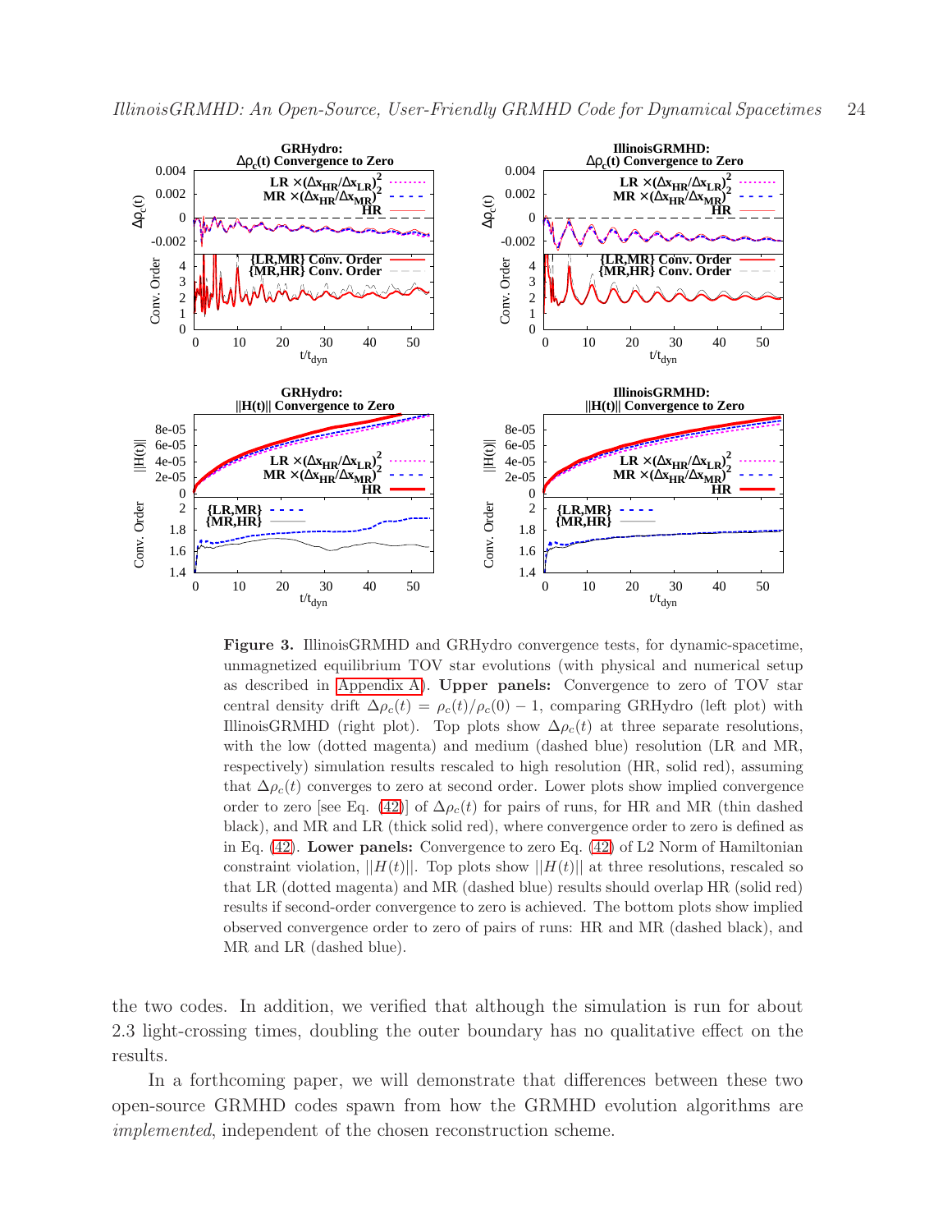GRHydro:
$\Delta\rho_c$(t) Convergence to Zero

LR $\times(\Delta x_{HR}/\Delta x_{LR})^2_2$
MR $\times(\Delta x_{HR}/\Delta x_{MR})^2$
HR

$\Delta\rho_c$(t)

0.004
0.002
0
-0.002

{LR,MR} Conv. Order
{MR,HR} Conv. Order

Conv. Order

4
3
2
1
0

0 10 20 30 40 50

t/t$_{dyn}$

IllinoisGRMHD:
$\Delta\rho_c$(t) Convergence to Zero

LR $\times(\Delta x_{HR}/\Delta x_{LR})^2_2$
MR $\times(\Delta x_{HR}/\Delta x_{MR})^2$
HR

$\Delta\rho_c$(t)

0.004
0.002
0
-0.002

{LR,MR} Conv. Order
{MR,HR} Conv. Order

Conv. Order

4
3
2
1
0

0 10 20 30 40 50

t/t$_{dyn}$

GRHydro:
||H(t)|| Convergence to Zero

||H(t)||

8e-05
6e-05
4e-05
2e-05
0

LR $\times(\Delta x_{HR}/\Delta x_{LR})^2_2$
MR $\times(\Delta x_{HR}/\Delta x_{MR})^2$
HR

Conv. Order

2
1.8
1.6
1.4

{LR,MR}
{MR,HR}

0 10 20 30 40 50

t/t$_{dyn}$

IllinoisGRMHD:
||H(t)|| Convergence to Zero

||H(t)||

8e-05
6e-05
4e-05
2e-05
0

LR $\times(\Delta x_{HR}/\Delta x_{LR})^2_2$
MR $\times(\Delta x_{HR}/\Delta x_{MR})^2$
HR

Conv. Order

2
1.8
1.6
1.4

{LR,MR}
{MR,HR}

0 10 20 30 40 50

t/t$_{dyn}$

**Figure 3.** IllinoisGRMHD and GRHydro convergence tests, for dynamic-spacetime, unmagnetized equilibrium TOV star evolutions (with physical and numerical setup as described in Appendix A). **Upper panels:** Convergence to zero of TOV star central density drift $\Delta\rho_c(t) = \rho_c(t)/\rho_c(0) - 1$, comparing GRHydro (left plot) with IllinoisGRMHD (right plot). Top plots show $\Delta\rho_c(t)$ at three separate resolutions, with the low (dotted magenta) and medium (dashed blue) resolution (LR and MR, respectively) simulation results rescaled to high resolution (HR, solid red), assuming that $\Delta\rho_c(t)$ converges to zero at second order. Lower plots show implied convergence order to zero [see Eq. (42)] of $\Delta\rho_c(t)$ for pairs of runs, for HR and MR (thin dashed black), and MR and LR (thick solid red), where convergence order to zero is defined as in Eq. (42). **Lower panels:** Convergence to zero Eq. (42) of L2 Norm of Hamiltonian constraint violation, $||H(t)||$. Top plots show $||H(t)||$ at three resolutions, rescaled so that LR (dotted magenta) and MR (dashed blue) results should overlap HR (solid red) results if second-order convergence to zero is achieved. The bottom plots show implied observed convergence order to zero of pairs of runs: HR and MR (dashed black), and MR and LR (dashed blue).

the two codes. In addition, we verified that although the simulation is run for about 2.3 light-crossing times, doubling the outer boundary has no qualitative effect on the results.

In a forthcoming paper, we will demonstrate that differences between these two open-source GRMHD codes spawn from how the GRMHD evolution algorithms are *implemented*, independent of the chosen reconstruction scheme.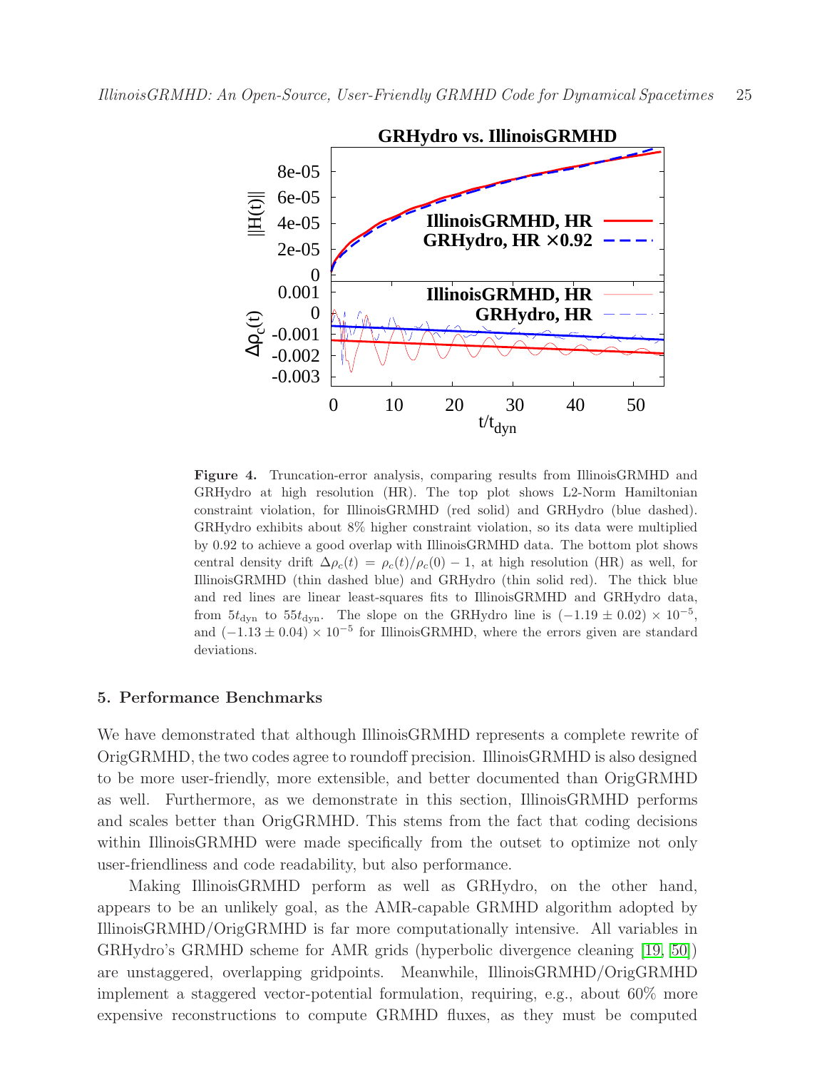GRHydro vs. IllinoisGRMHD

||H(t)||

8e-05
6e-05
4e-05
2e-05
0

IllinoisGRMHD, HR
GRHydro, HR ×0.92

$\Delta\rho_c(t)$

0.001
0
-0.001
-0.002
-0.003

IllinoisGRMHD, HR
GRHydro, HR

0
10
20
30
40
50

$t/t_{\rm dyn}$

**Figure 4.** Truncation-error analysis, comparing results from IllinoisGRMHD and GRHydro at high resolution (HR). The top plot shows L2-Norm Hamiltonian constraint violation, for IllinoisGRMHD (red solid) and GRHydro (blue dashed). GRHydro exhibits about 8% higher constraint violation, so its data were multiplied by 0.92 to achieve a good overlap with IllinoisGRMHD data. The bottom plot shows central density drift $\Delta\rho_c(t) = \rho_c(t)/\rho_c(0) - 1$, at high resolution (HR) as well, for IllinoisGRMHD (thin dashed blue) and GRHydro (thin solid red). The thick blue and red lines are linear least-squares fits to IllinoisGRMHD and GRHydro data, from $5t_{\rm dyn}$ to $55t_{\rm dyn}$. The slope on the GRHydro line is $(-1.19 \pm 0.02) \times 10^{-5}$, and $(-1.13 \pm 0.04) \times 10^{-5}$ for IllinoisGRMHD, where the errors given are standard deviations.

## 5. Performance Benchmarks

We have demonstrated that although IllinoisGRMHD represents a complete rewrite of OrigGRMHD, the two codes agree to roundoff precision. IllinoisGRMHD is also designed to be more user-friendly, more extensible, and better documented than OrigGRMHD as well. Furthermore, as we demonstrate in this section, IllinoisGRMHD performs and scales better than OrigGRMHD. This stems from the fact that coding decisions within IllinoisGRMHD were made specifically from the outset to optimize not only user-friendliness and code readability, but also performance.

Making IllinoisGRMHD perform as well as GRHydro, on the other hand, appears to be an unlikely goal, as the AMR-capable GRMHD algorithm adopted by IllinoisGRMHD/OrigGRMHD is far more computationally intensive. All variables in GRHydro's GRMHD scheme for AMR grids (hyperbolic divergence cleaning [19, 50]) are unstaggered, overlapping gridpoints. Meanwhile, IllinoisGRMHD/OrigGRMHD implement a staggered vector-potential formulation, requiring, e.g., about 60% more expensive reconstructions to compute GRMHD fluxes, as they must be computed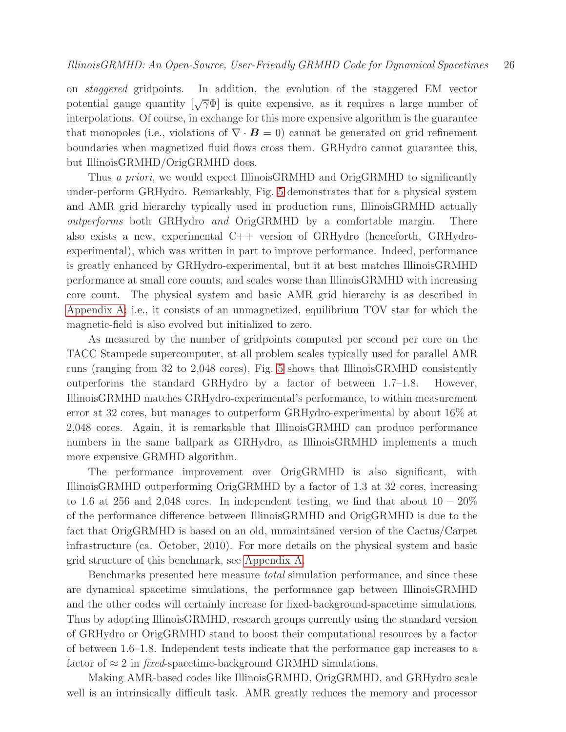on *staggered* gridpoints. In addition, the evolution of the staggered EM vector potential gauge quantity $[\sqrt{\gamma}\Phi]$ is quite expensive, as it requires a large number of interpolations. Of course, in exchange for this more expensive algorithm is the guarantee that monopoles (i.e., violations of $\nabla \cdot \boldsymbol{B} = 0$) cannot be generated on grid refinement boundaries when magnetized fluid flows cross them. GRHydro cannot guarantee this, but IllinoisGRMHD/OrigGRMHD does.

Thus *a priori*, we would expect IllinoisGRMHD and OrigGRMHD to significantly under-perform GRHydro. Remarkably, Fig. 5 demonstrates that for a physical system and AMR grid hierarchy typically used in production runs, IllinoisGRMHD actually *outperforms* both GRHydro *and* OrigGRMHD by a comfortable margin. There also exists a new, experimental C++ version of GRHydro (henceforth, GRHydro-experimental), which was written in part to improve performance. Indeed, performance is greatly enhanced by GRHydro-experimental, but it at best matches IllinoisGRMHD performance at small core counts, and scales worse than IllinoisGRMHD with increasing core count. The physical system and basic AMR grid hierarchy is as described in Appendix A; i.e., it consists of an unmagnetized, equilibrium TOV star for which the magnetic-field is also evolved but initialized to zero.

As measured by the number of gridpoints computed per second per core on the TACC Stampede supercomputer, at all problem scales typically used for parallel AMR runs (ranging from 32 to 2,048 cores), Fig. 5 shows that IllinoisGRMHD consistently outperforms the standard GRHydro by a factor of between 1.7–1.8. However, IllinoisGRMHD matches GRHydro-experimental's performance, to within measurement error at 32 cores, but manages to outperform GRHydro-experimental by about 16% at 2,048 cores. Again, it is remarkable that IllinoisGRMHD can produce performance numbers in the same ballpark as GRHydro, as IllinoisGRMHD implements a much more expensive GRMHD algorithm.

The performance improvement over OrigGRMHD is also significant, with IllinoisGRMHD outperforming OrigGRMHD by a factor of 1.3 at 32 cores, increasing to 1.6 at 256 and 2,048 cores. In independent testing, we find that about $10 - 20\%$ of the performance difference between IllinoisGRMHD and OrigGRMHD is due to the fact that OrigGRMHD is based on an old, unmaintained version of the Cactus/Carpet infrastructure (ca. October, 2010). For more details on the physical system and basic grid structure of this benchmark, see Appendix A.

Benchmarks presented here measure *total* simulation performance, and since these are dynamical spacetime simulations, the performance gap between IllinoisGRMHD and the other codes will certainly increase for fixed-background-spacetime simulations. Thus by adopting IllinoisGRMHD, research groups currently using the standard version of GRHydro or OrigGRMHD stand to boost their computational resources by a factor of between 1.6–1.8. Independent tests indicate that the performance gap increases to a factor of $\approx 2$ in *fixed*-spacetime-background GRMHD simulations.

Making AMR-based codes like IllinoisGRMHD, OrigGRMHD, and GRHydro scale well is an intrinsically difficult task. AMR greatly reduces the memory and processor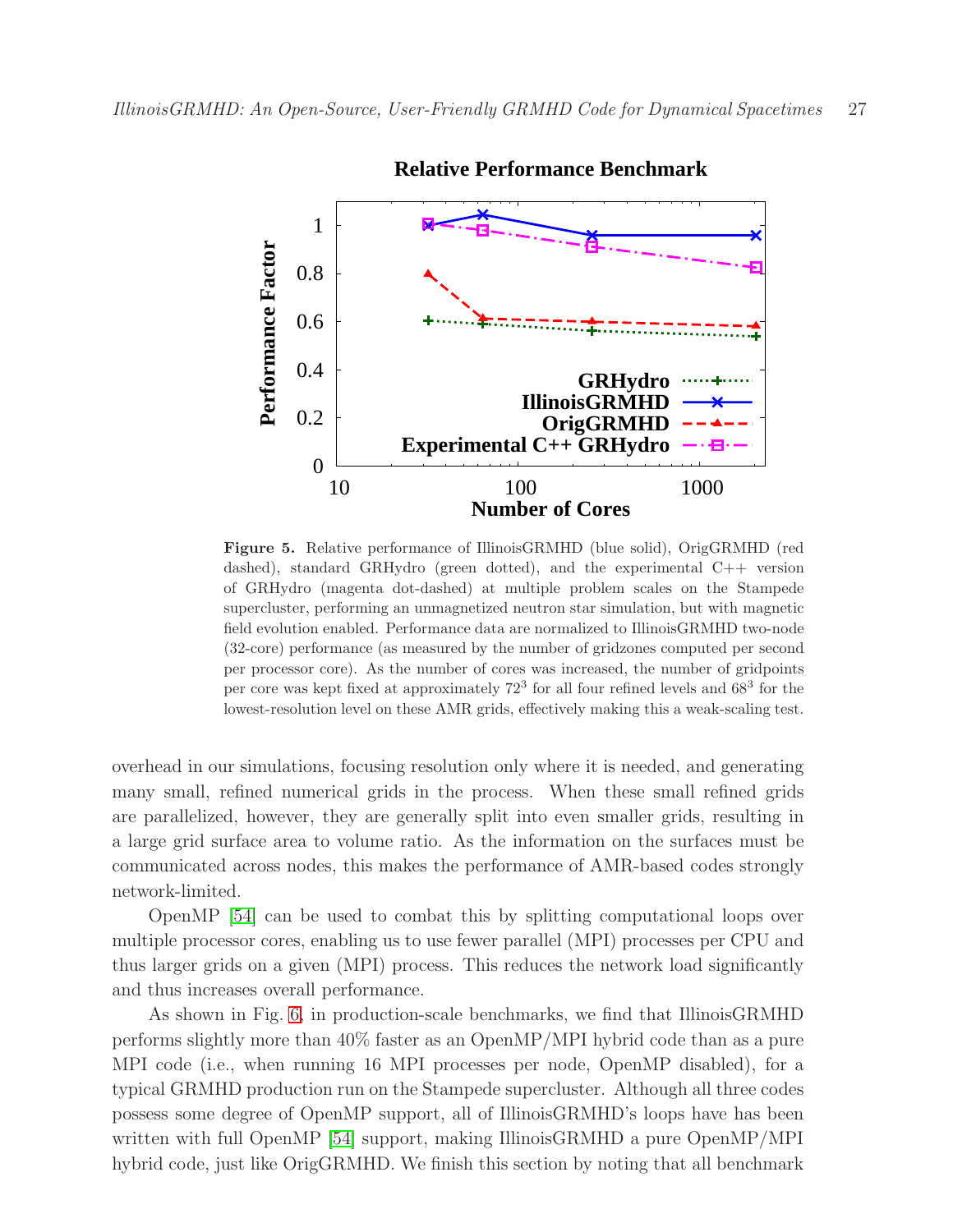**Relative Performance Benchmark**

Performance Factor

0
0.2
0.4
0.6
0.8
1

10
100
1000

Number of Cores

GRHydro
IllinoisGRMHD
OrigGRMHD
Experimental C++ GRHydro

**Figure 5.** Relative performance of IllinoisGRMHD (blue solid), OrigGRMHD (red dashed), standard GRHydro (green dotted), and the experimental C++ version of GRHydro (magenta dot-dashed) at multiple problem scales on the Stampede supercluster, performing an unmagnetized neutron star simulation, but with magnetic field evolution enabled. Performance data are normalized to IllinoisGRMHD two-node (32-core) performance (as measured by the number of gridzones computed per second per processor core). As the number of cores was increased, the number of gridpoints per core was kept fixed at approximately $72^3$ for all four refined levels and $68^3$ for the lowest-resolution level on these AMR grids, effectively making this a weak-scaling test.

overhead in our simulations, focusing resolution only where it is needed, and generating many small, refined numerical grids in the process. When these small refined grids are parallelized, however, they are generally split into even smaller grids, resulting in a large grid surface area to volume ratio. As the information on the surfaces must be communicated across nodes, this makes the performance of AMR-based codes strongly network-limited.

OpenMP [54] can be used to combat this by splitting computational loops over multiple processor cores, enabling us to use fewer parallel (MPI) processes per CPU and thus larger grids on a given (MPI) process. This reduces the network load significantly and thus increases overall performance.

As shown in Fig. 6, in production-scale benchmarks, we find that IllinoisGRMHD performs slightly more than 40% faster as an OpenMP/MPI hybrid code than as a pure MPI code (i.e., when running 16 MPI processes per node, OpenMP disabled), for a typical GRMHD production run on the Stampede supercluster. Although all three codes possess some degree of OpenMP support, all of IllinoisGRMHD's loops have has been written with full OpenMP [54] support, making IllinoisGRMHD a pure OpenMP/MPI hybrid code, just like OrigGRMHD. We finish this section by noting that all benchmark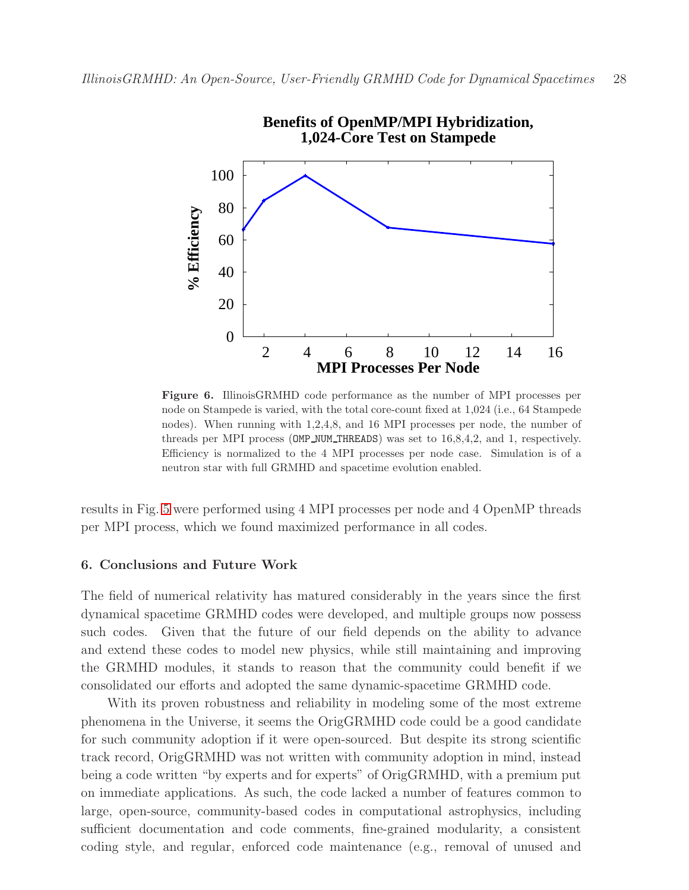**Benefits of OpenMP/MPI Hybridization, 1,024-Core Test on Stampede**

% Efficiency

0
20
40
60
80
100

2
4
6
8
10
12
14
16

MPI Processes Per Node

**Figure 6.** IllinoisGRMHD code performance as the number of MPI processes per node on Stampede is varied, with the total core-count fixed at 1,024 (i.e., 64 Stampede nodes). When running with 1,2,4,8, and 16 MPI processes per node, the number of threads per MPI process (`OMP_NUM_THREADS`) was set to 16,8,4,2, and 1, respectively. Efficiency is normalized to the 4 MPI processes per node case. Simulation is of a neutron star with full GRMHD and spacetime evolution enabled.

results in Fig. 5 were performed using 4 MPI processes per node and 4 OpenMP threads per MPI process, which we found maximized performance in all codes.

## 6. Conclusions and Future Work

The field of numerical relativity has matured considerably in the years since the first dynamical spacetime GRMHD codes were developed, and multiple groups now possess such codes. Given that the future of our field depends on the ability to advance and extend these codes to model new physics, while still maintaining and improving the GRMHD modules, it stands to reason that the community could benefit if we consolidated our efforts and adopted the same dynamic-spacetime GRMHD code.

With its proven robustness and reliability in modeling some of the most extreme phenomena in the Universe, it seems the OrigGRMHD code could be a good candidate for such community adoption if it were open-sourced. But despite its strong scientific track record, OrigGRMHD was not written with community adoption in mind, instead being a code written "by experts and for experts" of OrigGRMHD, with a premium put on immediate applications. As such, the code lacked a number of features common to large, open-source, community-based codes in computational astrophysics, including sufficient documentation and code comments, fine-grained modularity, a consistent coding style, and regular, enforced code maintenance (e.g., removal of unused and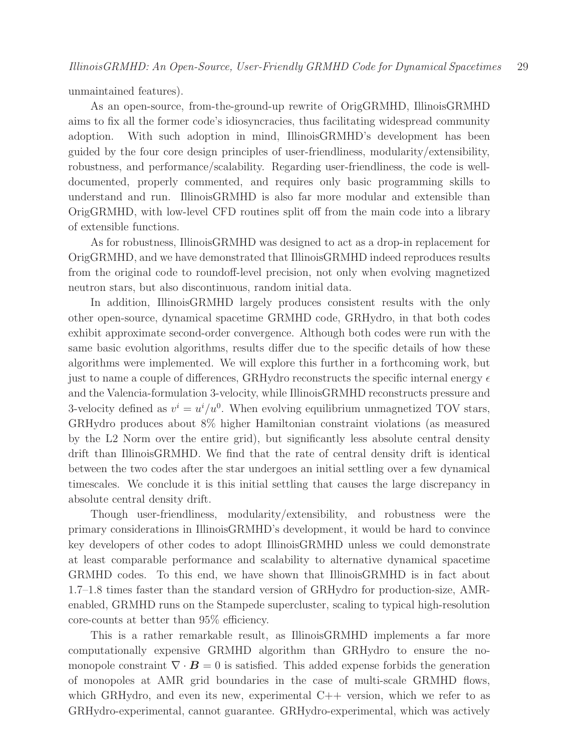unmaintained features).

As an open-source, from-the-ground-up rewrite of OrigGRMHD, IllinoisGRMHD aims to fix all the former code's idiosyncracies, thus facilitating widespread community adoption. With such adoption in mind, IllinoisGRMHD's development has been guided by the four core design principles of user-friendliness, modularity/extensibility, robustness, and performance/scalability. Regarding user-friendliness, the code is well-documented, properly commented, and requires only basic programming skills to understand and run. IllinoisGRMHD is also far more modular and extensible than OrigGRMHD, with low-level CFD routines split off from the main code into a library of extensible functions.

As for robustness, IllinoisGRMHD was designed to act as a drop-in replacement for OrigGRMHD, and we have demonstrated that IllinoisGRMHD indeed reproduces results from the original code to roundoff-level precision, not only when evolving magnetized neutron stars, but also discontinuous, random initial data.

In addition, IllinoisGRMHD largely produces consistent results with the only other open-source, dynamical spacetime GRMHD code, GRHydro, in that both codes exhibit approximate second-order convergence. Although both codes were run with the same basic evolution algorithms, results differ due to the specific details of how these algorithms were implemented. We will explore this further in a forthcoming work, but just to name a couple of differences, GRHydro reconstructs the specific internal energy $\epsilon$ and the Valencia-formulation 3-velocity, while IllinoisGRMHD reconstructs pressure and 3-velocity defined as $v^i = u^i/u^0$. When evolving equilibrium unmagnetized TOV stars, GRHydro produces about 8% higher Hamiltonian constraint violations (as measured by the L2 Norm over the entire grid), but significantly less absolute central density drift than IllinoisGRMHD. We find that the rate of central density drift is identical between the two codes after the star undergoes an initial settling over a few dynamical timescales. We conclude it is this initial settling that causes the large discrepancy in absolute central density drift.

Though user-friendliness, modularity/extensibility, and robustness were the primary considerations in IllinoisGRMHD's development, it would be hard to convince key developers of other codes to adopt IllinoisGRMHD unless we could demonstrate at least comparable performance and scalability to alternative dynamical spacetime GRMHD codes. To this end, we have shown that IllinoisGRMHD is in fact about 1.7–1.8 times faster than the standard version of GRHydro for production-size, AMR-enabled, GRMHD runs on the Stampede supercluster, scaling to typical high-resolution core-counts at better than 95% efficiency.

This is a rather remarkable result, as IllinoisGRMHD implements a far more computationally expensive GRMHD algorithm than GRHydro to ensure the no-monopole constraint $\nabla \cdot \boldsymbol{B} = 0$ is satisfied. This added expense forbids the generation of monopoles at AMR grid boundaries in the case of multi-scale GRMHD flows, which GRHydro, and even its new, experimental C++ version, which we refer to as GRHydro-experimental, cannot guarantee. GRHydro-experimental, which was actively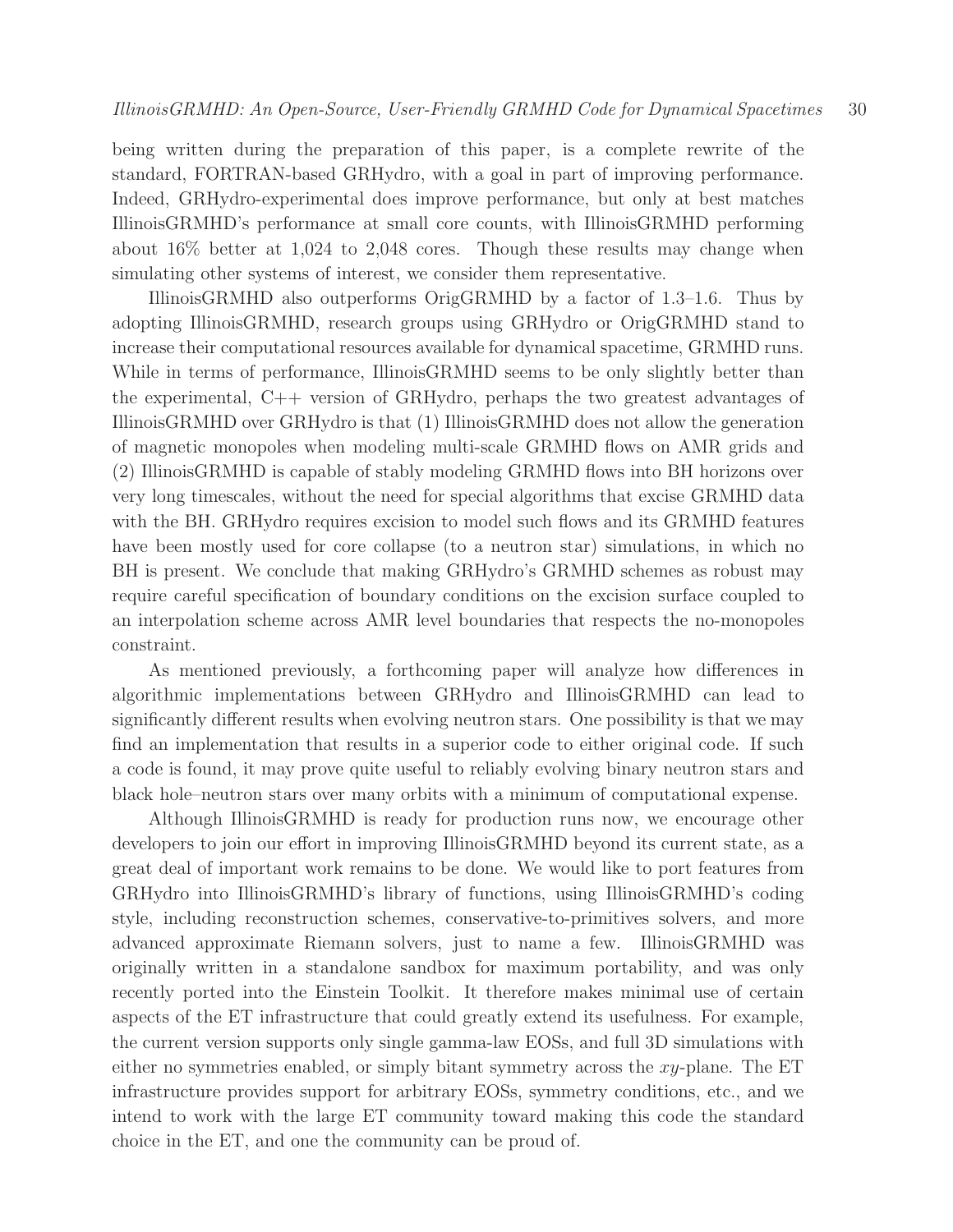being written during the preparation of this paper, is a complete rewrite of the standard, FORTRAN-based GRHydro, with a goal in part of improving performance. Indeed, GRHydro-experimental does improve performance, but only at best matches IllinoisGRMHD's performance at small core counts, with IllinoisGRMHD performing about 16% better at 1,024 to 2,048 cores. Though these results may change when simulating other systems of interest, we consider them representative.

IllinoisGRMHD also outperforms OrigGRMHD by a factor of 1.3–1.6. Thus by adopting IllinoisGRMHD, research groups using GRHydro or OrigGRMHD stand to increase their computational resources available for dynamical spacetime, GRMHD runs. While in terms of performance, IllinoisGRMHD seems to be only slightly better than the experimental, C++ version of GRHydro, perhaps the two greatest advantages of IllinoisGRMHD over GRHydro is that (1) IllinoisGRMHD does not allow the generation of magnetic monopoles when modeling multi-scale GRMHD flows on AMR grids and (2) IllinoisGRMHD is capable of stably modeling GRMHD flows into BH horizons over very long timescales, without the need for special algorithms that excise GRMHD data with the BH. GRHydro requires excision to model such flows and its GRMHD features have been mostly used for core collapse (to a neutron star) simulations, in which no BH is present. We conclude that making GRHydro's GRMHD schemes as robust may require careful specification of boundary conditions on the excision surface coupled to an interpolation scheme across AMR level boundaries that respects the no-monopoles constraint.

As mentioned previously, a forthcoming paper will analyze how differences in algorithmic implementations between GRHydro and IllinoisGRMHD can lead to significantly different results when evolving neutron stars. One possibility is that we may find an implementation that results in a superior code to either original code. If such a code is found, it may prove quite useful to reliably evolving binary neutron stars and black hole–neutron stars over many orbits with a minimum of computational expense.

Although IllinoisGRMHD is ready for production runs now, we encourage other developers to join our effort in improving IllinoisGRMHD beyond its current state, as a great deal of important work remains to be done. We would like to port features from GRHydro into IllinoisGRMHD's library of functions, using IllinoisGRMHD's coding style, including reconstruction schemes, conservative-to-primitives solvers, and more advanced approximate Riemann solvers, just to name a few. IllinoisGRMHD was originally written in a standalone sandbox for maximum portability, and was only recently ported into the Einstein Toolkit. It therefore makes minimal use of certain aspects of the ET infrastructure that could greatly extend its usefulness. For example, the current version supports only single gamma-law EOSs, and full 3D simulations with either no symmetries enabled, or simply bitant symmetry across the $xy$-plane. The ET infrastructure provides support for arbitrary EOSs, symmetry conditions, etc., and we intend to work with the large ET community toward making this code the standard choice in the ET, and one the community can be proud of.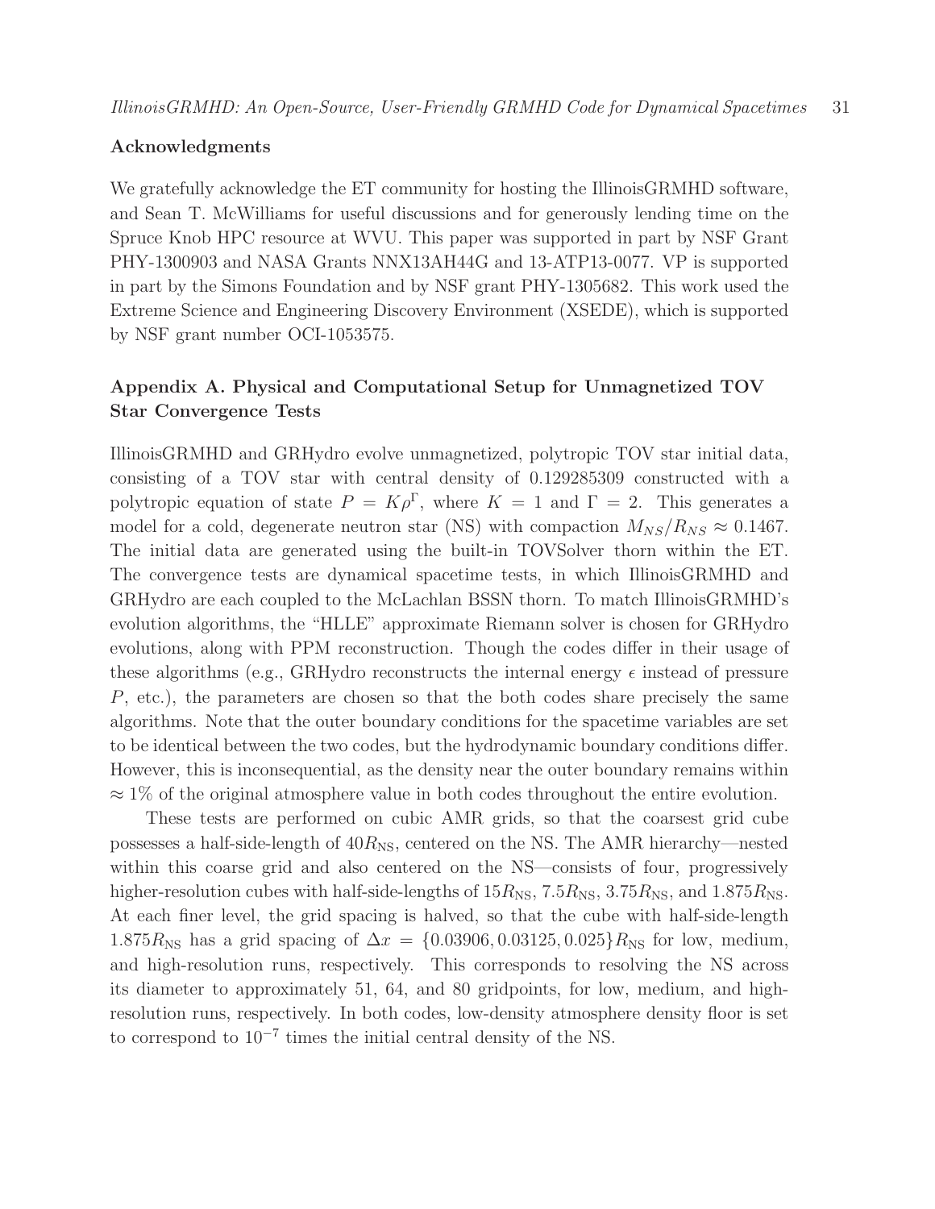## Acknowledgments

We gratefully acknowledge the ET community for hosting the IllinoisGRMHD software, and Sean T. McWilliams for useful discussions and for generously lending time on the Spruce Knob HPC resource at WVU. This paper was supported in part by NSF Grant PHY-1300903 and NASA Grants NNX13AH44G and 13-ATP13-0077. VP is supported in part by the Simons Foundation and by NSF grant PHY-1305682. This work used the Extreme Science and Engineering Discovery Environment (XSEDE), which is supported by NSF grant number OCI-1053575.

## Appendix A. Physical and Computational Setup for Unmagnetized TOV Star Convergence Tests

IllinoisGRMHD and GRHydro evolve unmagnetized, polytropic TOV star initial data, consisting of a TOV star with central density of 0.129285309 constructed with a polytropic equation of state $P = K\rho^{\Gamma}$, where $K = 1$ and $\Gamma = 2$. This generates a model for a cold, degenerate neutron star (NS) with compaction $M_{NS}/R_{NS} \approx 0.1467$. The initial data are generated using the built-in TOVSolver thorn within the ET. The convergence tests are dynamical spacetime tests, in which IllinoisGRMHD and GRHydro are each coupled to the McLachlan BSSN thorn. To match IllinoisGRMHD's evolution algorithms, the "HLLE" approximate Riemann solver is chosen for GRHydro evolutions, along with PPM reconstruction. Though the codes differ in their usage of these algorithms (e.g., GRHydro reconstructs the internal energy $\epsilon$ instead of pressure $P$, etc.), the parameters are chosen so that the both codes share precisely the same algorithms. Note that the outer boundary conditions for the spacetime variables are set to be identical between the two codes, but the hydrodynamic boundary conditions differ. However, this is inconsequential, as the density near the outer boundary remains within $\approx 1\%$ of the original atmosphere value in both codes throughout the entire evolution.

These tests are performed on cubic AMR grids, so that the coarsest grid cube possesses a half-side-length of $40R_{\rm NS}$, centered on the NS. The AMR hierarchy—nested within this coarse grid and also centered on the NS—consists of four, progressively higher-resolution cubes with half-side-lengths of $15R_{\rm NS}$, $7.5R_{\rm NS}$, $3.75R_{\rm NS}$, and $1.875R_{\rm NS}$. At each finer level, the grid spacing is halved, so that the cube with half-side-length $1.875R_{\rm NS}$ has a grid spacing of $\Delta x = \{0.03906, 0.03125, 0.025\}R_{\rm NS}$ for low, medium, and high-resolution runs, respectively. This corresponds to resolving the NS across its diameter to approximately 51, 64, and 80 gridpoints, for low, medium, and high-resolution runs, respectively. In both codes, low-density atmosphere density floor is set to correspond to $10^{-7}$ times the initial central density of the NS.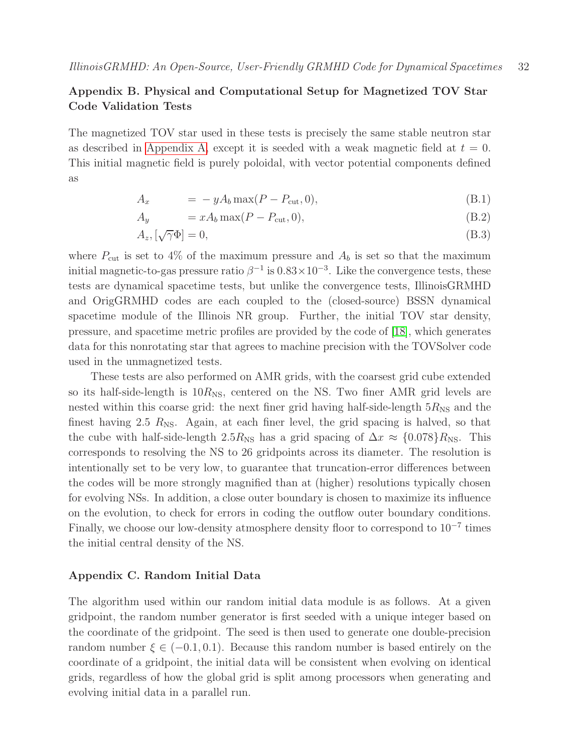## Appendix B. Physical and Computational Setup for Magnetized TOV Star Code Validation Tests

The magnetized TOV star used in these tests is precisely the same stable neutron star as described in Appendix A, except it is seeded with a weak magnetic field at $t = 0$. This initial magnetic field is purely poloidal, with vector potential components defined as

$$A_x = -yA_b \max(P - P_{\rm cut}, 0), \tag{B.1}$$

$$A_y = xA_b \max(P - P_{\rm cut}, 0), \tag{B.2}$$

$$A_z, [\sqrt{\gamma}\Phi] = 0, \tag{B.3}$$

where $P_{\rm cut}$ is set to 4% of the maximum pressure and $A_b$ is set so that the maximum initial magnetic-to-gas pressure ratio $\beta^{-1}$ is $0.83 \times 10^{-3}$. Like the convergence tests, these tests are dynamical spacetime tests, but unlike the convergence tests, IllinoisGRMHD and OrigGRMHD codes are each coupled to the (closed-source) BSSN dynamical spacetime module of the Illinois NR group. Further, the initial TOV star density, pressure, and spacetime metric profiles are provided by the code of [18], which generates data for this nonrotating star that agrees to machine precision with the TOVSolver code used in the unmagnetized tests.

These tests are also performed on AMR grids, with the coarsest grid cube extended so its half-side-length is $10R_{\rm NS}$, centered on the NS. Two finer AMR grid levels are nested within this coarse grid: the next finer grid having half-side-length $5R_{\rm NS}$ and the finest having 2.5 $R_{\rm NS}$. Again, at each finer level, the grid spacing is halved, so that the cube with half-side-length $2.5R_{\rm NS}$ has a grid spacing of $\Delta x \approx \{0.078\}R_{\rm NS}$. This corresponds to resolving the NS to 26 gridpoints across its diameter. The resolution is intentionally set to be very low, to guarantee that truncation-error differences between the codes will be more strongly magnified than at (higher) resolutions typically chosen for evolving NSs. In addition, a close outer boundary is chosen to maximize its influence on the evolution, to check for errors in coding the outflow outer boundary conditions. Finally, we choose our low-density atmosphere density floor to correspond to $10^{-7}$ times the initial central density of the NS.

## Appendix C. Random Initial Data

The algorithm used within our random initial data module is as follows. At a given gridpoint, the random number generator is first seeded with a unique integer based on the coordinate of the gridpoint. The seed is then used to generate one double-precision random number $\xi \in (-0.1, 0.1)$. Because this random number is based entirely on the coordinate of a gridpoint, the initial data will be consistent when evolving on identical grids, regardless of how the global grid is split among processors when generating and evolving initial data in a parallel run.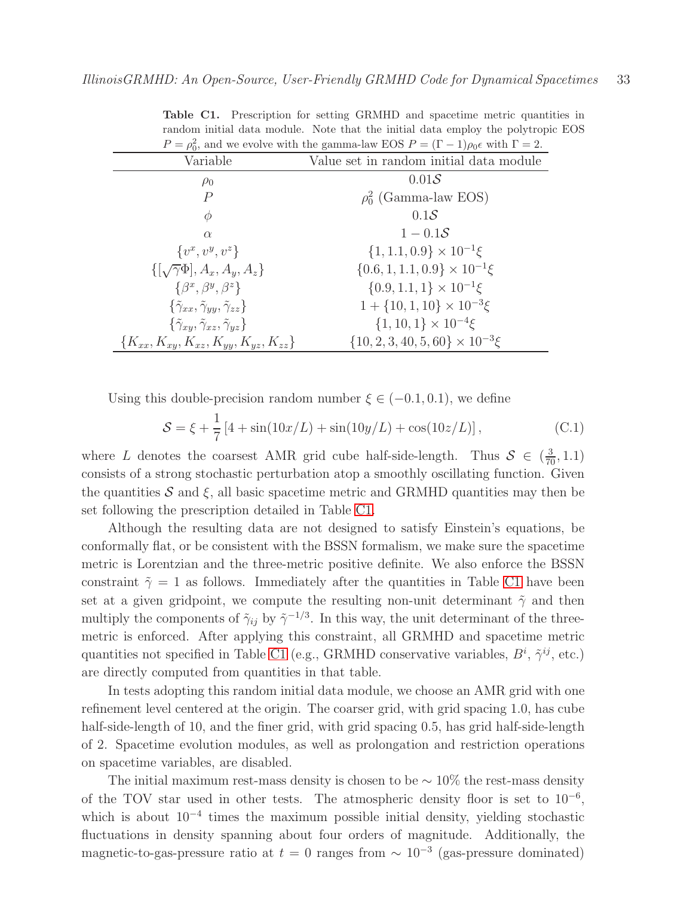**Table C1.** Prescription for setting GRMHD and spacetime metric quantities in random initial data module. Note that the initial data employ the polytropic EOS $P = \rho_0^2$, and we evolve with the gamma-law EOS $P = (\Gamma - 1)\rho_0\epsilon$ with $\Gamma = 2$.

| Variable | Value set in random initial data module |
|---|---|
| $\rho_0$ | $0.01\mathcal{S}$ |
| $P$ | $\rho_0^2$ (Gamma-law EOS) |
| $\phi$ | $0.1\mathcal{S}$ |
| $\alpha$ | $1 - 0.1\mathcal{S}$ |
| $\{v^x, v^y, v^z\}$ | $\{1, 1.1, 0.9\} \times 10^{-1}\xi$ |
| $\{[\sqrt{\gamma}\Phi], A_x, A_y, A_z\}$ | $\{0.6, 1, 1.1, 0.9\} \times 10^{-1}\xi$ |
| $\{\beta^x, \beta^y, \beta^z\}$ | $\{0.9, 1.1, 1\} \times 10^{-1}\xi$ |
| $\{\tilde{\gamma}_{xx}, \tilde{\gamma}_{yy}, \tilde{\gamma}_{zz}\}$ | $1 + \{10, 1, 10\} \times 10^{-3}\xi$ |
| $\{\tilde{\gamma}_{xy}, \tilde{\gamma}_{xz}, \tilde{\gamma}_{yz}\}$ | $\{1, 10, 1\} \times 10^{-4}\xi$ |
| $\{K_{xx}, K_{xy}, K_{xz}, K_{yy}, K_{yz}, K_{zz}\}$ | $\{10, 2, 3, 40, 5, 60\} \times 10^{-3}\xi$ |

Using this double-precision random number $\xi \in (-0.1, 0.1)$, we define

$$\mathcal{S} = \xi + \frac{1}{7}\left[4 + \sin(10x/L) + \sin(10y/L) + \cos(10z/L)\right], \tag{C.1}$$

where $L$ denotes the coarsest AMR grid cube half-side-length. Thus $\mathcal{S} \in (\frac{3}{70}, 1.1)$ consists of a strong stochastic perturbation atop a smoothly oscillating function. Given the quantities $\mathcal{S}$ and $\xi$, all basic spacetime metric and GRMHD quantities may then be set following the prescription detailed in Table C1.

Although the resulting data are not designed to satisfy Einstein's equations, be conformally flat, or be consistent with the BSSN formalism, we make sure the spacetime metric is Lorentzian and the three-metric positive definite. We also enforce the BSSN constraint $\tilde{\gamma} = 1$ as follows. Immediately after the quantities in Table C1 have been set at a given gridpoint, we compute the resulting non-unit determinant $\tilde{\gamma}$ and then multiply the components of $\tilde{\gamma}_{ij}$ by $\tilde{\gamma}^{-1/3}$. In this way, the unit determinant of the three-metric is enforced. After applying this constraint, all GRMHD and spacetime metric quantities not specified in Table C1 (e.g., GRMHD conservative variables, $B^i$, $\tilde{\gamma}^{ij}$, etc.) are directly computed from quantities in that table.

In tests adopting this random initial data module, we choose an AMR grid with one refinement level centered at the origin. The coarser grid, with grid spacing 1.0, has cube half-side-length of 10, and the finer grid, with grid spacing 0.5, has grid half-side-length of 2. Spacetime evolution modules, as well as prolongation and restriction operations on spacetime variables, are disabled.

The initial maximum rest-mass density is chosen to be $\sim 10\%$ the rest-mass density of the TOV star used in other tests. The atmospheric density floor is set to $10^{-6}$, which is about $10^{-4}$ times the maximum possible initial density, yielding stochastic fluctuations in density spanning about four orders of magnitude. Additionally, the magnetic-to-gas-pressure ratio at $t = 0$ ranges from $\sim 10^{-3}$ (gas-pressure dominated)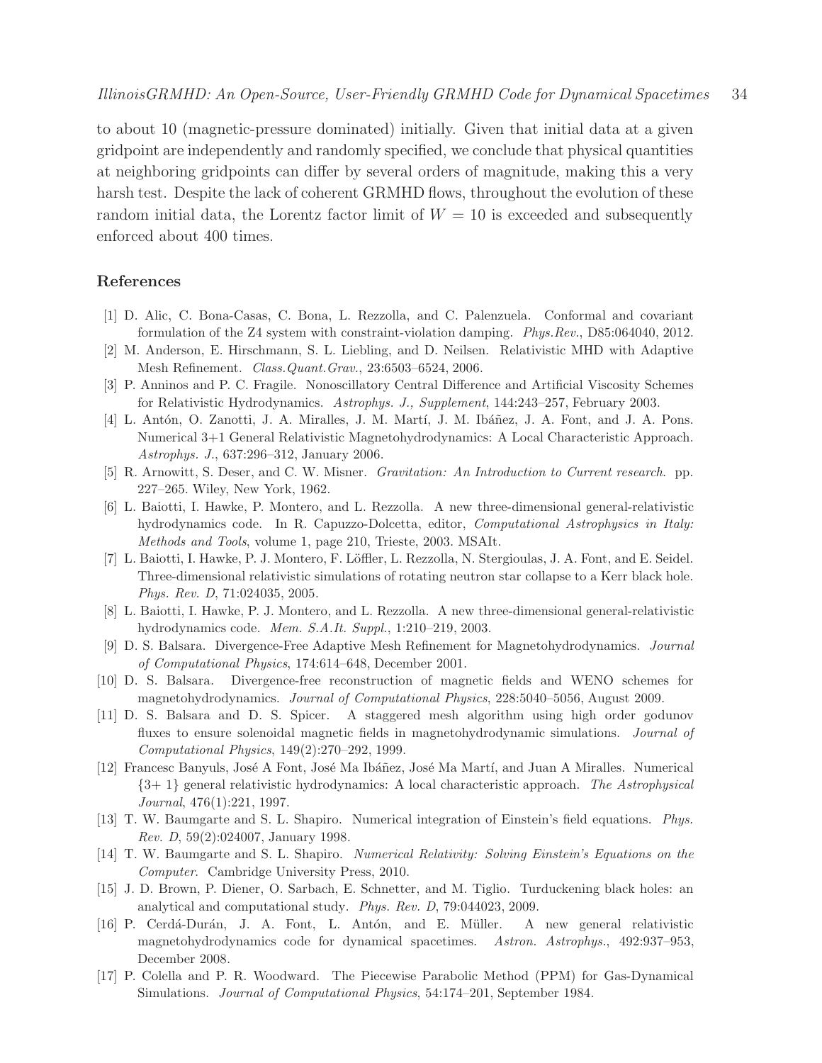to about 10 (magnetic-pressure dominated) initially. Given that initial data at a given gridpoint are independently and randomly specified, we conclude that physical quantities at neighboring gridpoints can differ by several orders of magnitude, making this a very harsh test. Despite the lack of coherent GRMHD flows, throughout the evolution of these random initial data, the Lorentz factor limit of $W = 10$ is exceeded and subsequently enforced about 400 times.

## References

[1] D. Alic, C. Bona-Casas, C. Bona, L. Rezzolla, and C. Palenzuela. Conformal and covariant formulation of the Z4 system with constraint-violation damping. *Phys.Rev.*, D85:064040, 2012.

[2] M. Anderson, E. Hirschmann, S. L. Liebling, and D. Neilsen. Relativistic MHD with Adaptive Mesh Refinement. *Class.Quant.Grav.*, 23:6503–6524, 2006.

[3] P. Anninos and P. C. Fragile. Nonoscillatory Central Difference and Artificial Viscosity Schemes for Relativistic Hydrodynamics. *Astrophys. J., Supplement*, 144:243–257, February 2003.

[4] L. Antón, O. Zanotti, J. A. Miralles, J. M. Martí, J. M. Ibáñez, J. A. Font, and J. A. Pons. Numerical 3+1 General Relativistic Magnetohydrodynamics: A Local Characteristic Approach. *Astrophys. J.*, 637:296–312, January 2006.

[5] R. Arnowitt, S. Deser, and C. W. Misner. *Gravitation: An Introduction to Current research*. pp. 227–265. Wiley, New York, 1962.

[6] L. Baiotti, I. Hawke, P. Montero, and L. Rezzolla. A new three-dimensional general-relativistic hydrodynamics code. In R. Capuzzo-Dolcetta, editor, *Computational Astrophysics in Italy: Methods and Tools*, volume 1, page 210, Trieste, 2003. MSAIt.

[7] L. Baiotti, I. Hawke, P. J. Montero, F. Löffler, L. Rezzolla, N. Stergioulas, J. A. Font, and E. Seidel. Three-dimensional relativistic simulations of rotating neutron star collapse to a Kerr black hole. *Phys. Rev. D*, 71:024035, 2005.

[8] L. Baiotti, I. Hawke, P. J. Montero, and L. Rezzolla. A new three-dimensional general-relativistic hydrodynamics code. *Mem. S.A.It. Suppl.*, 1:210–219, 2003.

[9] D. S. Balsara. Divergence-Free Adaptive Mesh Refinement for Magnetohydrodynamics. *Journal of Computational Physics*, 174:614–648, December 2001.

[10] D. S. Balsara. Divergence-free reconstruction of magnetic fields and WENO schemes for magnetohydrodynamics. *Journal of Computational Physics*, 228:5040–5056, August 2009.

[11] D. S. Balsara and D. S. Spicer. A staggered mesh algorithm using high order godunov fluxes to ensure solenoidal magnetic fields in magnetohydrodynamic simulations. *Journal of Computational Physics*, 149(2):270–292, 1999.

[12] Francesc Banyuls, José A Font, José Ma Ibáñez, José Ma Martí, and Juan A Miralles. Numerical {3+ 1} general relativistic hydrodynamics: A local characteristic approach. *The Astrophysical Journal*, 476(1):221, 1997.

[13] T. W. Baumgarte and S. L. Shapiro. Numerical integration of Einstein's field equations. *Phys. Rev. D*, 59(2):024007, January 1998.

[14] T. W. Baumgarte and S. L. Shapiro. *Numerical Relativity: Solving Einstein's Equations on the Computer*. Cambridge University Press, 2010.

[15] J. D. Brown, P. Diener, O. Sarbach, E. Schnetter, and M. Tiglio. Turduckening black holes: an analytical and computational study. *Phys. Rev. D*, 79:044023, 2009.

[16] P. Cerdá-Durán, J. A. Font, L. Antón, and E. Müller. A new general relativistic magnetohydrodynamics code for dynamical spacetimes. *Astron. Astrophys.*, 492:937–953, December 2008.

[17] P. Colella and P. R. Woodward. The Piecewise Parabolic Method (PPM) for Gas-Dynamical Simulations. *Journal of Computational Physics*, 54:174–201, September 1984.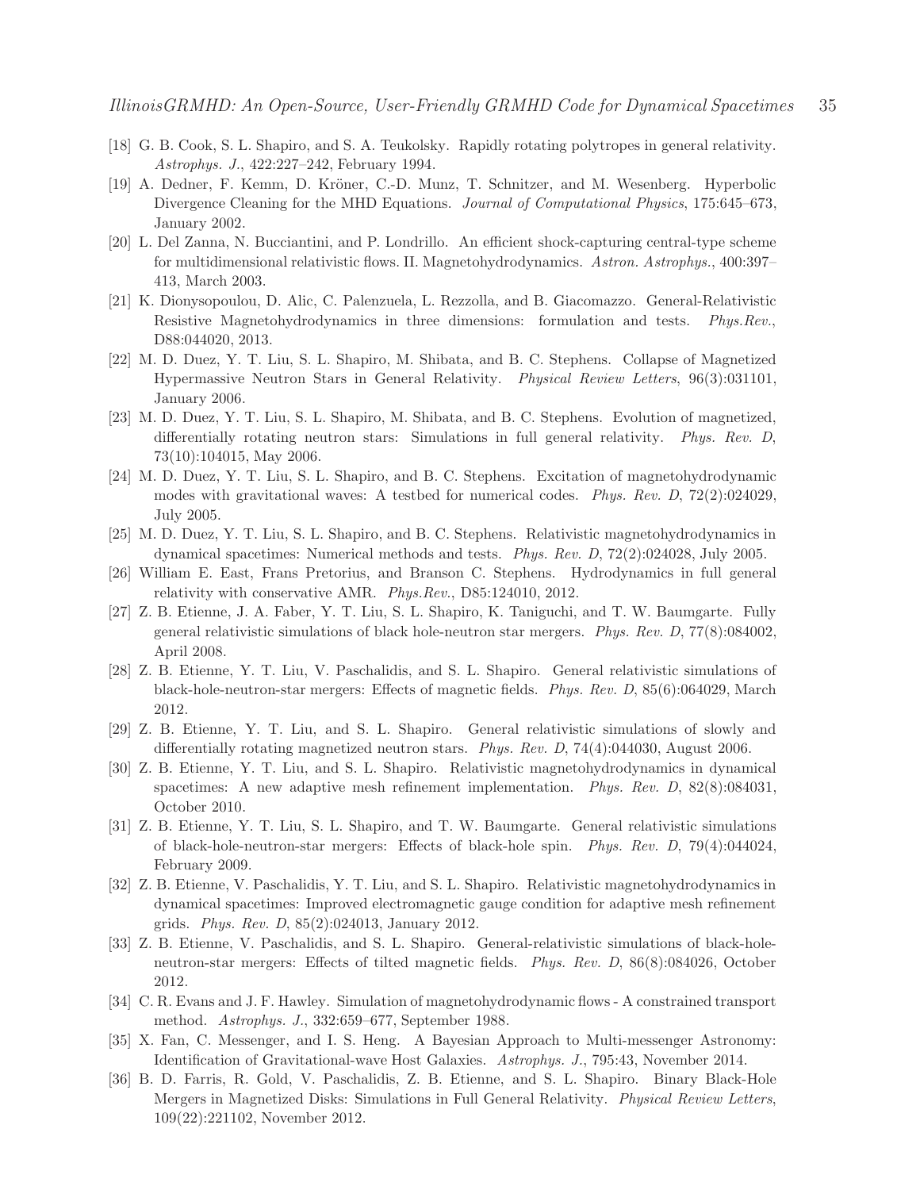[18] G. B. Cook, S. L. Shapiro, and S. A. Teukolsky. Rapidly rotating polytropes in general relativity. *Astrophys. J.*, 422:227–242, February 1994.

[19] A. Dedner, F. Kemm, D. Kröner, C.-D. Munz, T. Schnitzer, and M. Wesenberg. Hyperbolic Divergence Cleaning for the MHD Equations. *Journal of Computational Physics*, 175:645–673, January 2002.

[20] L. Del Zanna, N. Bucciantini, and P. Londrillo. An efficient shock-capturing central-type scheme for multidimensional relativistic flows. II. Magnetohydrodynamics. *Astron. Astrophys.*, 400:397–413, March 2003.

[21] K. Dionysopoulou, D. Alic, C. Palenzuela, L. Rezzolla, and B. Giacomazzo. General-Relativistic Resistive Magnetohydrodynamics in three dimensions: formulation and tests. *Phys.Rev.*, D88:044020, 2013.

[22] M. D. Duez, Y. T. Liu, S. L. Shapiro, M. Shibata, and B. C. Stephens. Collapse of Magnetized Hypermassive Neutron Stars in General Relativity. *Physical Review Letters*, 96(3):031101, January 2006.

[23] M. D. Duez, Y. T. Liu, S. L. Shapiro, M. Shibata, and B. C. Stephens. Evolution of magnetized, differentially rotating neutron stars: Simulations in full general relativity. *Phys. Rev. D*, 73(10):104015, May 2006.

[24] M. D. Duez, Y. T. Liu, S. L. Shapiro, and B. C. Stephens. Excitation of magnetohydrodynamic modes with gravitational waves: A testbed for numerical codes. *Phys. Rev. D*, 72(2):024029, July 2005.

[25] M. D. Duez, Y. T. Liu, S. L. Shapiro, and B. C. Stephens. Relativistic magnetohydrodynamics in dynamical spacetimes: Numerical methods and tests. *Phys. Rev. D*, 72(2):024028, July 2005.

[26] William E. East, Frans Pretorius, and Branson C. Stephens. Hydrodynamics in full general relativity with conservative AMR. *Phys.Rev.*, D85:124010, 2012.

[27] Z. B. Etienne, J. A. Faber, Y. T. Liu, S. L. Shapiro, K. Taniguchi, and T. W. Baumgarte. Fully general relativistic simulations of black hole-neutron star mergers. *Phys. Rev. D*, 77(8):084002, April 2008.

[28] Z. B. Etienne, Y. T. Liu, V. Paschalidis, and S. L. Shapiro. General relativistic simulations of black-hole-neutron-star mergers: Effects of magnetic fields. *Phys. Rev. D*, 85(6):064029, March 2012.

[29] Z. B. Etienne, Y. T. Liu, and S. L. Shapiro. General relativistic simulations of slowly and differentially rotating magnetized neutron stars. *Phys. Rev. D*, 74(4):044030, August 2006.

[30] Z. B. Etienne, Y. T. Liu, and S. L. Shapiro. Relativistic magnetohydrodynamics in dynamical spacetimes: A new adaptive mesh refinement implementation. *Phys. Rev. D*, 82(8):084031, October 2010.

[31] Z. B. Etienne, Y. T. Liu, S. L. Shapiro, and T. W. Baumgarte. General relativistic simulations of black-hole-neutron-star mergers: Effects of black-hole spin. *Phys. Rev. D*, 79(4):044024, February 2009.

[32] Z. B. Etienne, V. Paschalidis, Y. T. Liu, and S. L. Shapiro. Relativistic magnetohydrodynamics in dynamical spacetimes: Improved electromagnetic gauge condition for adaptive mesh refinement grids. *Phys. Rev. D*, 85(2):024013, January 2012.

[33] Z. B. Etienne, V. Paschalidis, and S. L. Shapiro. General-relativistic simulations of black-hole-neutron-star mergers: Effects of tilted magnetic fields. *Phys. Rev. D*, 86(8):084026, October 2012.

[34] C. R. Evans and J. F. Hawley. Simulation of magnetohydrodynamic flows - A constrained transport method. *Astrophys. J.*, 332:659–677, September 1988.

[35] X. Fan, C. Messenger, and I. S. Heng. A Bayesian Approach to Multi-messenger Astronomy: Identification of Gravitational-wave Host Galaxies. *Astrophys. J.*, 795:43, November 2014.

[36] B. D. Farris, R. Gold, V. Paschalidis, Z. B. Etienne, and S. L. Shapiro. Binary Black-Hole Mergers in Magnetized Disks: Simulations in Full General Relativity. *Physical Review Letters*, 109(22):221102, November 2012.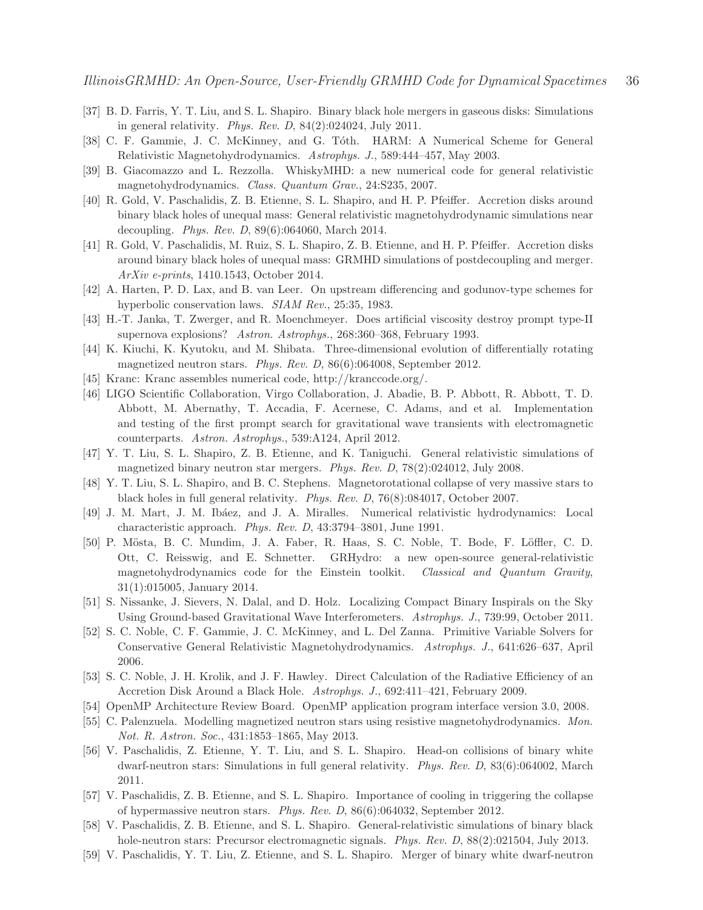[37] B. D. Farris, Y. T. Liu, and S. L. Shapiro. Binary black hole mergers in gaseous disks: Simulations in general relativity. *Phys. Rev. D*, 84(2):024024, July 2011.

[38] C. F. Gammie, J. C. McKinney, and G. Tóth. HARM: A Numerical Scheme for General Relativistic Magnetohydrodynamics. *Astrophys. J.*, 589:444–457, May 2003.

[39] B. Giacomazzo and L. Rezzolla. WhiskyMHD: a new numerical code for general relativistic magnetohydrodynamics. *Class. Quantum Grav.*, 24:S235, 2007.

[40] R. Gold, V. Paschalidis, Z. B. Etienne, S. L. Shapiro, and H. P. Pfeiffer. Accretion disks around binary black holes of unequal mass: General relativistic magnetohydrodynamic simulations near decoupling. *Phys. Rev. D*, 89(6):064060, March 2014.

[41] R. Gold, V. Paschalidis, M. Ruiz, S. L. Shapiro, Z. B. Etienne, and H. P. Pfeiffer. Accretion disks around binary black holes of unequal mass: GRMHD simulations of postdecoupling and merger. *ArXiv e-prints*, 1410.1543, October 2014.

[42] A. Harten, P. D. Lax, and B. van Leer. On upstream differencing and godunov-type schemes for hyperbolic conservation laws. *SIAM Rev.*, 25:35, 1983.

[43] H.-T. Janka, T. Zwerger, and R. Moenchmeyer. Does artificial viscosity destroy prompt type-II supernova explosions? *Astron. Astrophys.*, 268:360–368, February 1993.

[44] K. Kiuchi, K. Kyutoku, and M. Shibata. Three-dimensional evolution of differentially rotating magnetized neutron stars. *Phys. Rev. D*, 86(6):064008, September 2012.

[45] Kranc: Kranc assembles numerical code, http://kranccode.org/.

[46] LIGO Scientific Collaboration, Virgo Collaboration, J. Abadie, B. P. Abbott, R. Abbott, T. D. Abbott, M. Abernathy, T. Accadia, F. Acernese, C. Adams, and et al. Implementation and testing of the first prompt search for gravitational wave transients with electromagnetic counterparts. *Astron. Astrophys.*, 539:A124, April 2012.

[47] Y. T. Liu, S. L. Shapiro, Z. B. Etienne, and K. Taniguchi. General relativistic simulations of magnetized binary neutron star mergers. *Phys. Rev. D*, 78(2):024012, July 2008.

[48] Y. T. Liu, S. L. Shapiro, and B. C. Stephens. Magnetorotational collapse of very massive stars to black holes in full general relativity. *Phys. Rev. D*, 76(8):084017, October 2007.

[49] J. M. Mart, J. M. Ibáez, and J. A. Miralles. Numerical relativistic hydrodynamics: Local characteristic approach. *Phys. Rev. D*, 43:3794–3801, June 1991.

[50] P. Mösta, B. C. Mundim, J. A. Faber, R. Haas, S. C. Noble, T. Bode, F. Löffler, C. D. Ott, C. Reisswig, and E. Schnetter. GRHydro: a new open-source general-relativistic magnetohydrodynamics code for the Einstein toolkit. *Classical and Quantum Gravity*, 31(1):015005, January 2014.

[51] S. Nissanke, J. Sievers, N. Dalal, and D. Holz. Localizing Compact Binary Inspirals on the Sky Using Ground-based Gravitational Wave Interferometers. *Astrophys. J.*, 739:99, October 2011.

[52] S. C. Noble, C. F. Gammie, J. C. McKinney, and L. Del Zanna. Primitive Variable Solvers for Conservative General Relativistic Magnetohydrodynamics. *Astrophys. J.*, 641:626–637, April 2006.

[53] S. C. Noble, J. H. Krolik, and J. F. Hawley. Direct Calculation of the Radiative Efficiency of an Accretion Disk Around a Black Hole. *Astrophys. J.*, 692:411–421, February 2009.

[54] OpenMP Architecture Review Board. OpenMP application program interface version 3.0, 2008.

[55] C. Palenzuela. Modelling magnetized neutron stars using resistive magnetohydrodynamics. *Mon. Not. R. Astron. Soc.*, 431:1853–1865, May 2013.

[56] V. Paschalidis, Z. Etienne, Y. T. Liu, and S. L. Shapiro. Head-on collisions of binary white dwarf-neutron stars: Simulations in full general relativity. *Phys. Rev. D*, 83(6):064002, March 2011.

[57] V. Paschalidis, Z. B. Etienne, and S. L. Shapiro. Importance of cooling in triggering the collapse of hypermassive neutron stars. *Phys. Rev. D*, 86(6):064032, September 2012.

[58] V. Paschalidis, Z. B. Etienne, and S. L. Shapiro. General-relativistic simulations of binary black hole-neutron stars: Precursor electromagnetic signals. *Phys. Rev. D*, 88(2):021504, July 2013.

[59] V. Paschalidis, Y. T. Liu, Z. Etienne, and S. L. Shapiro. Merger of binary white dwarf-neutron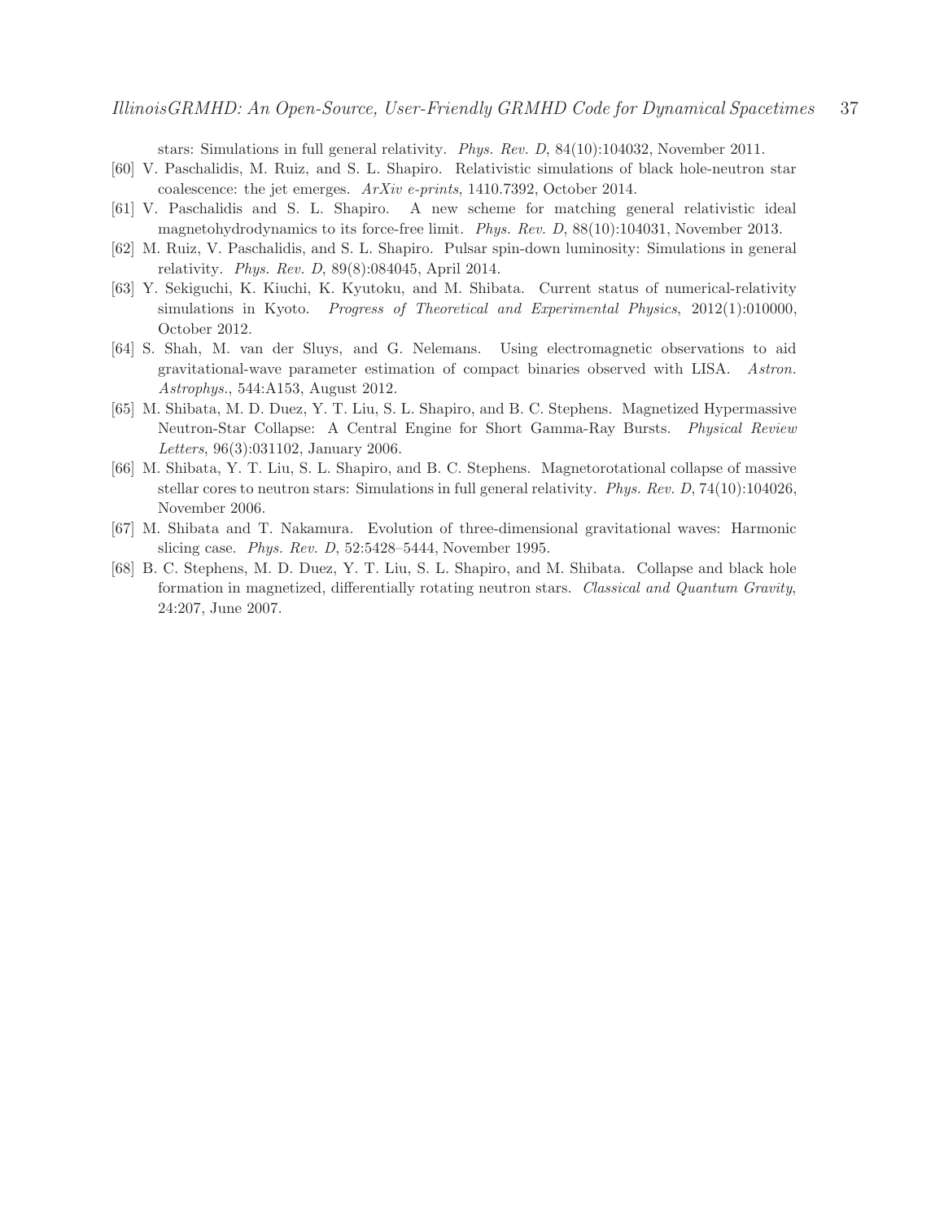stars: Simulations in full general relativity. *Phys. Rev. D*, 84(10):104032, November 2011.

[60] V. Paschalidis, M. Ruiz, and S. L. Shapiro. Relativistic simulations of black hole-neutron star coalescence: the jet emerges. *ArXiv e-prints*, 1410.7392, October 2014.

[61] V. Paschalidis and S. L. Shapiro. A new scheme for matching general relativistic ideal magnetohydrodynamics to its force-free limit. *Phys. Rev. D*, 88(10):104031, November 2013.

[62] M. Ruiz, V. Paschalidis, and S. L. Shapiro. Pulsar spin-down luminosity: Simulations in general relativity. *Phys. Rev. D*, 89(8):084045, April 2014.

[63] Y. Sekiguchi, K. Kiuchi, K. Kyutoku, and M. Shibata. Current status of numerical-relativity simulations in Kyoto. *Progress of Theoretical and Experimental Physics*, 2012(1):010000, October 2012.

[64] S. Shah, M. van der Sluys, and G. Nelemans. Using electromagnetic observations to aid gravitational-wave parameter estimation of compact binaries observed with LISA. *Astron. Astrophys.*, 544:A153, August 2012.

[65] M. Shibata, M. D. Duez, Y. T. Liu, S. L. Shapiro, and B. C. Stephens. Magnetized Hypermassive Neutron-Star Collapse: A Central Engine for Short Gamma-Ray Bursts. *Physical Review Letters*, 96(3):031102, January 2006.

[66] M. Shibata, Y. T. Liu, S. L. Shapiro, and B. C. Stephens. Magnetorotational collapse of massive stellar cores to neutron stars: Simulations in full general relativity. *Phys. Rev. D*, 74(10):104026, November 2006.

[67] M. Shibata and T. Nakamura. Evolution of three-dimensional gravitational waves: Harmonic slicing case. *Phys. Rev. D*, 52:5428–5444, November 1995.

[68] B. C. Stephens, M. D. Duez, Y. T. Liu, S. L. Shapiro, and M. Shibata. Collapse and black hole formation in magnetized, differentially rotating neutron stars. *Classical and Quantum Gravity*, 24:207, June 2007.